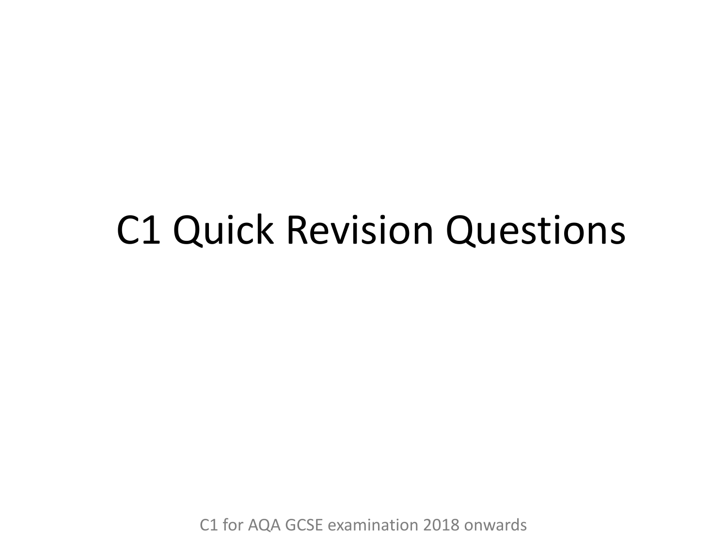# C1 Quick Revision Questions

C1 for AQA GCSE examination 2018 onwards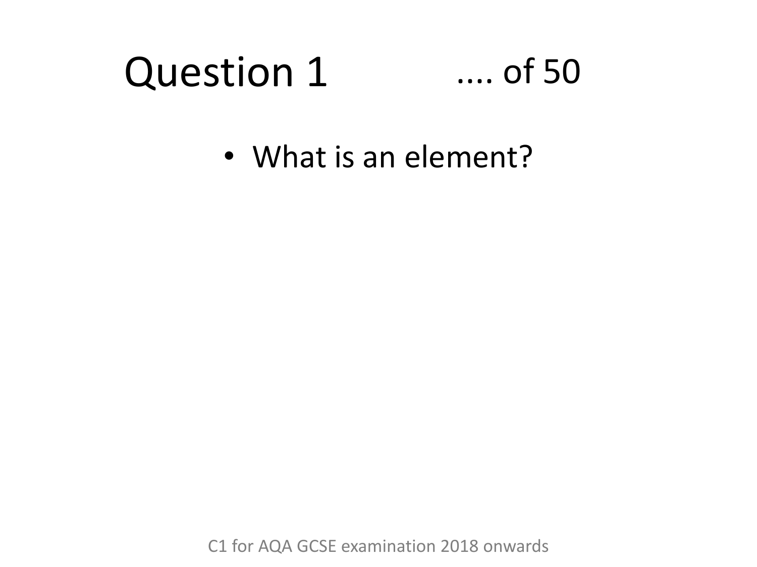# Question 1 .... of 50

- What is an element?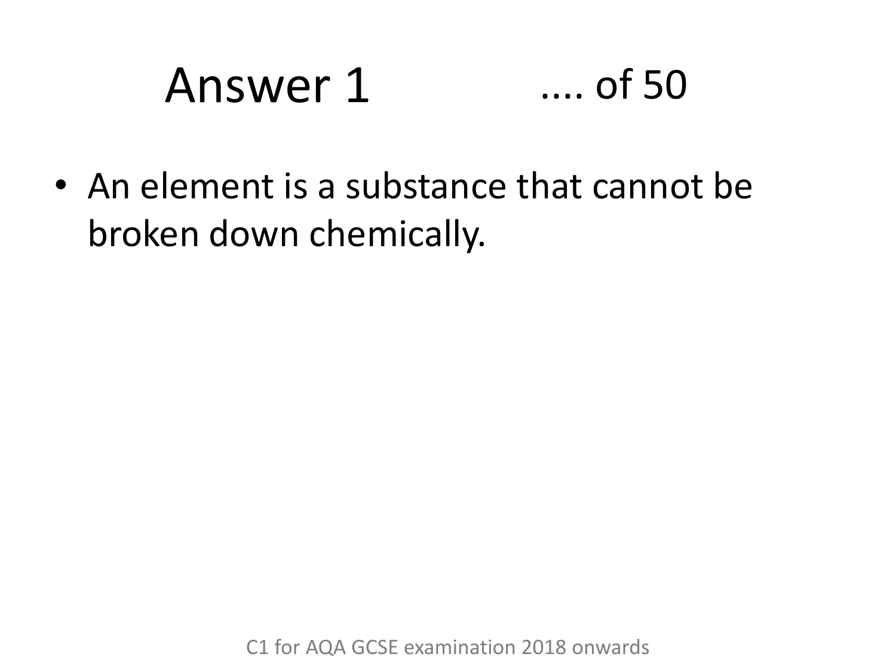# Answer 1 .... of 50

- An element is a substance that cannot be broken down chemically.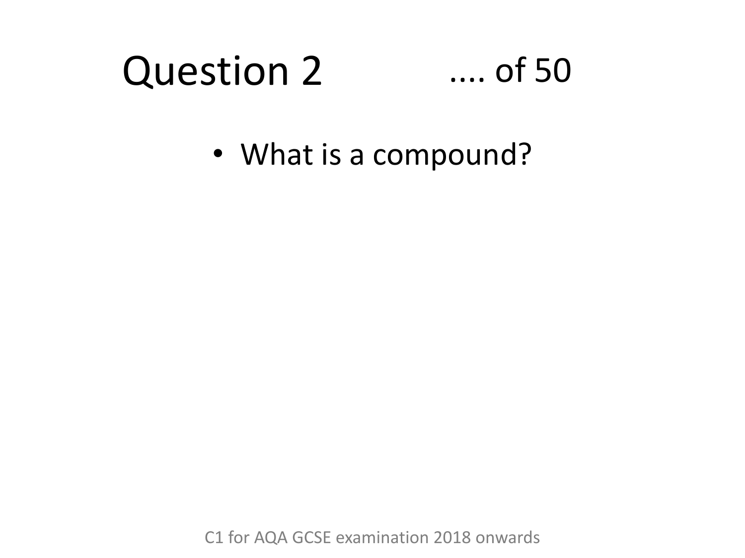# Question 2 .... of 50

- What is a compound?

C1 for AQA GCSE examination 2018 onwards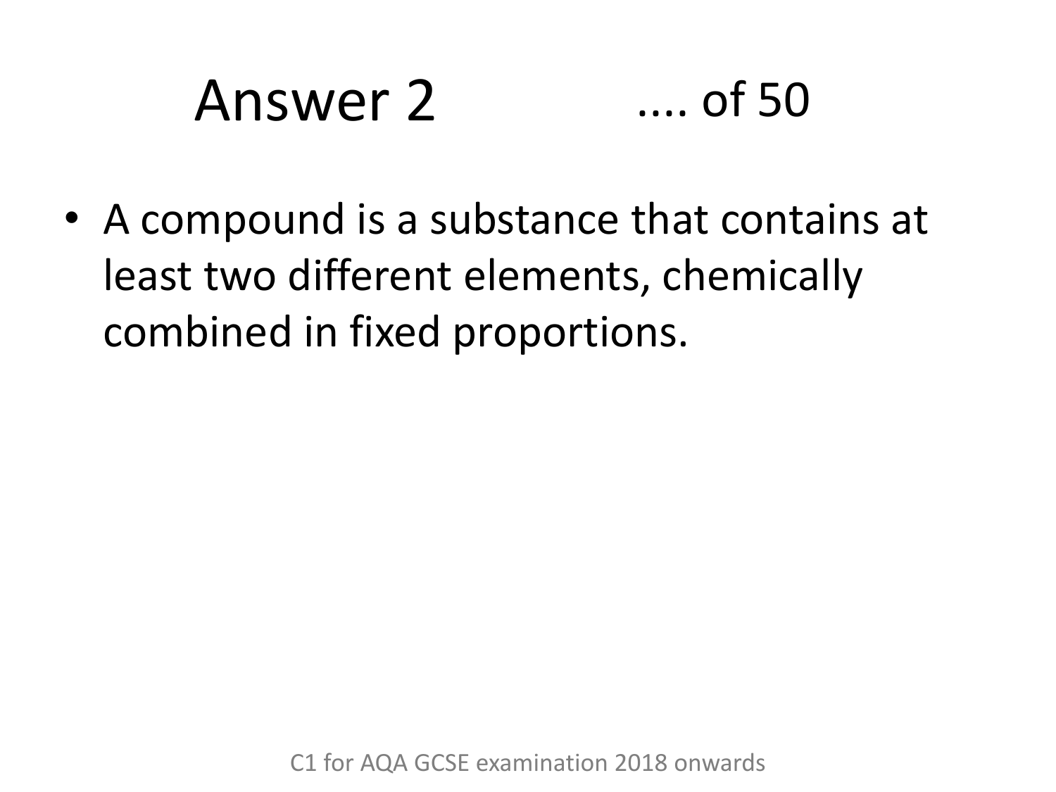# Answer 2 .... of 50

- A compound is a substance that contains at least two different elements, chemically combined in fixed proportions.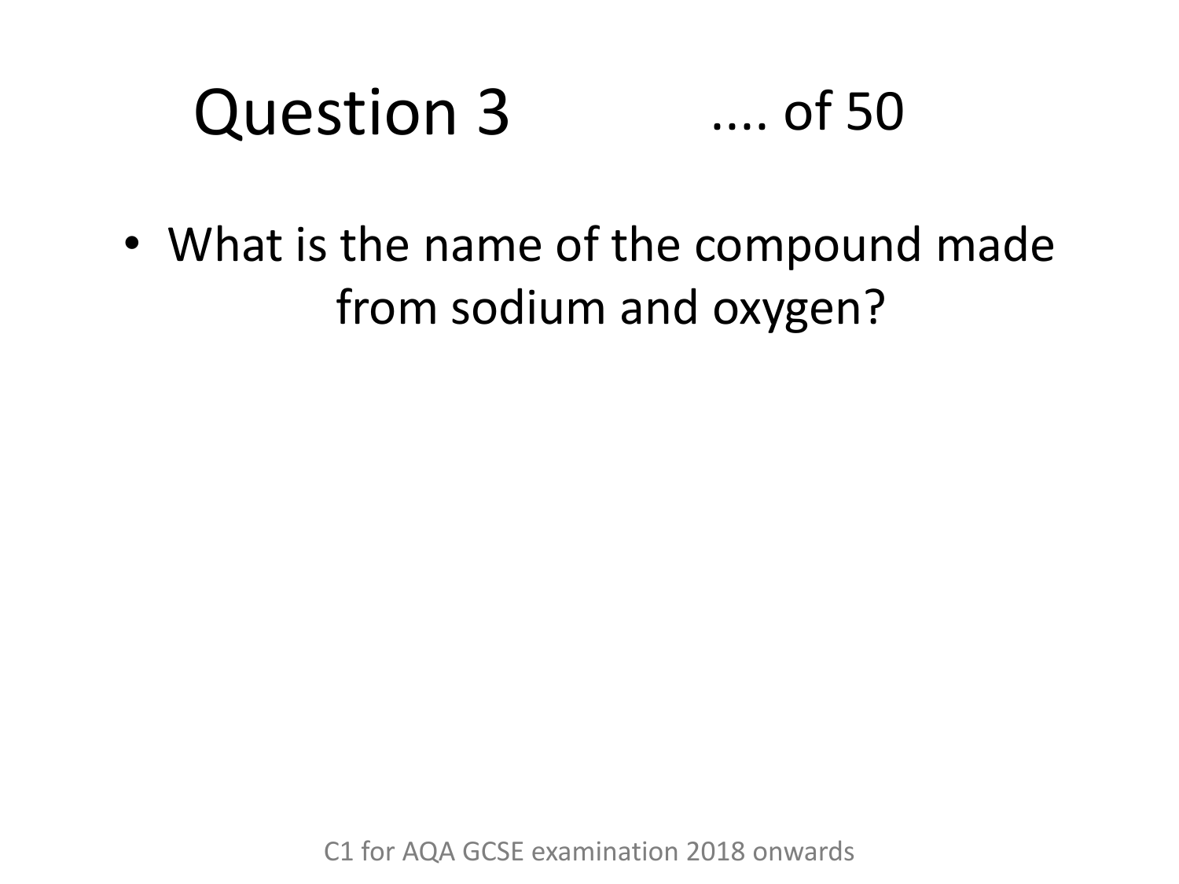# Question 3 .... of 50

- What is the name of the compound made from sodium and oxygen?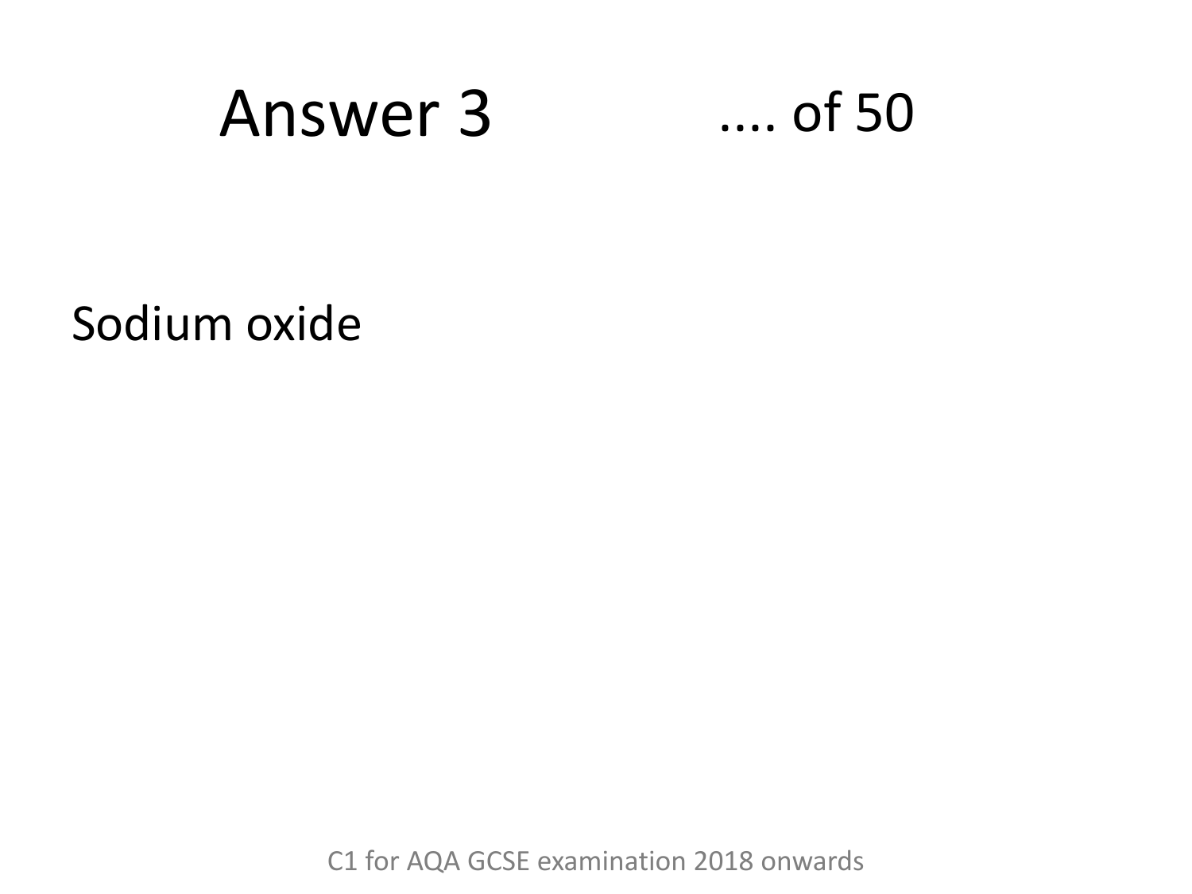# Answer 3 .... of 50

Sodium oxide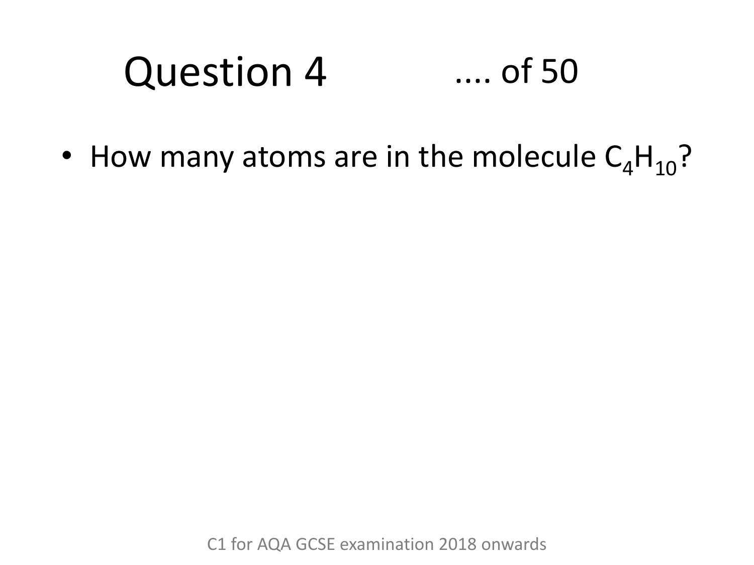# Question 4 .... of 50

- How many atoms are in the molecule $C_4H_{10}$?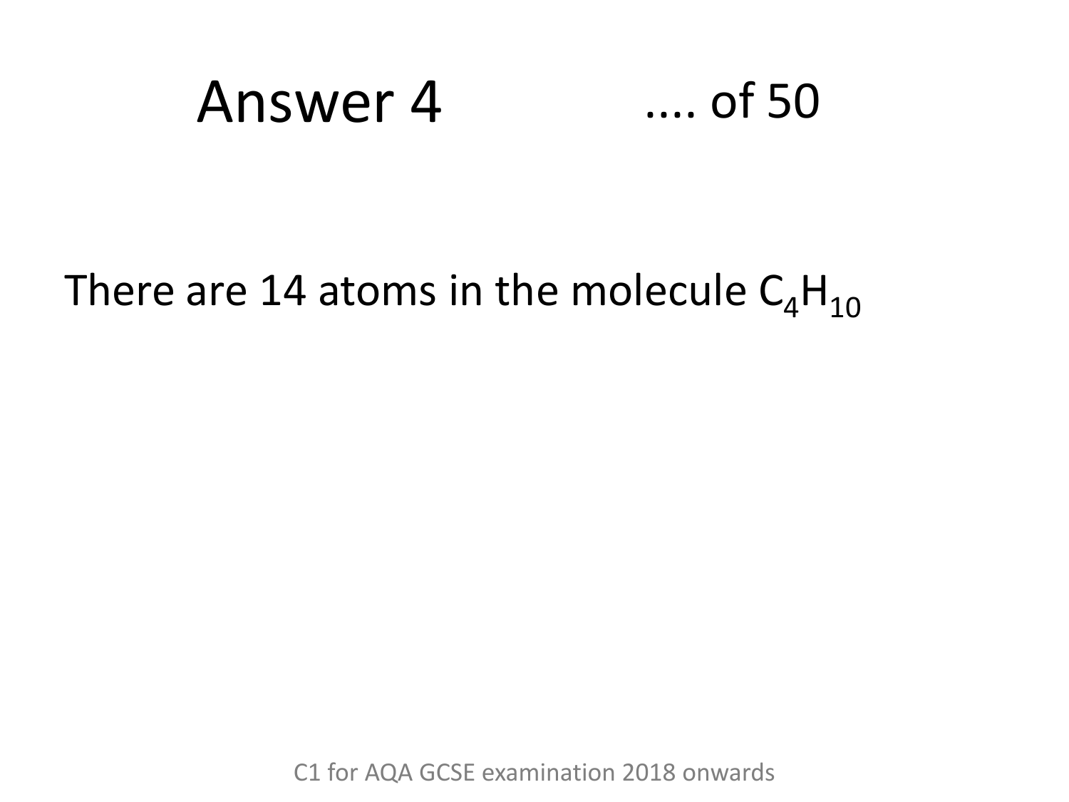# Answer 4 .... of 50

There are 14 atoms in the molecule $C_4H_{10}$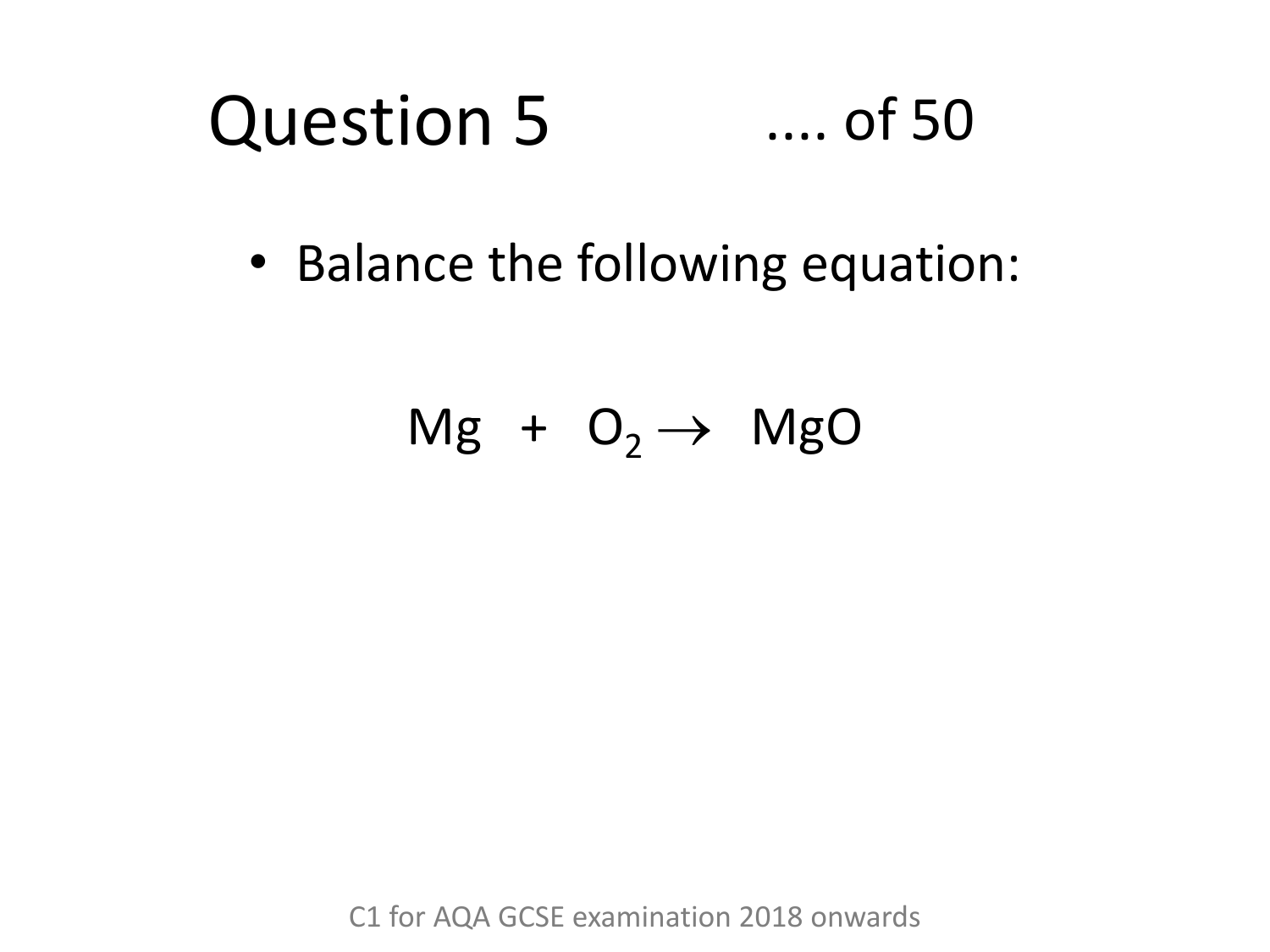# Question 5 .... of 50

- Balance the following equation:

$$Mg + O_2 \rightarrow MgO$$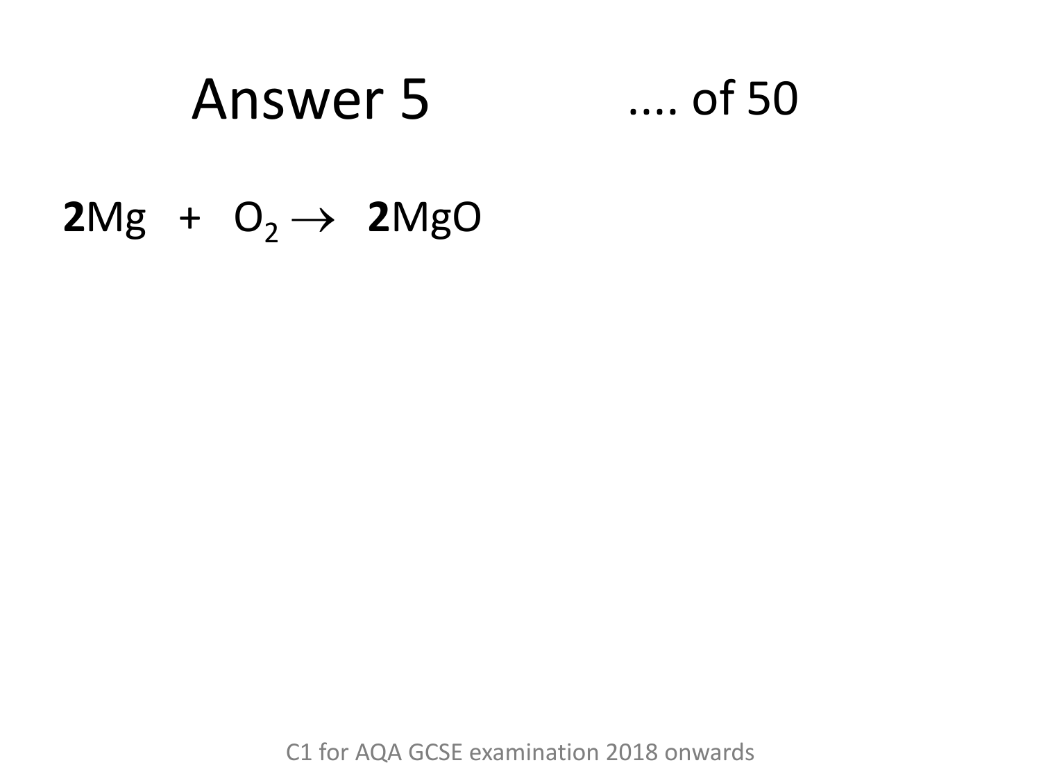# Answer 5

.... of 50

$\mathbf{2}Mg + O_2 \rightarrow \mathbf{2}MgO$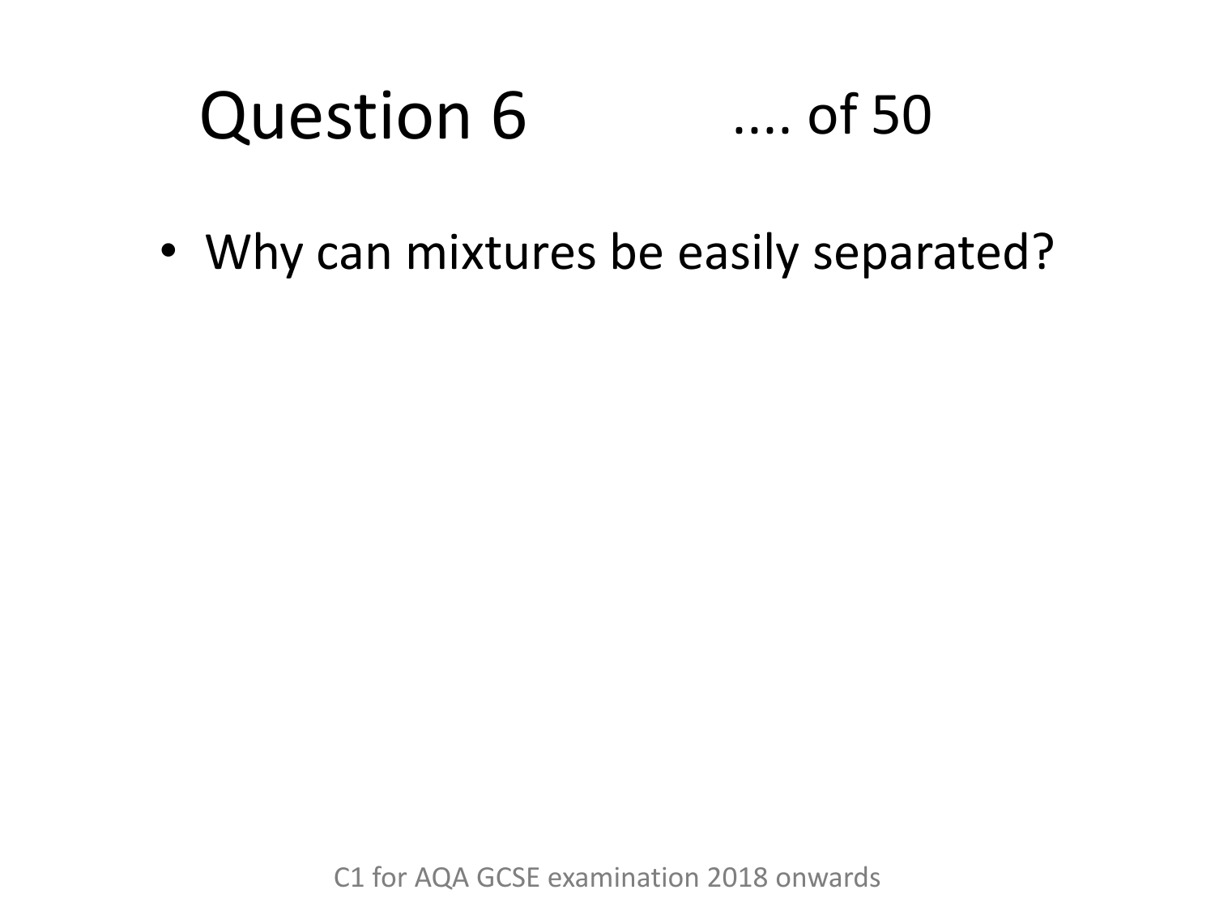# Question 6 .... of 50

- Why can mixtures be easily separated?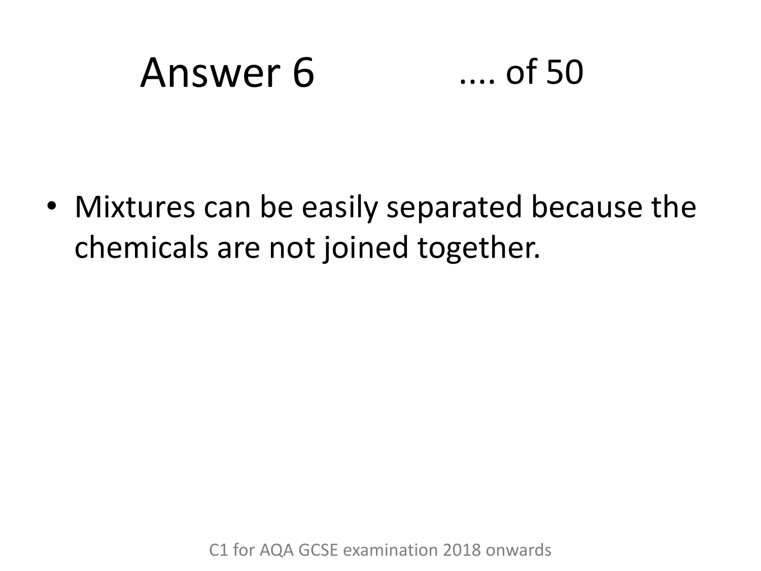# Answer 6 .... of 50

- Mixtures can be easily separated because the chemicals are not joined together.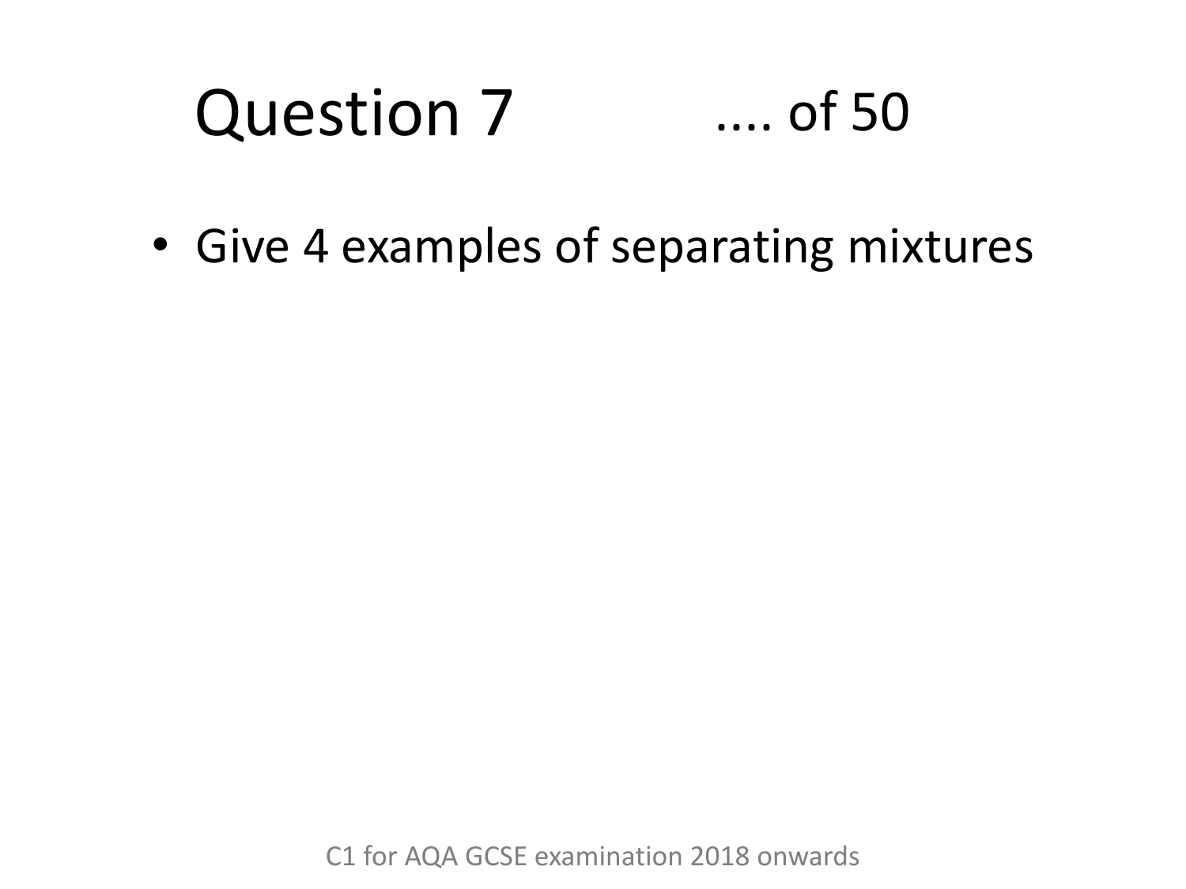# Question 7 .... of 50

- Give 4 examples of separating mixtures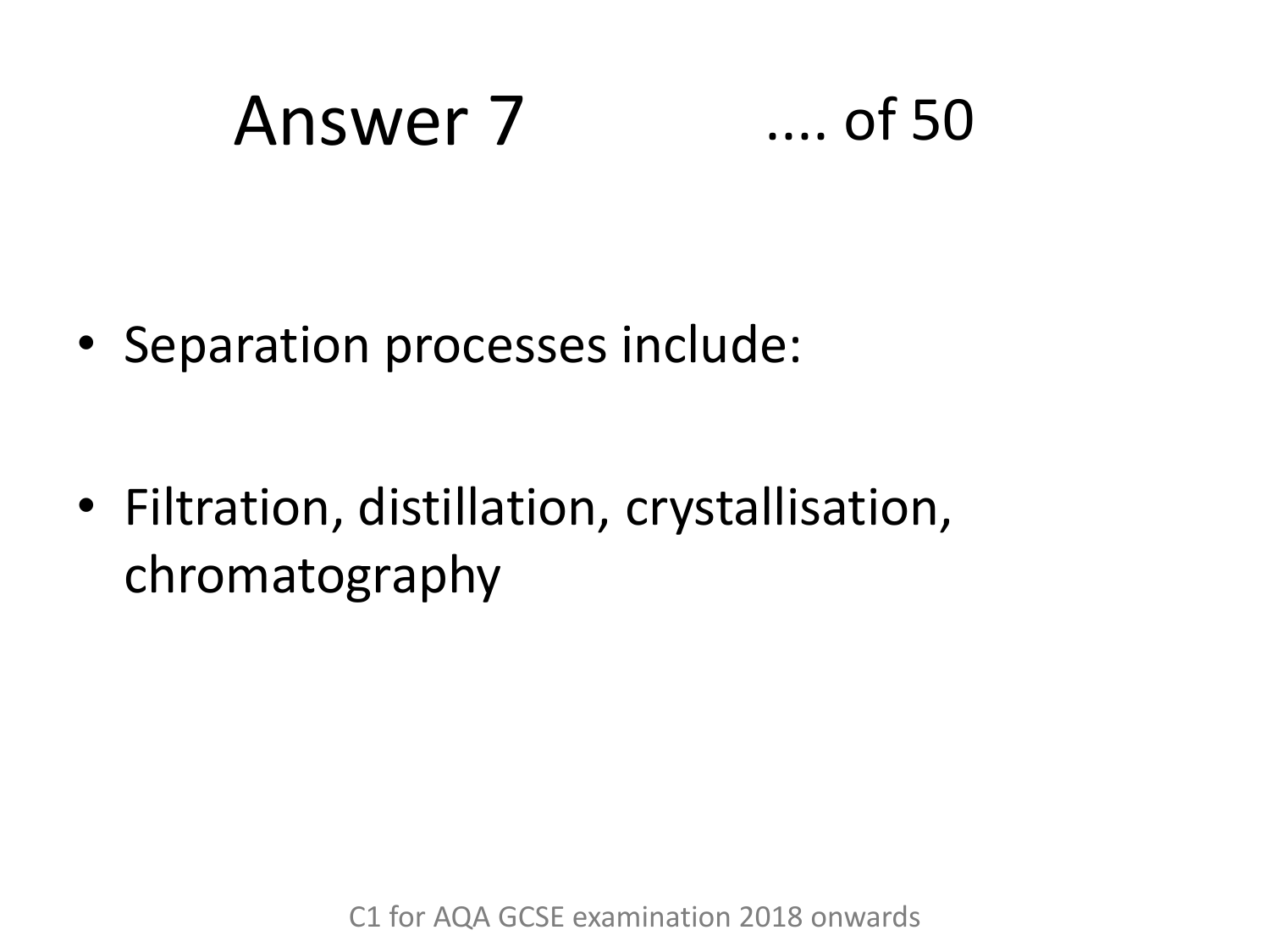# Answer 7 .... of 50

- Separation processes include:
- Filtration, distillation, crystallisation, chromatography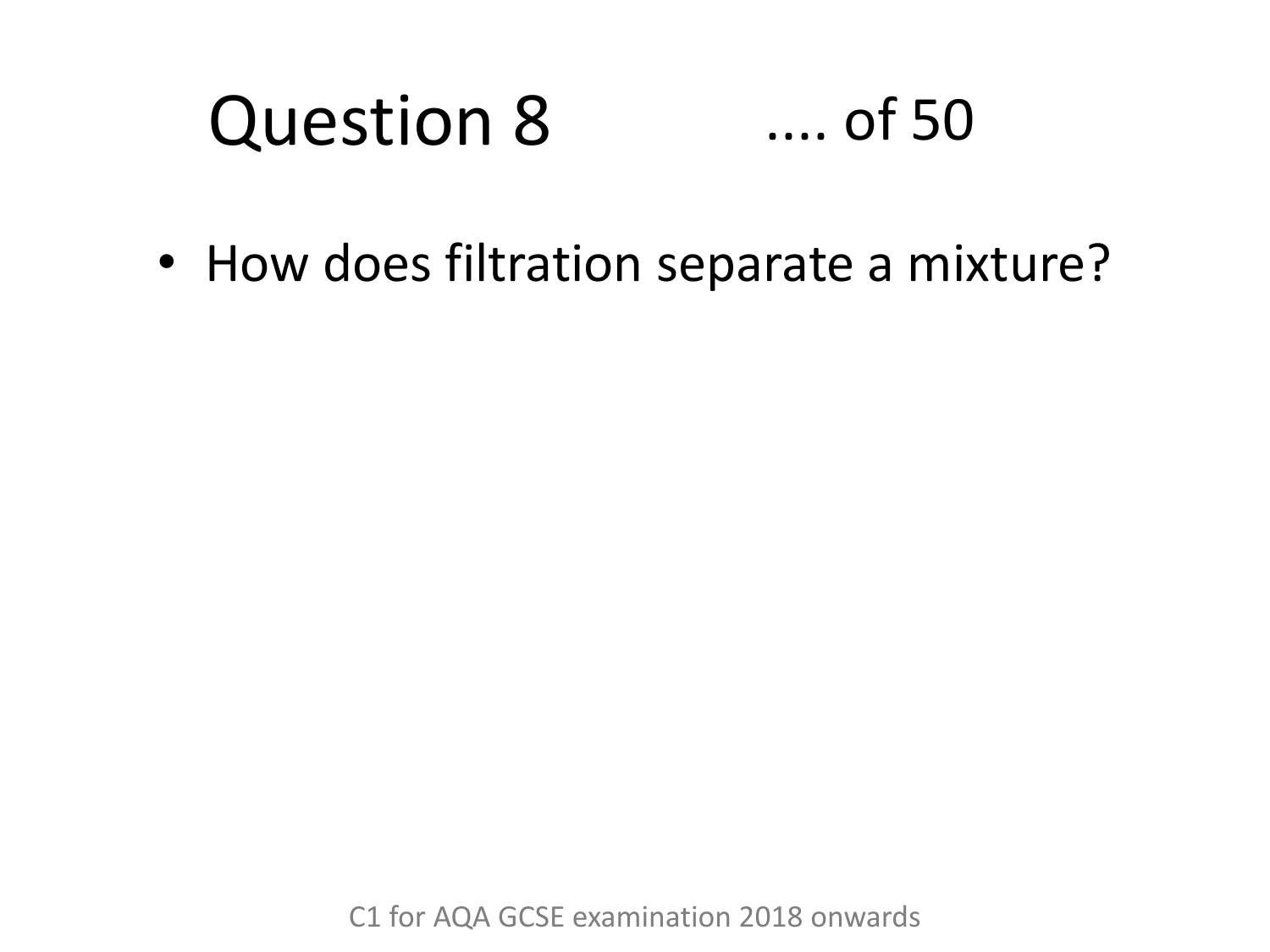# Question 8 .... of 50

- How does filtration separate a mixture?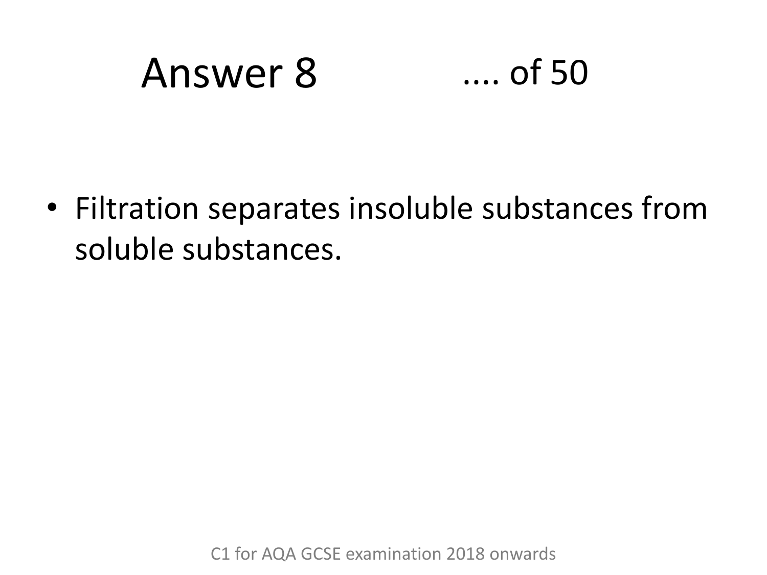# Answer 8 .... of 50

- Filtration separates insoluble substances from soluble substances.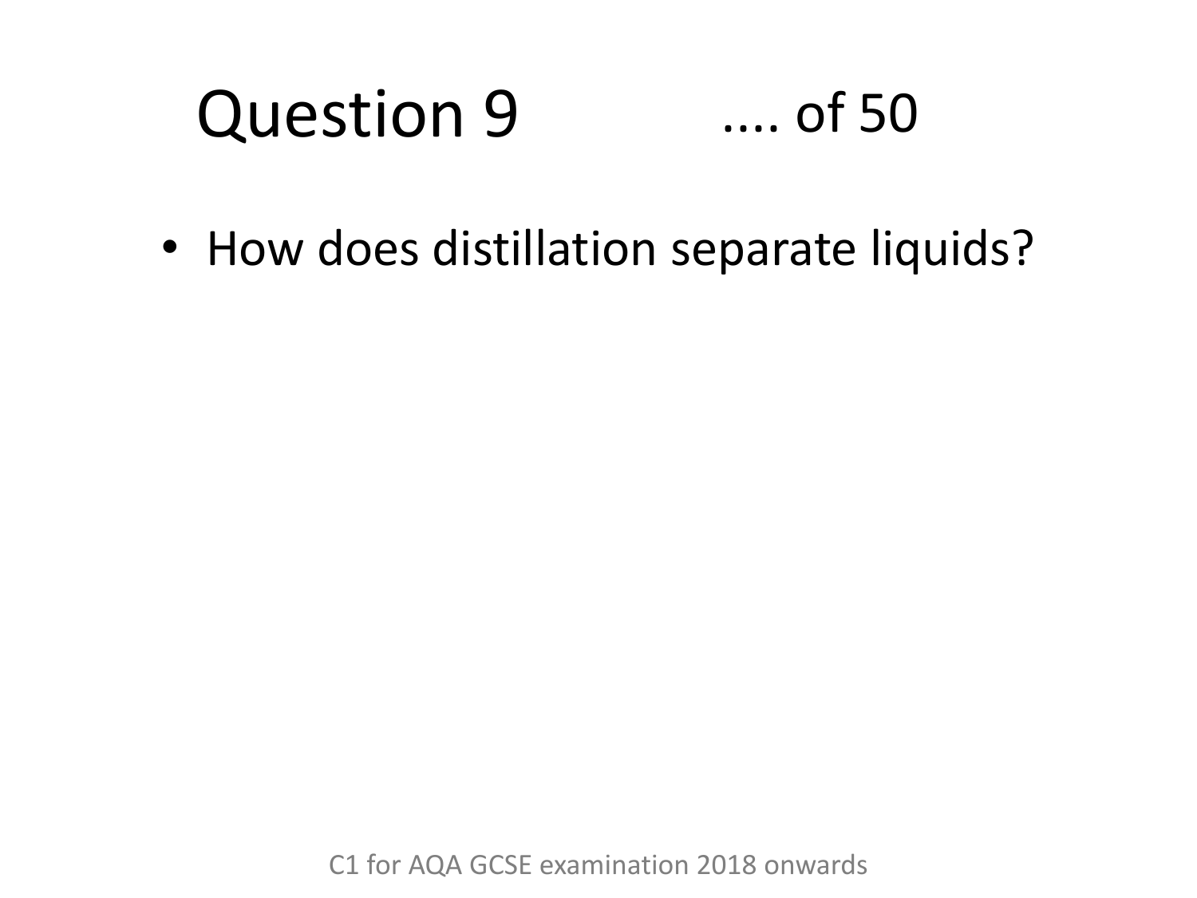# Question 9 .... of 50

- How does distillation separate liquids?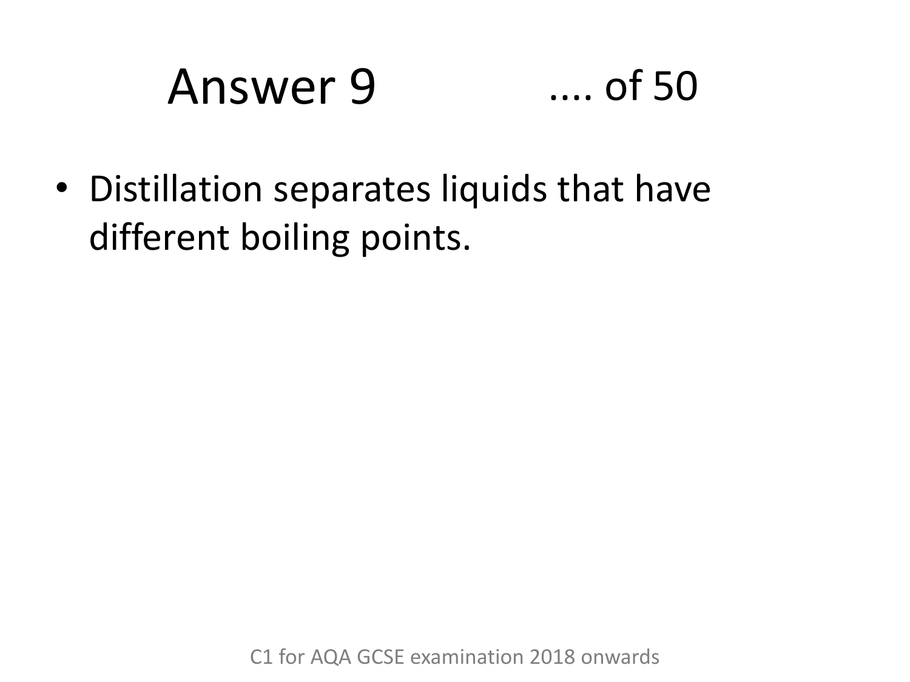# Answer 9 .... of 50

- Distillation separates liquids that have different boiling points.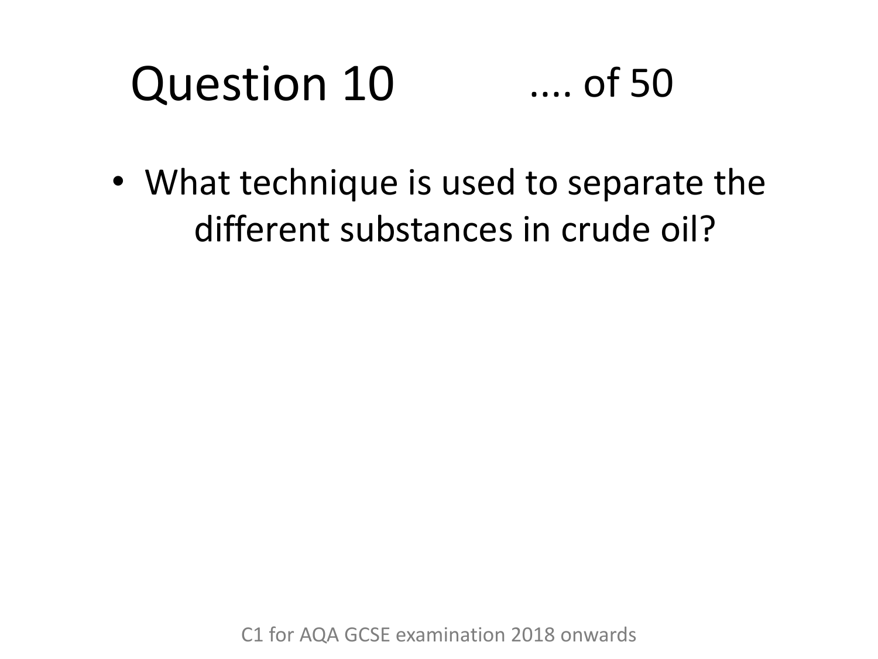# Question 10 .... of 50

- What technique is used to separate the different substances in crude oil?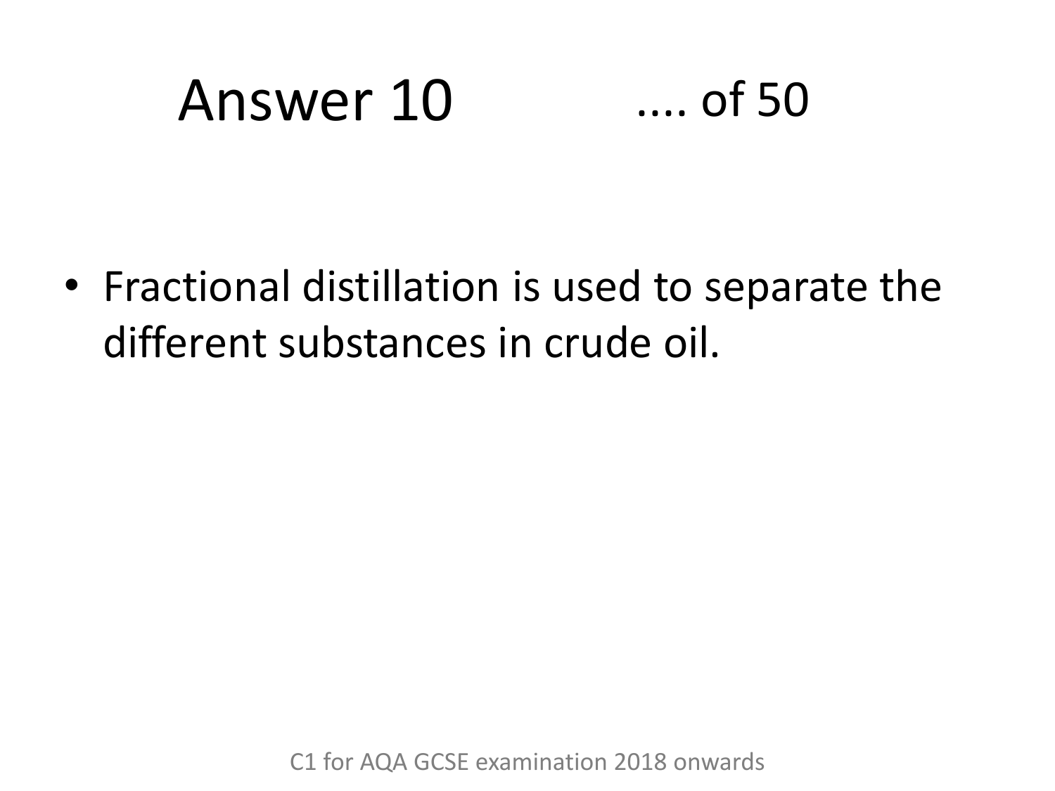# Answer 10 .... of 50

- Fractional distillation is used to separate the different substances in crude oil.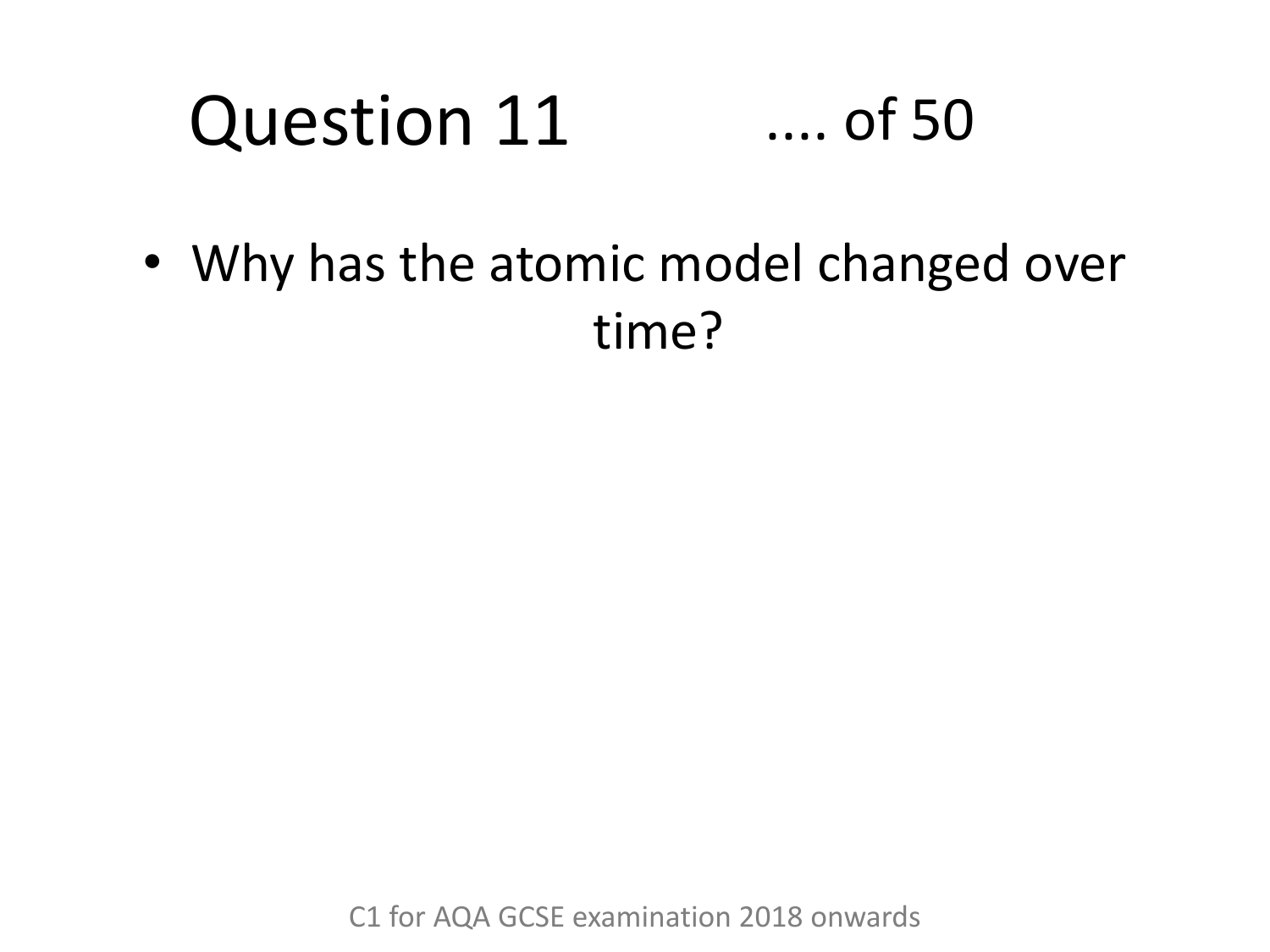# Question 11 .... of 50

- Why has the atomic model changed over time?

C1 for AQA GCSE examination 2018 onwards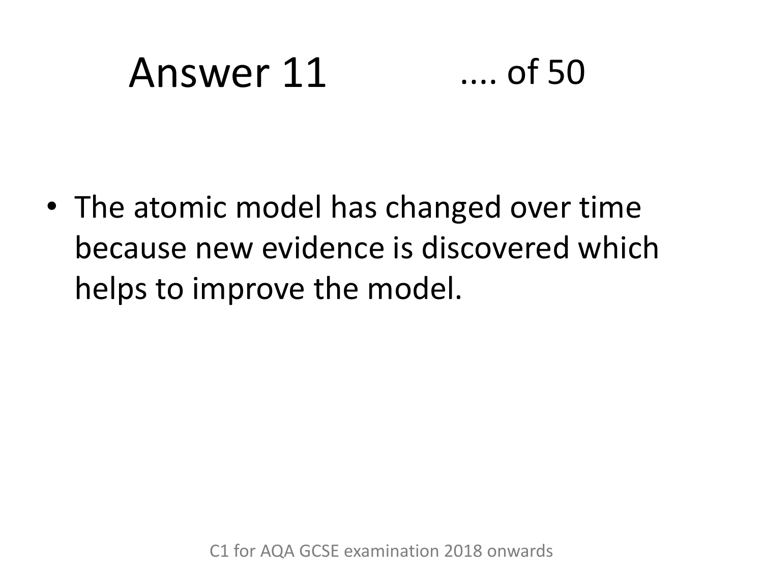# Answer 11 .... of 50

- The atomic model has changed over time because new evidence is discovered which helps to improve the model.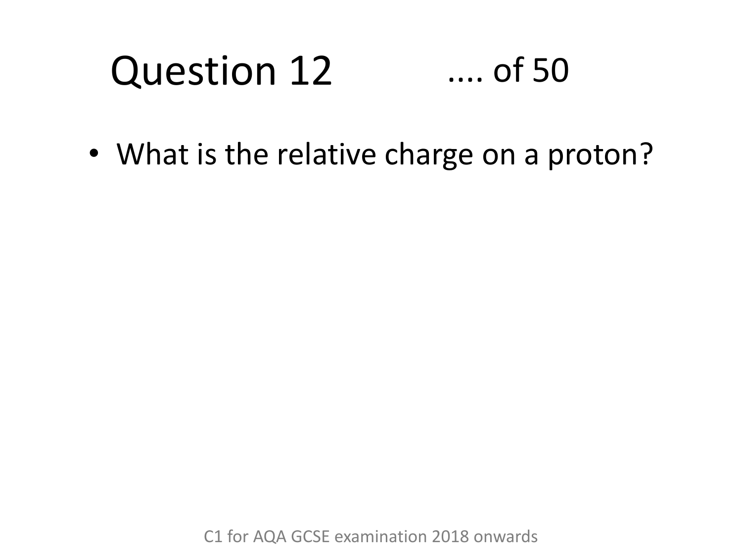# Question 12 .... of 50

- What is the relative charge on a proton?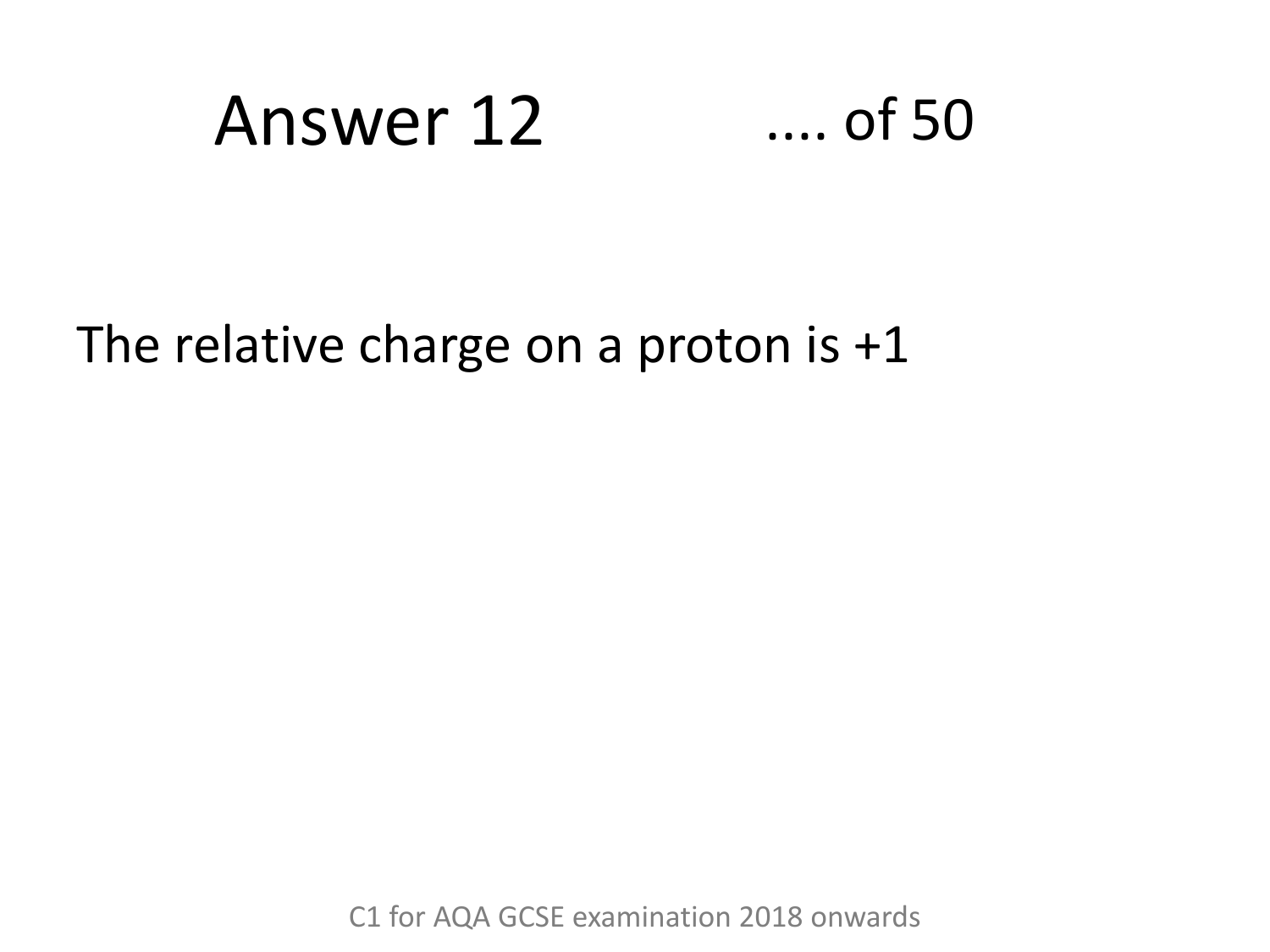# Answer 12

.... of 50

The relative charge on a proton is +1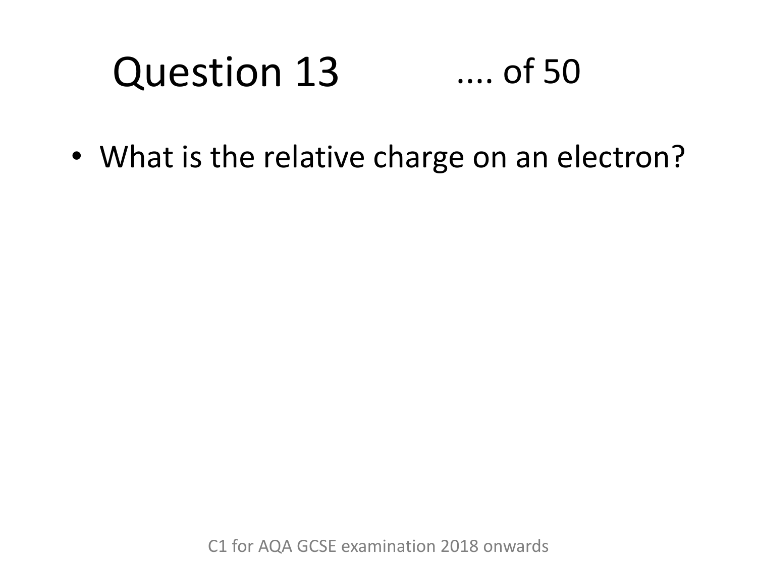# Question 13 .... of 50

- What is the relative charge on an electron?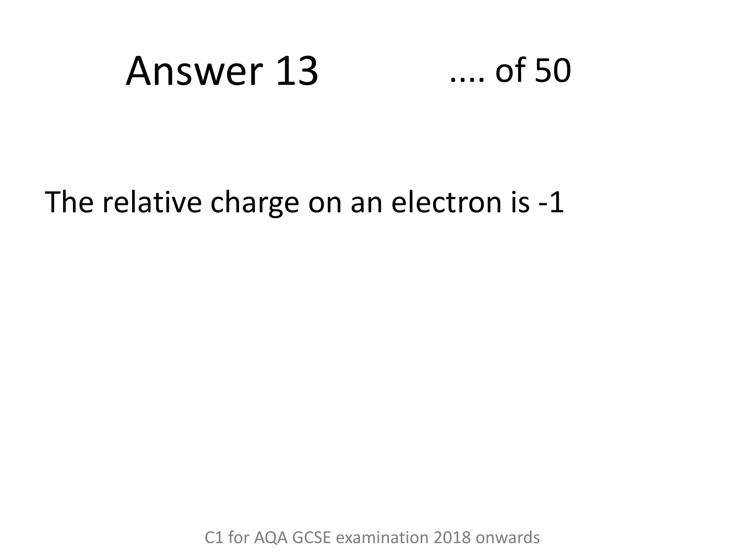# Answer 13 .... of 50

The relative charge on an electron is -1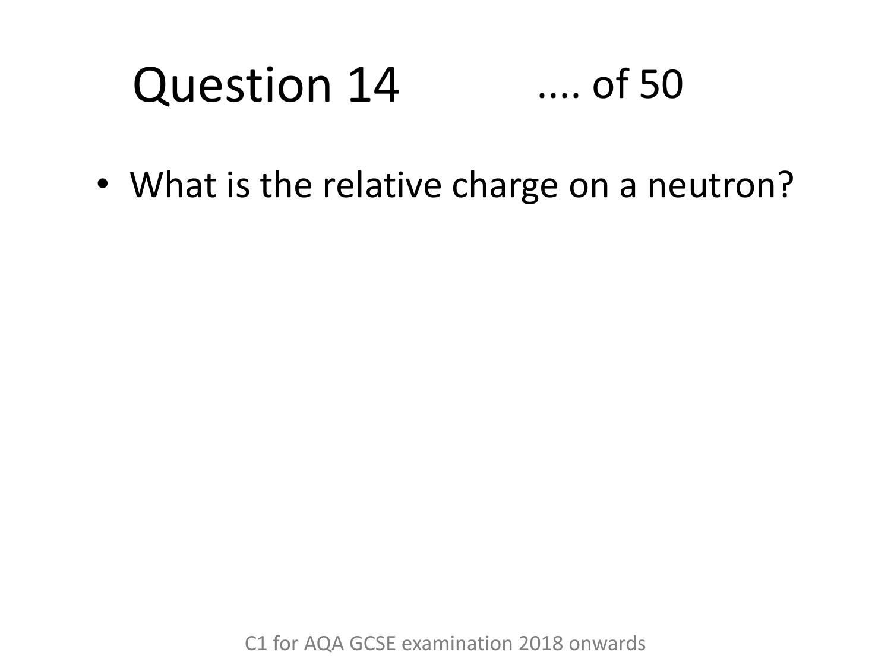# Question 14 .... of 50

- What is the relative charge on a neutron?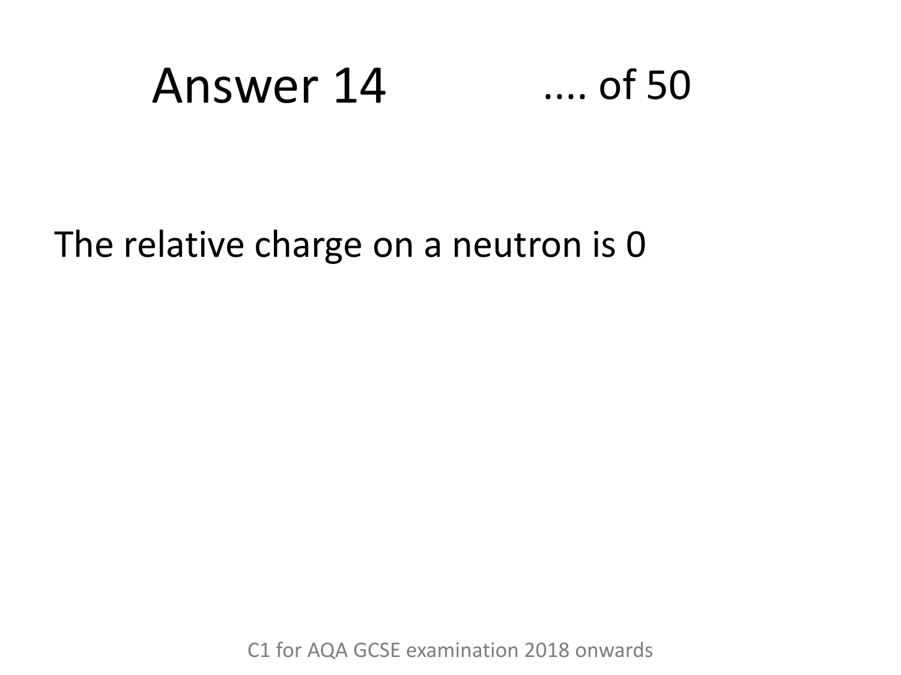# Answer 14

.... of 50

The relative charge on a neutron is 0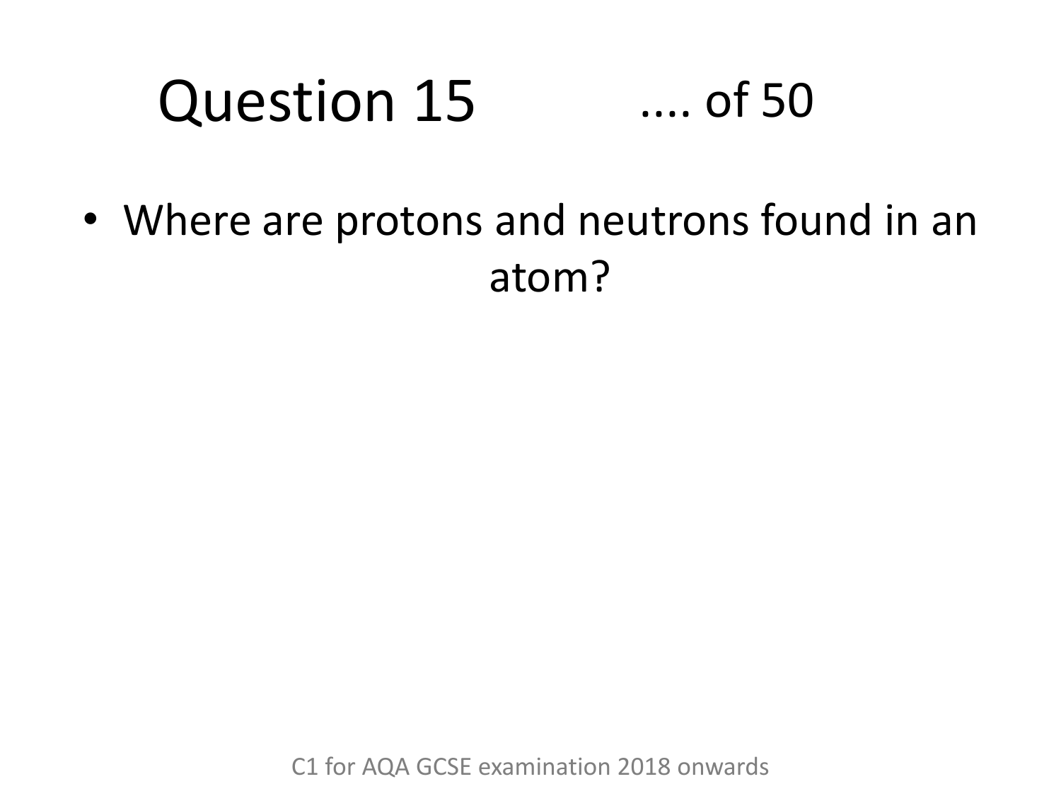# Question 15 .... of 50

- Where are protons and neutrons found in an atom?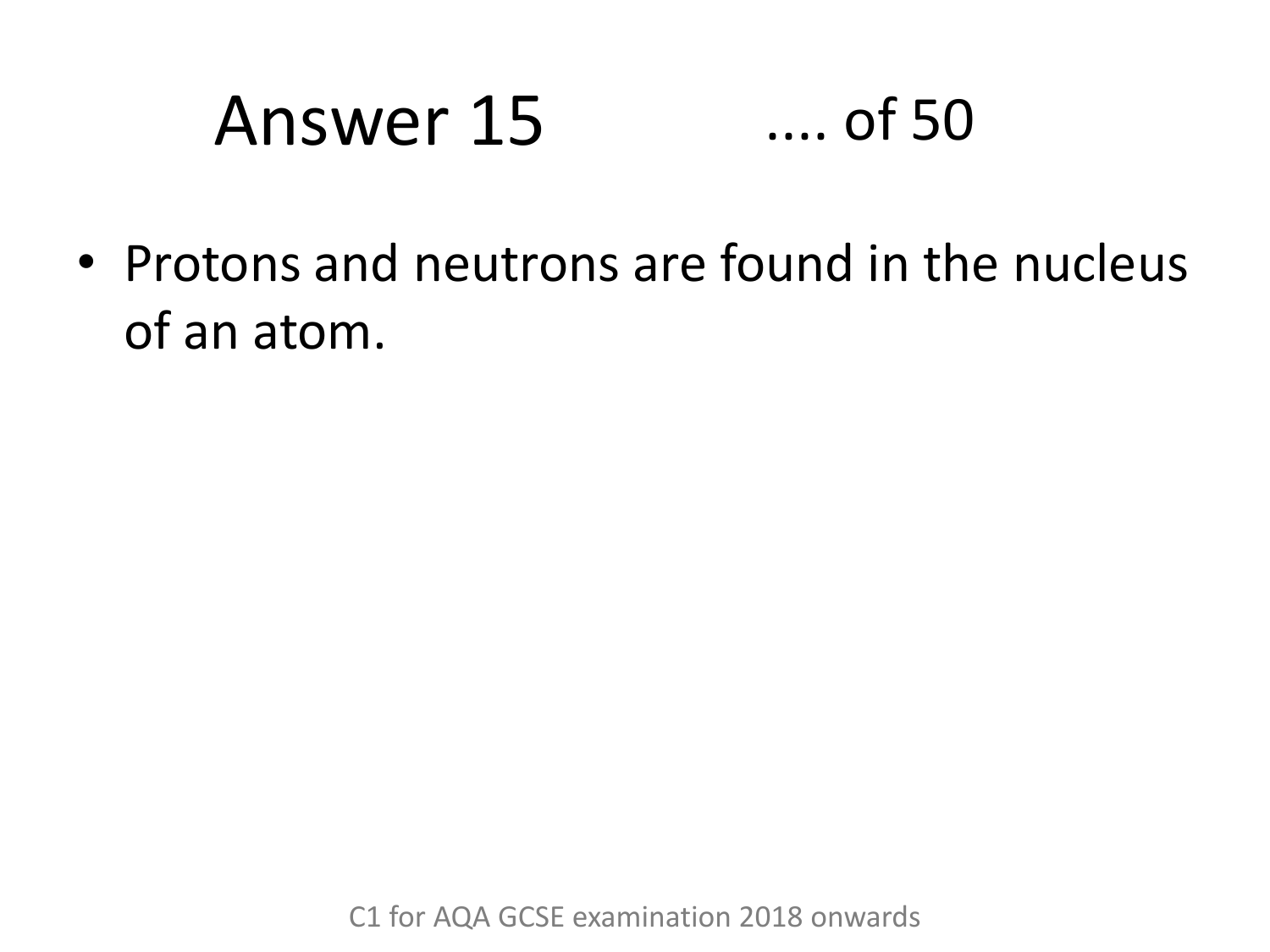# Answer 15 .... of 50

- Protons and neutrons are found in the nucleus of an atom.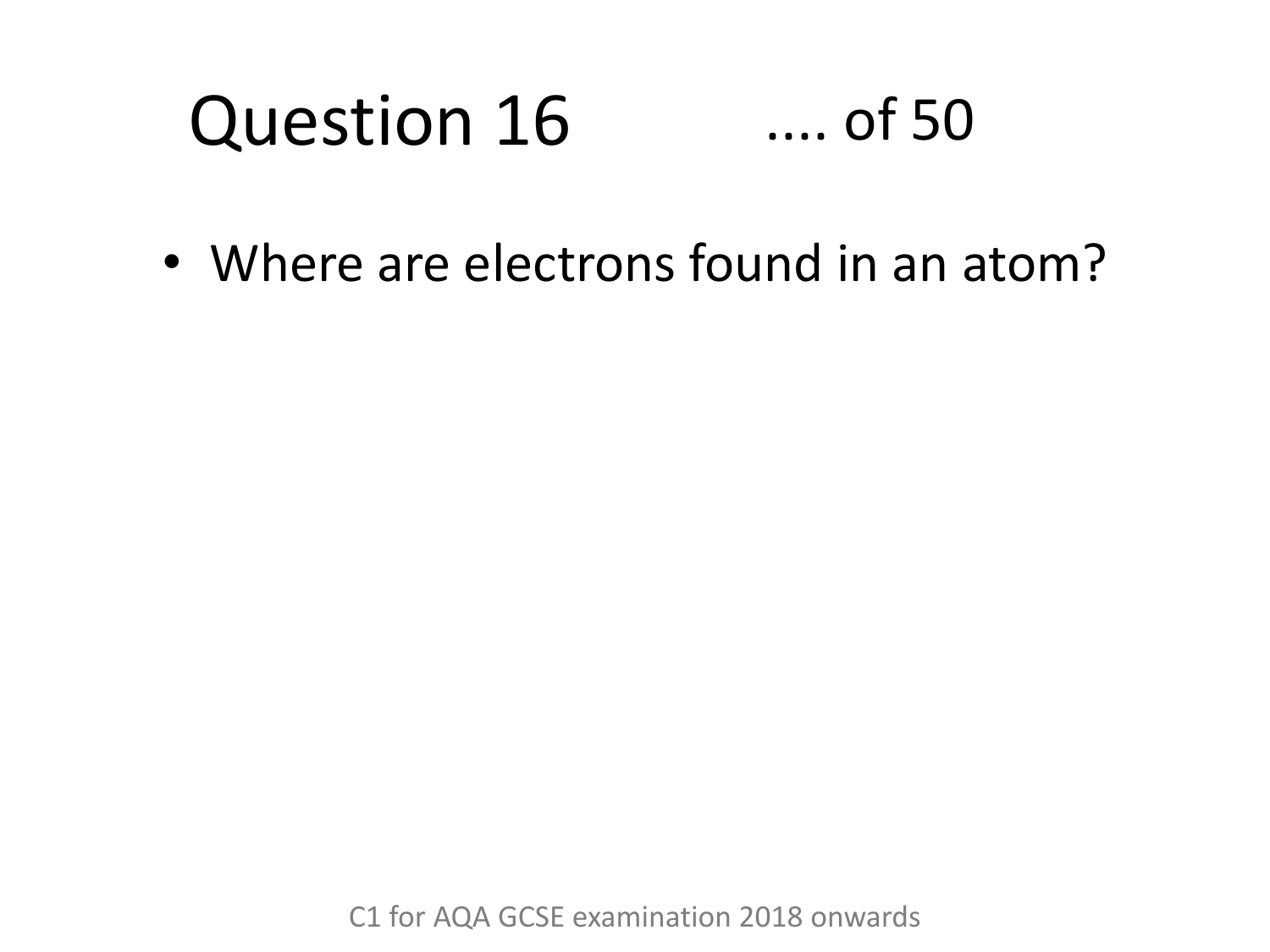# Question 16 .... of 50

- Where are electrons found in an atom?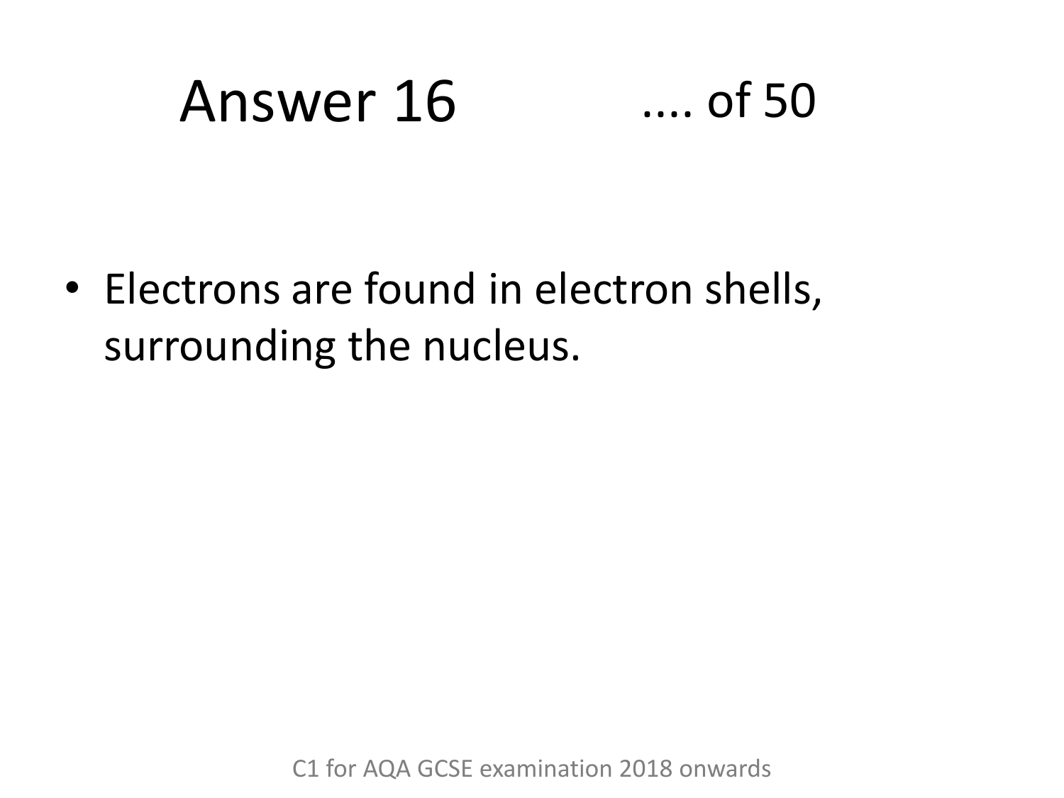# Answer 16

.... of 50

- Electrons are found in electron shells, surrounding the nucleus.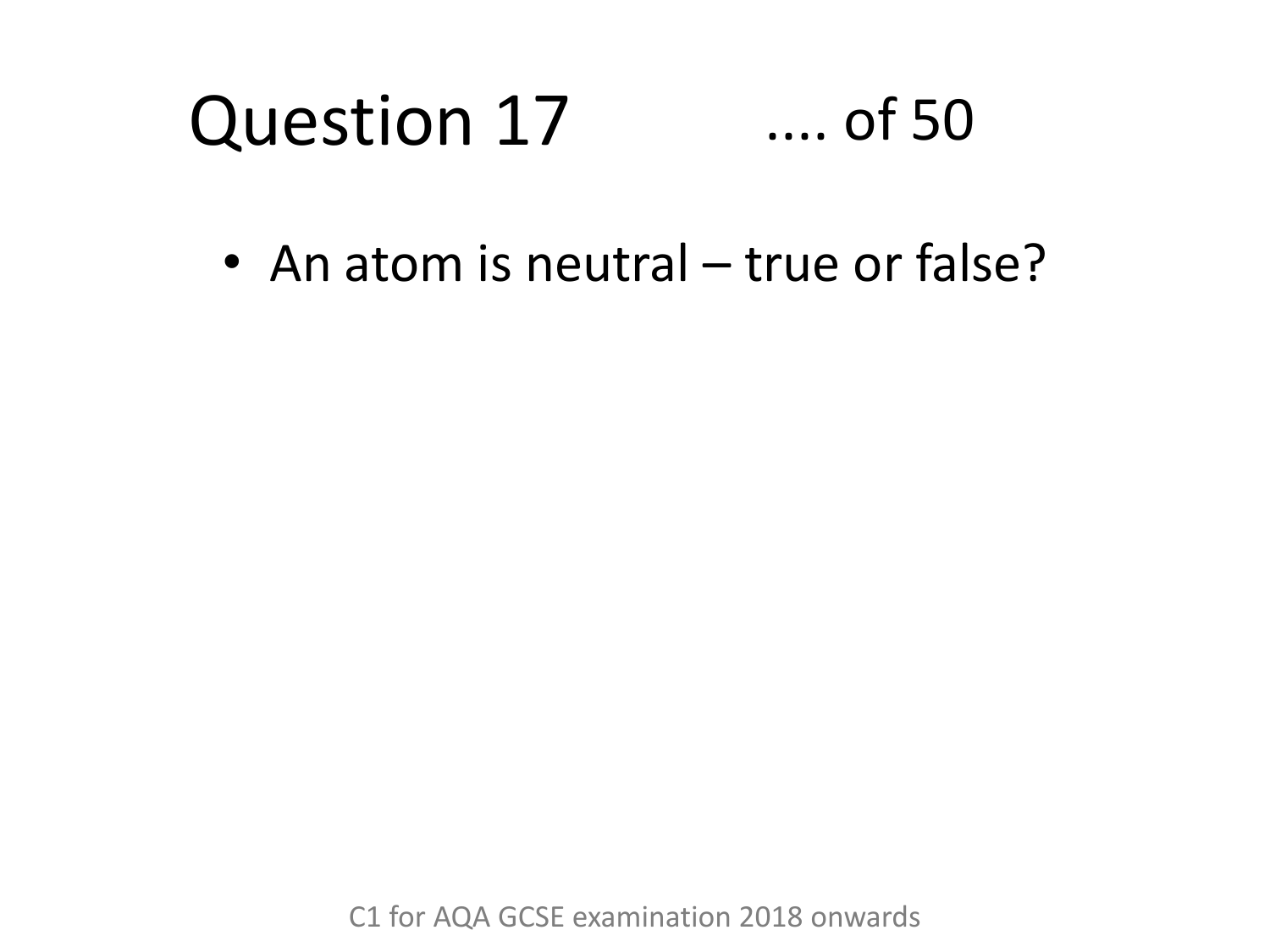# Question 17 .... of 50

- An atom is neutral – true or false?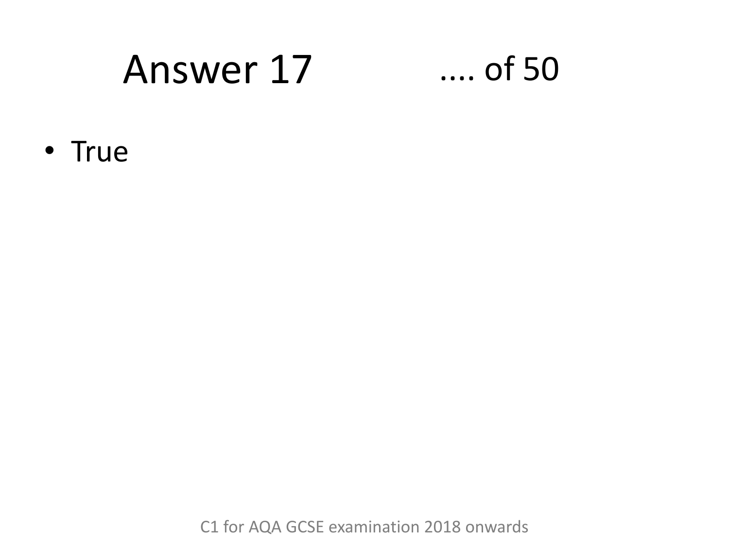# Answer 17 .... of 50

- True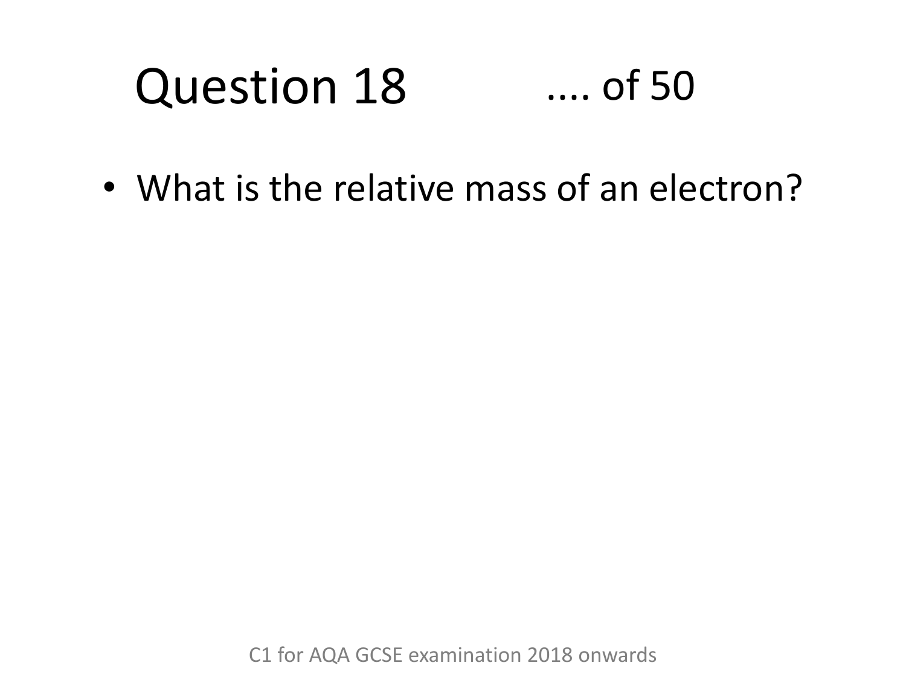# Question 18 .... of 50

- What is the relative mass of an electron?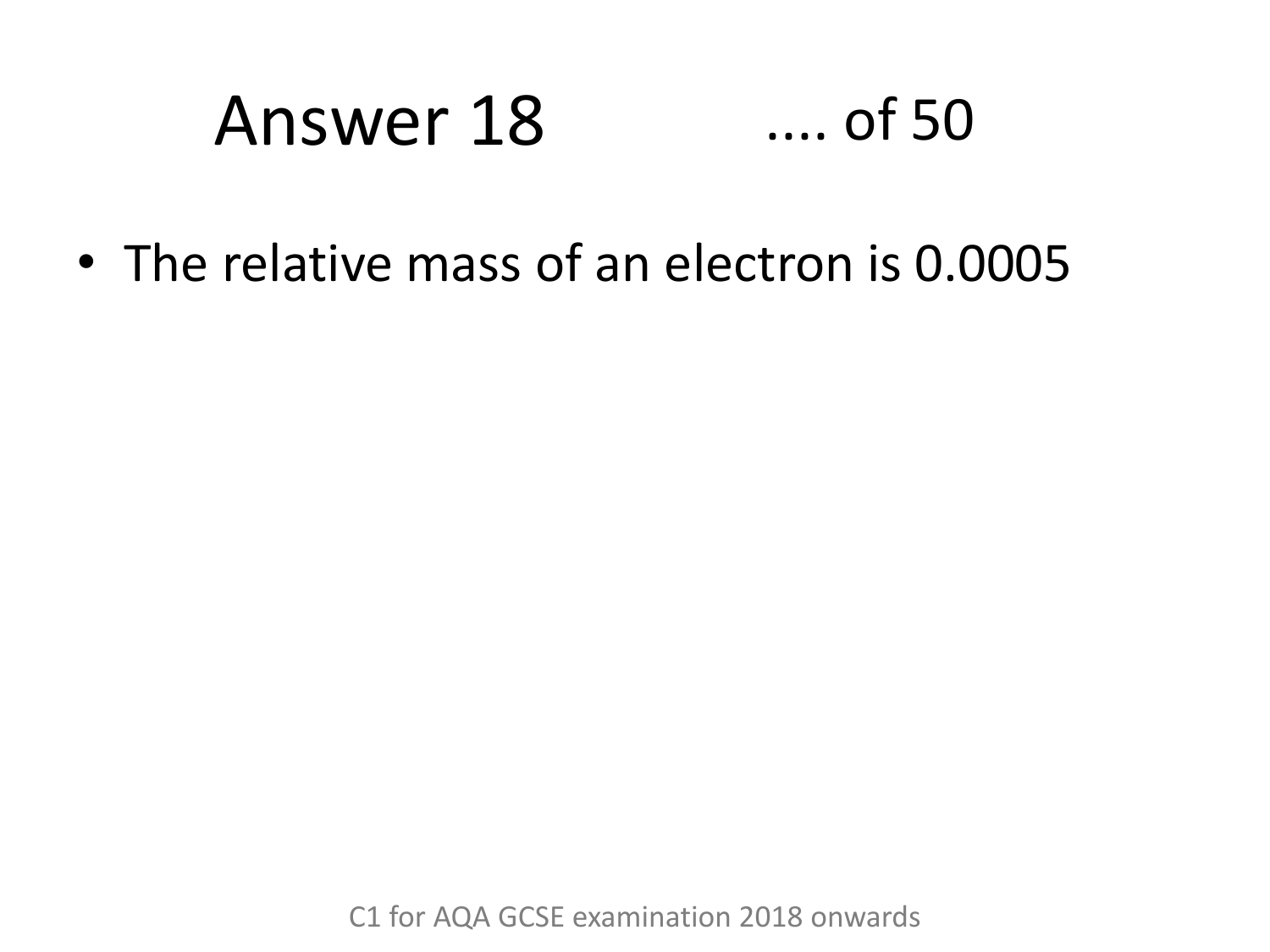# Answer 18 .... of 50

- The relative mass of an electron is 0.0005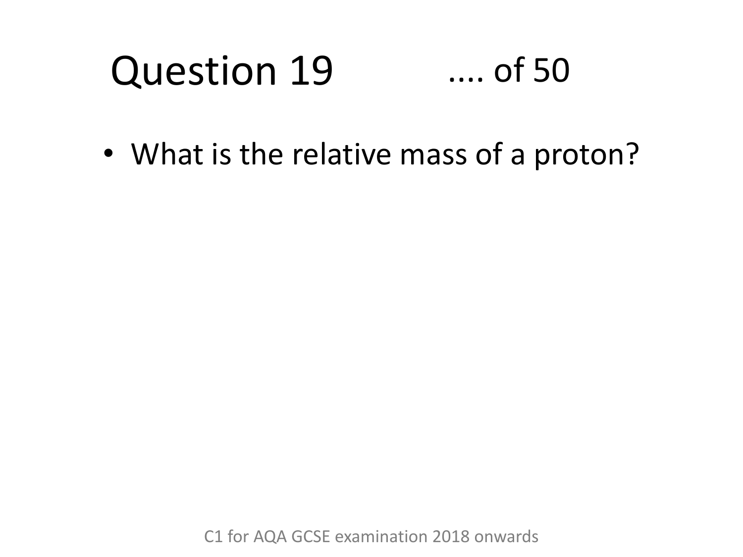# Question 19 .... of 50

- What is the relative mass of a proton?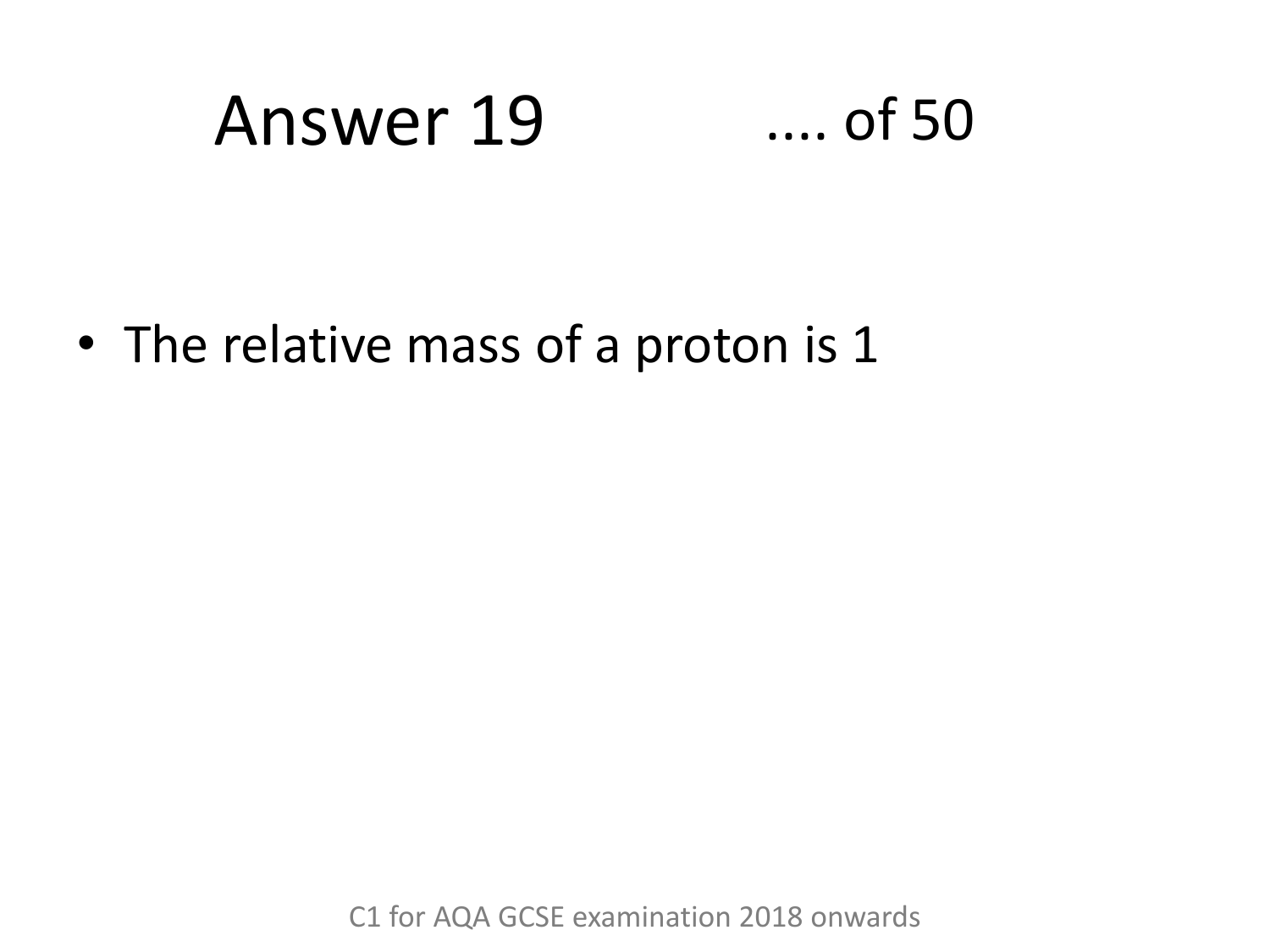# Answer 19 .... of 50

- The relative mass of a proton is 1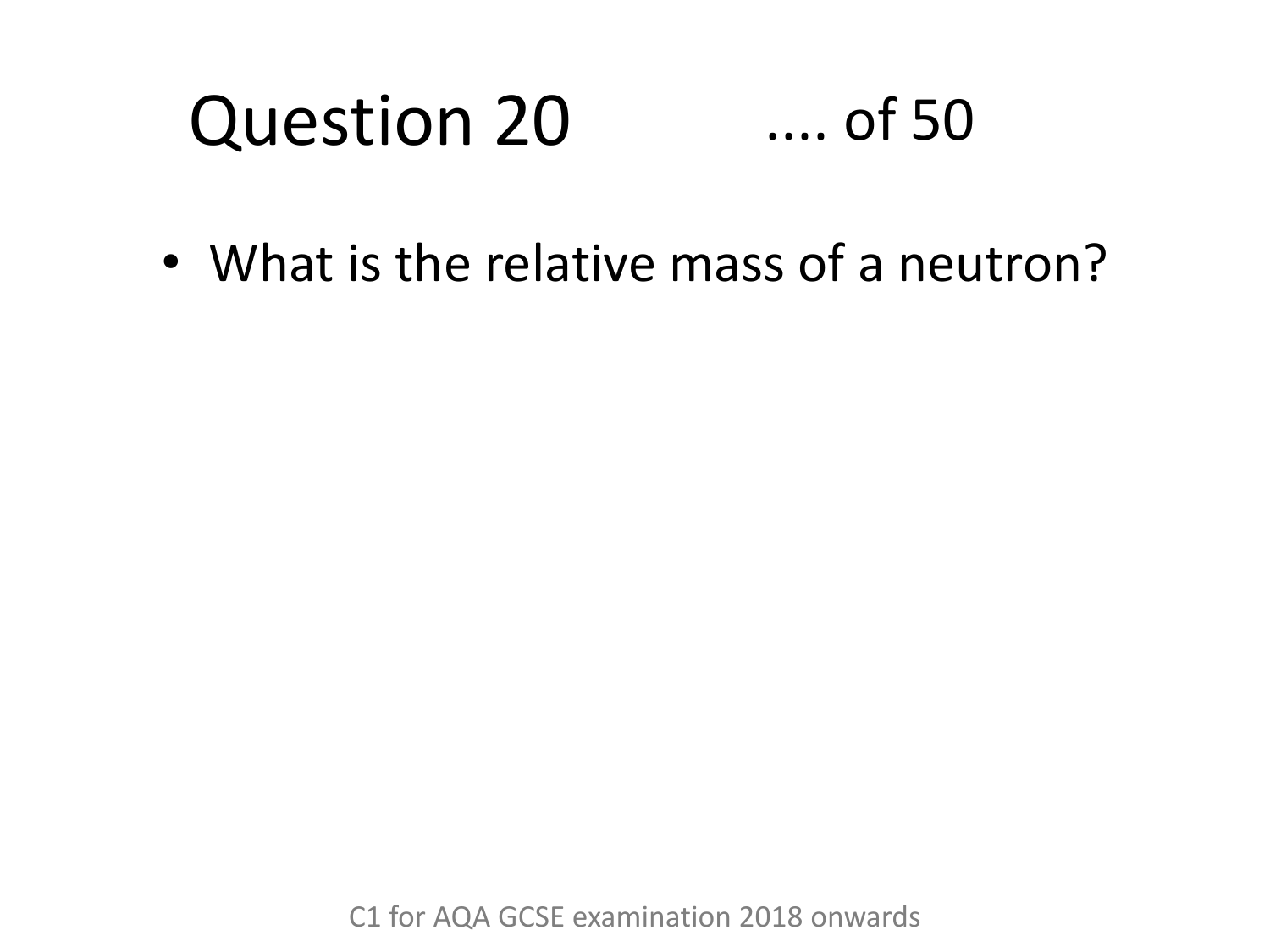# Question 20 .... of 50

- What is the relative mass of a neutron?

C1 for AQA GCSE examination 2018 onwards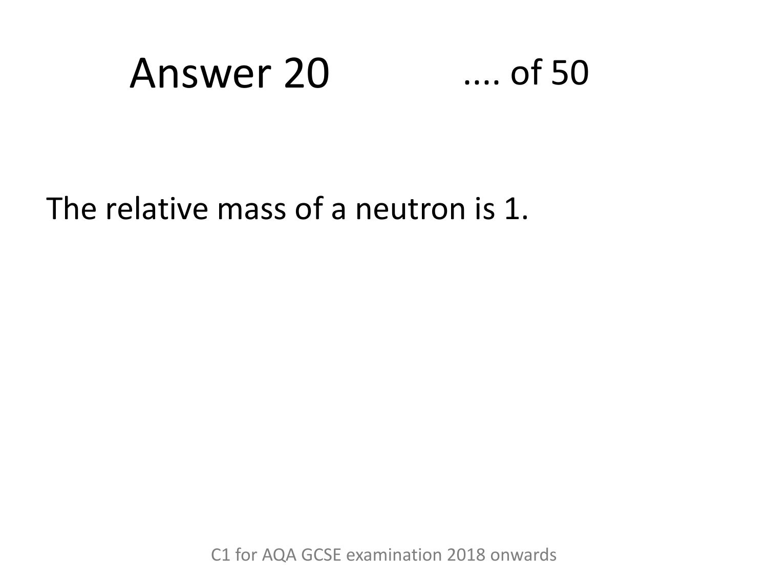# Answer 20

.... of 50

The relative mass of a neutron is 1.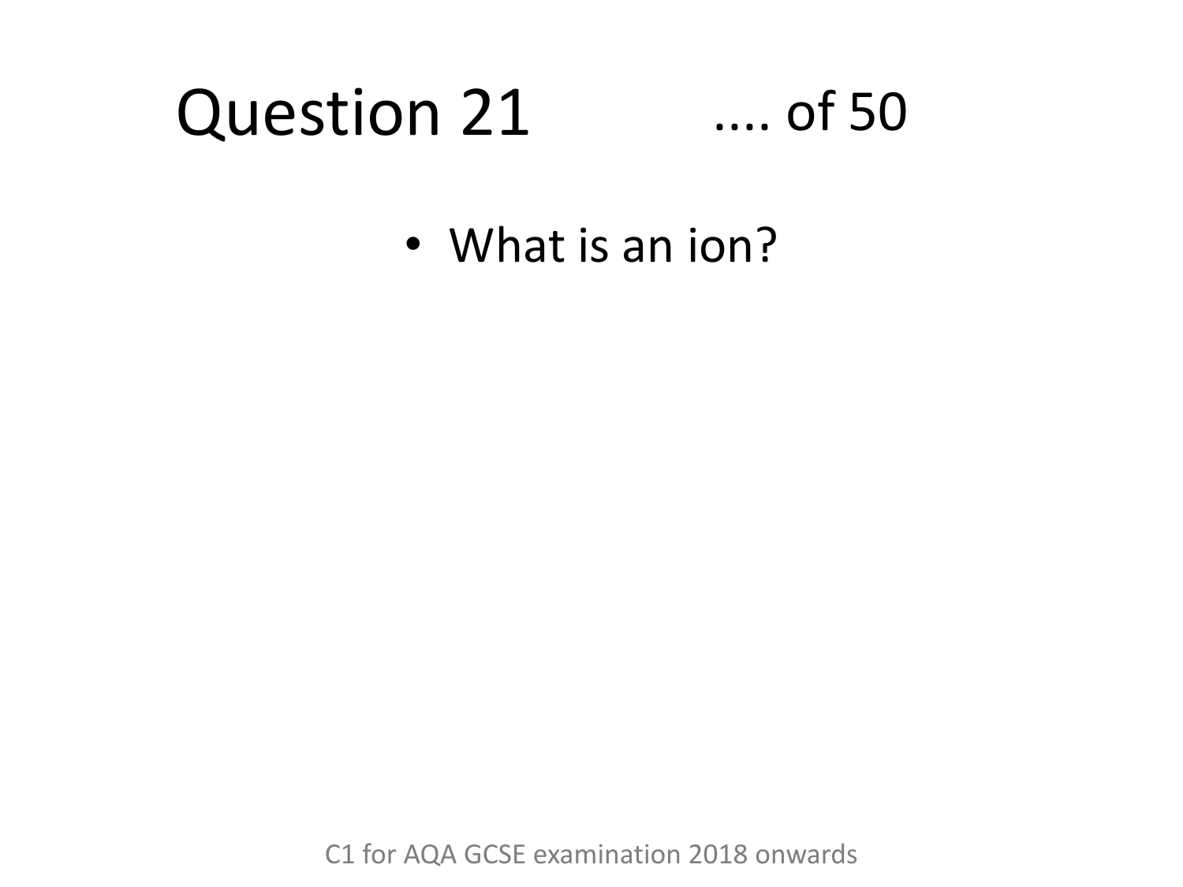# Question 21 .... of 50

- What is an ion?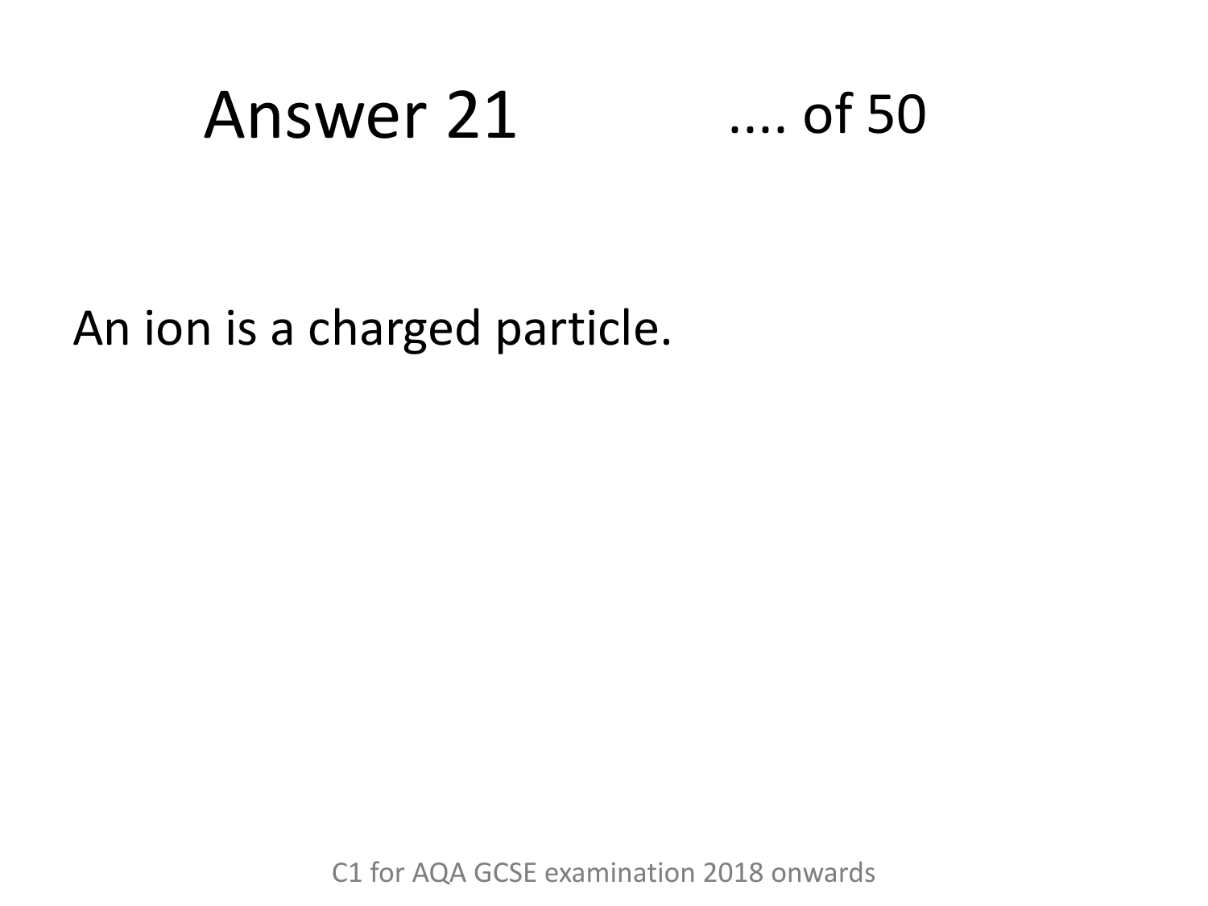# Answer 21

An ion is a charged particle.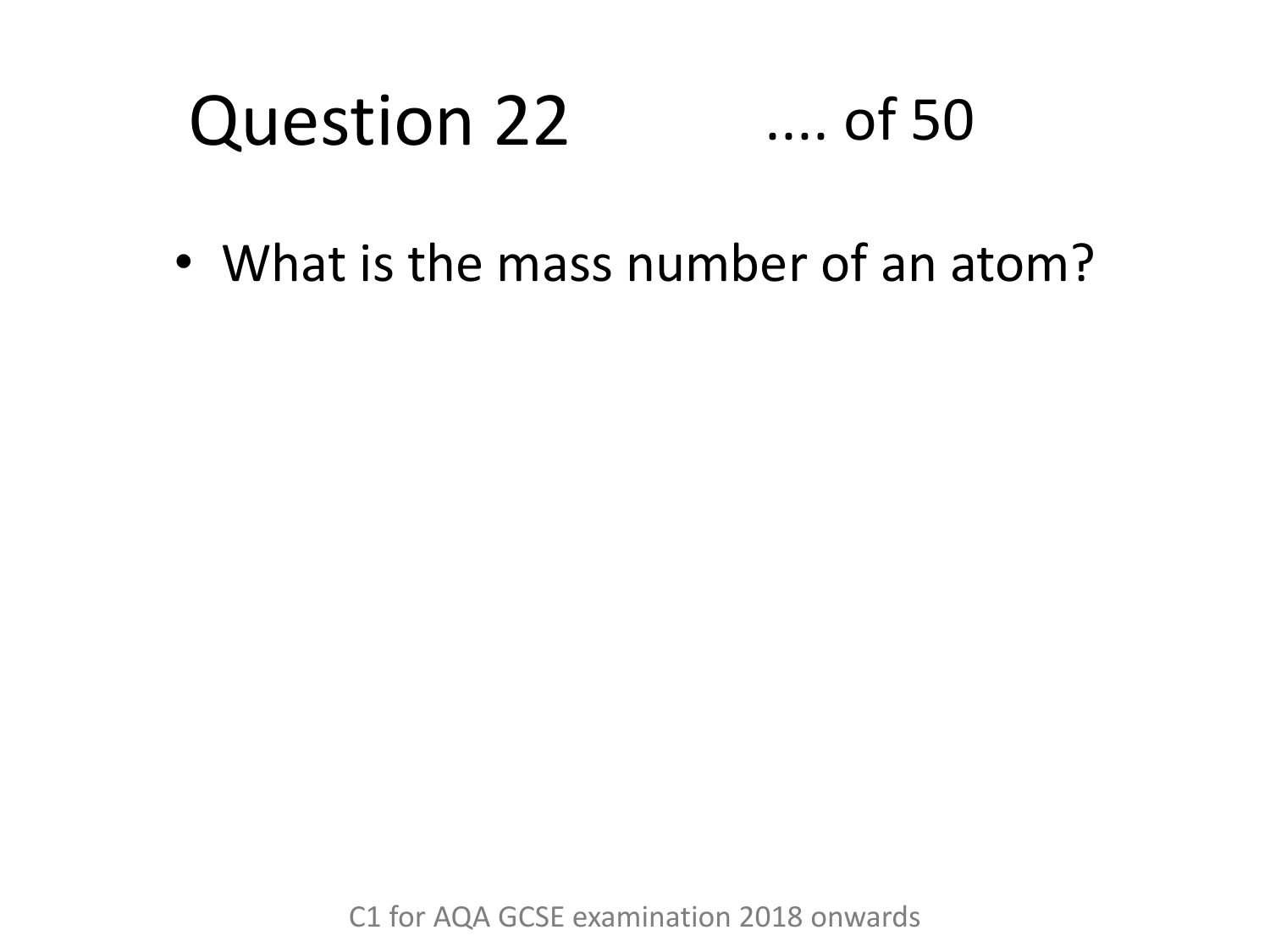# Question 22 .... of 50

- What is the mass number of an atom?

C1 for AQA GCSE examination 2018 onwards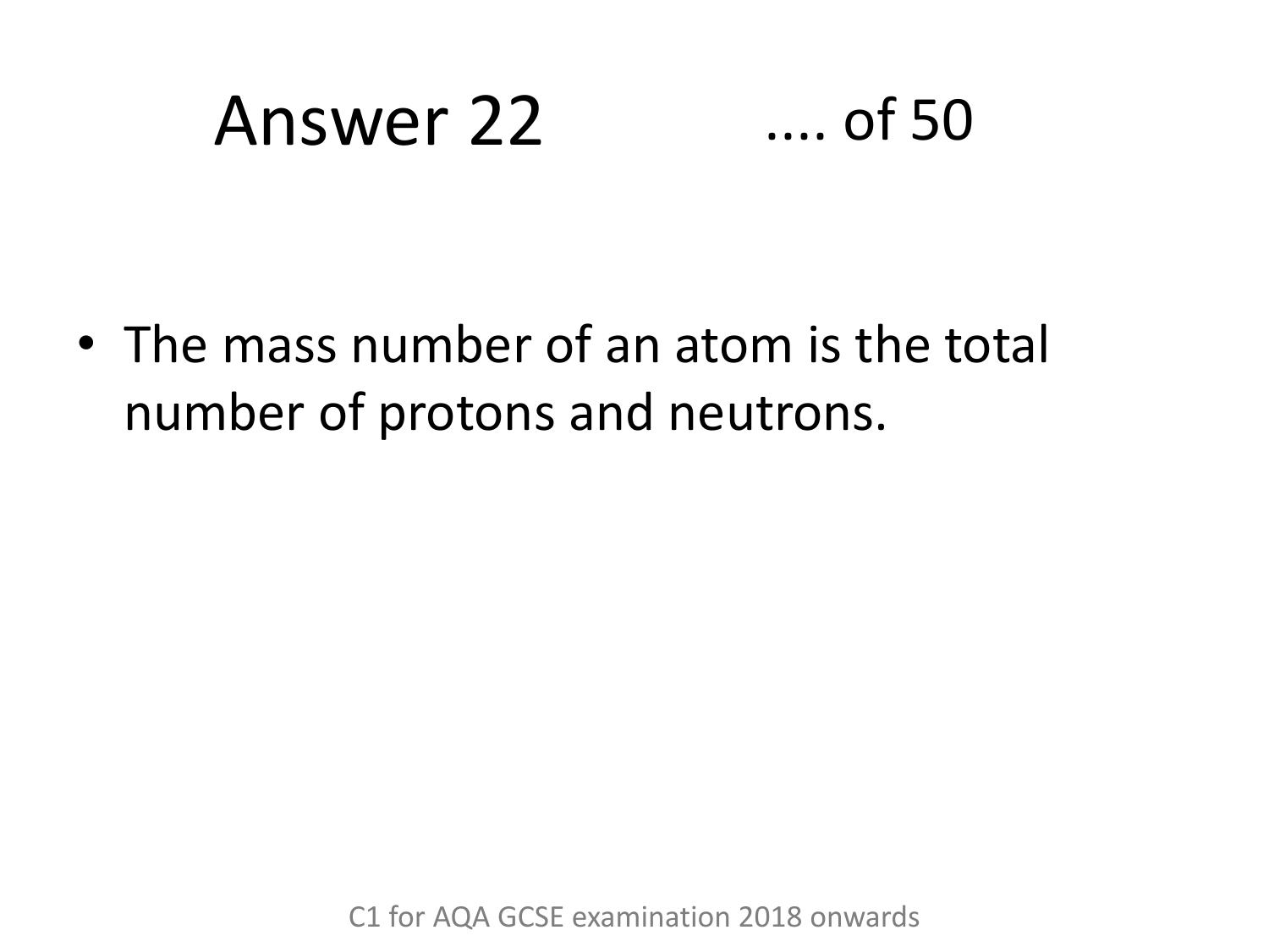# Answer 22 .... of 50

- The mass number of an atom is the total number of protons and neutrons.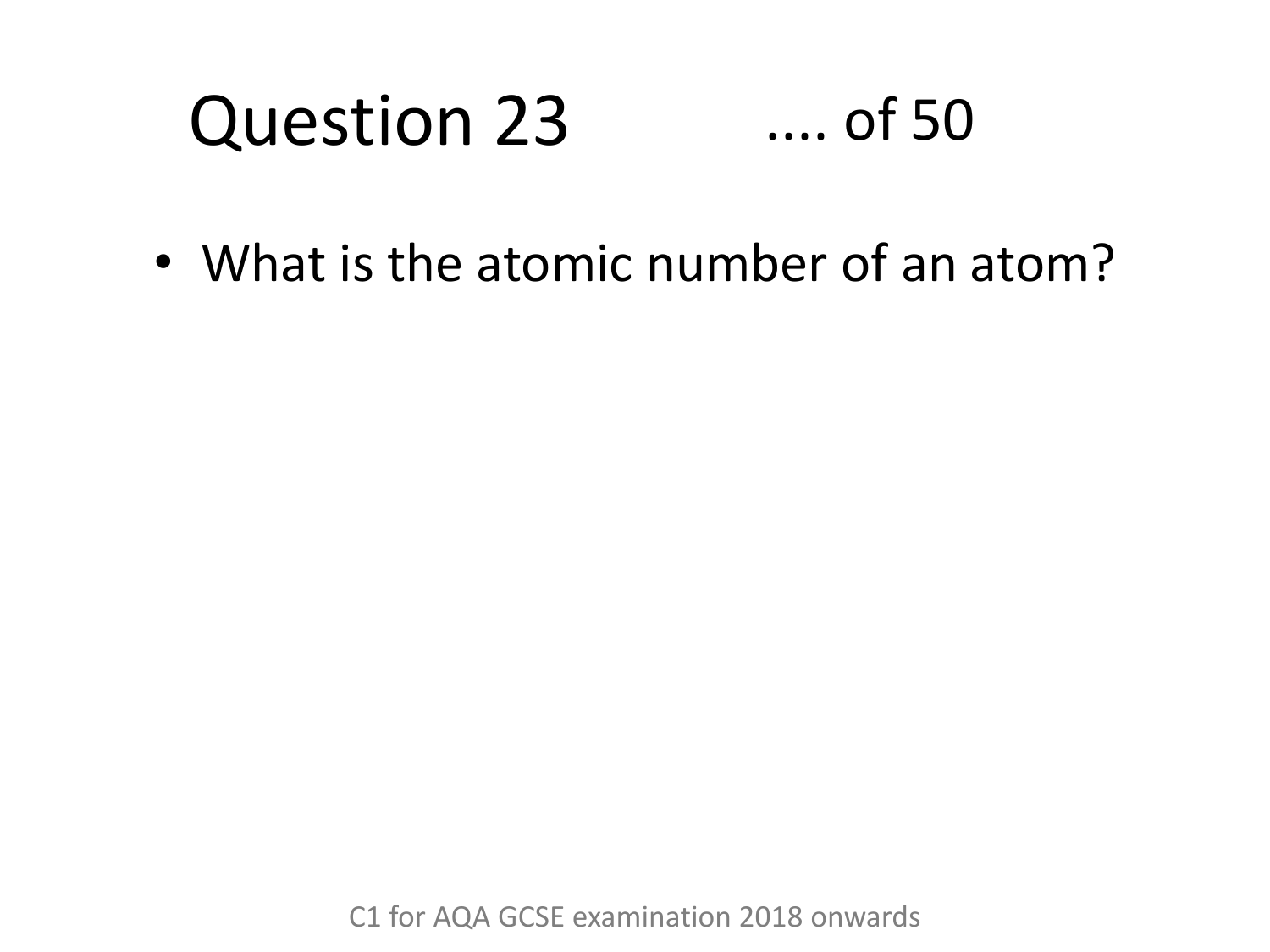# Question 23 .... of 50

- What is the atomic number of an atom?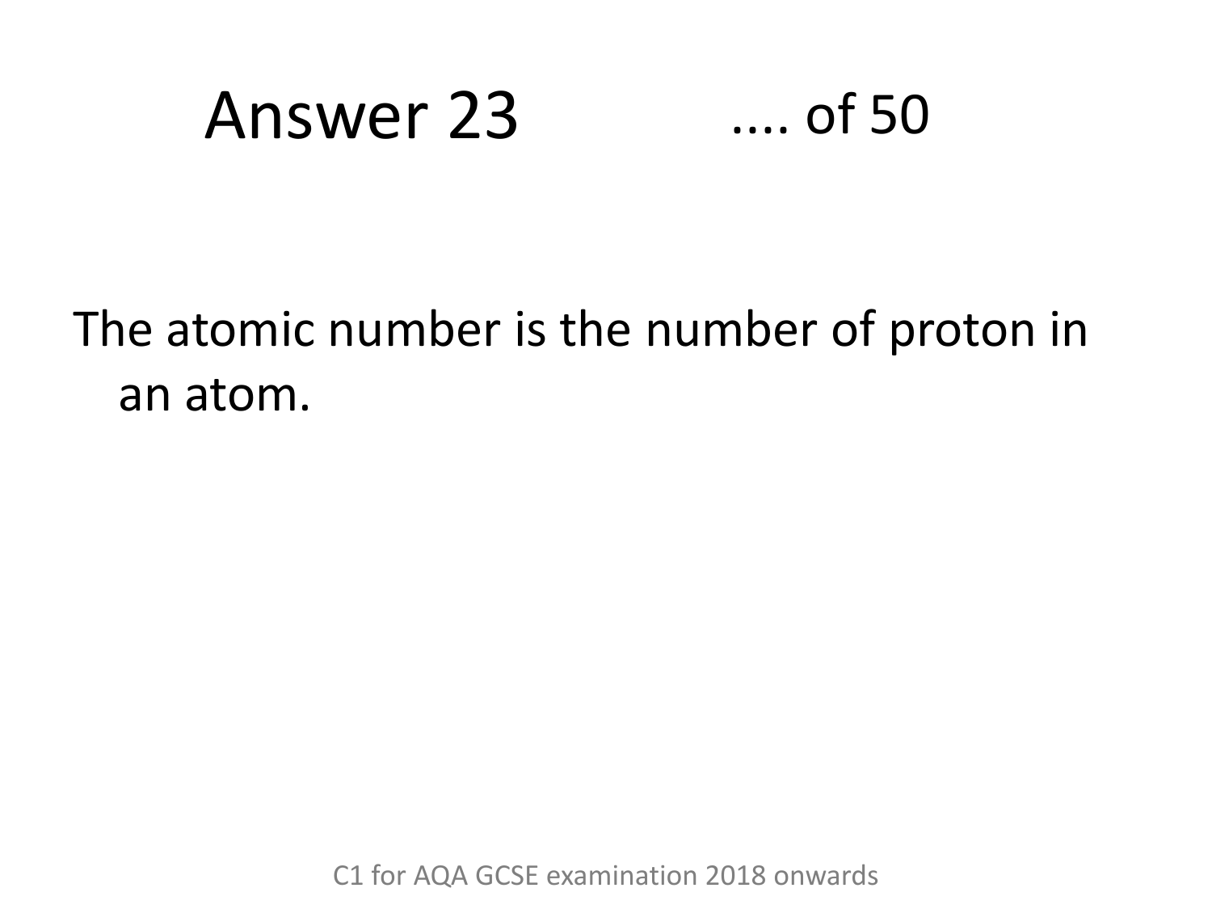# Answer 23 .... of 50

The atomic number is the number of proton in an atom.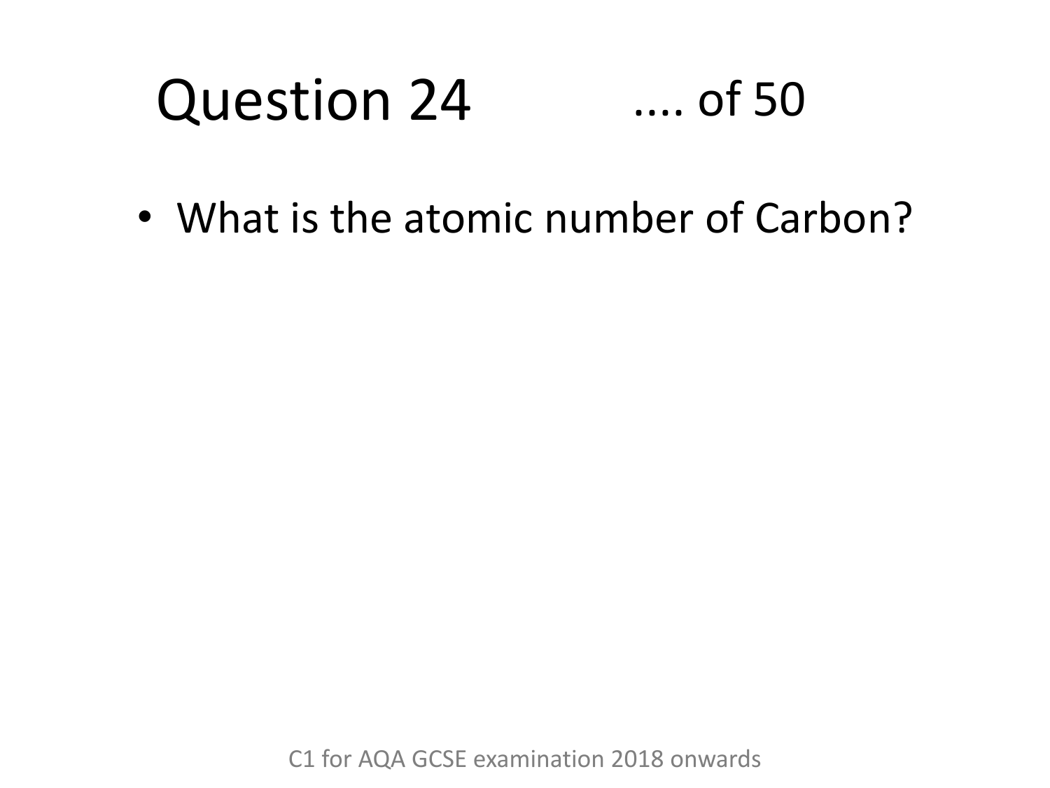# Question 24 .... of 50

- What is the atomic number of Carbon?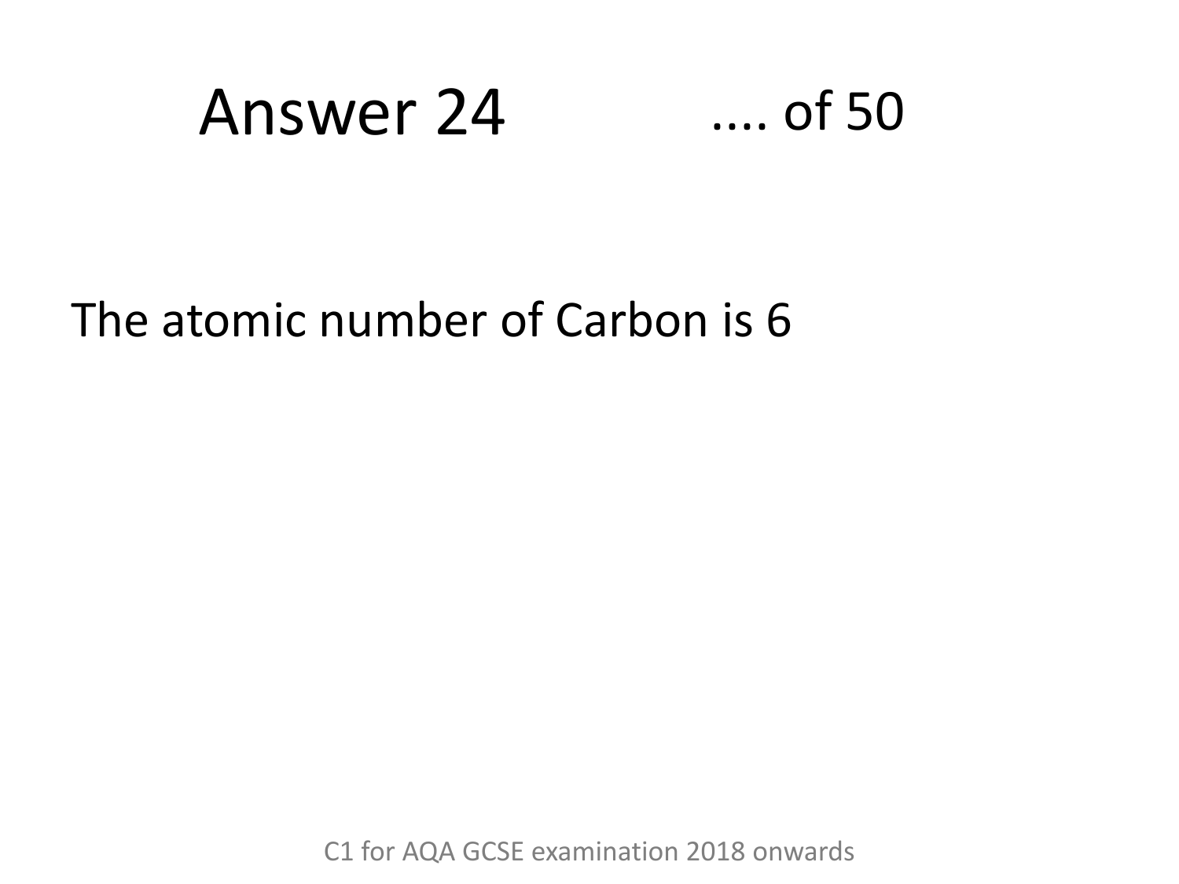# Answer 24

.... of 50

The atomic number of Carbon is 6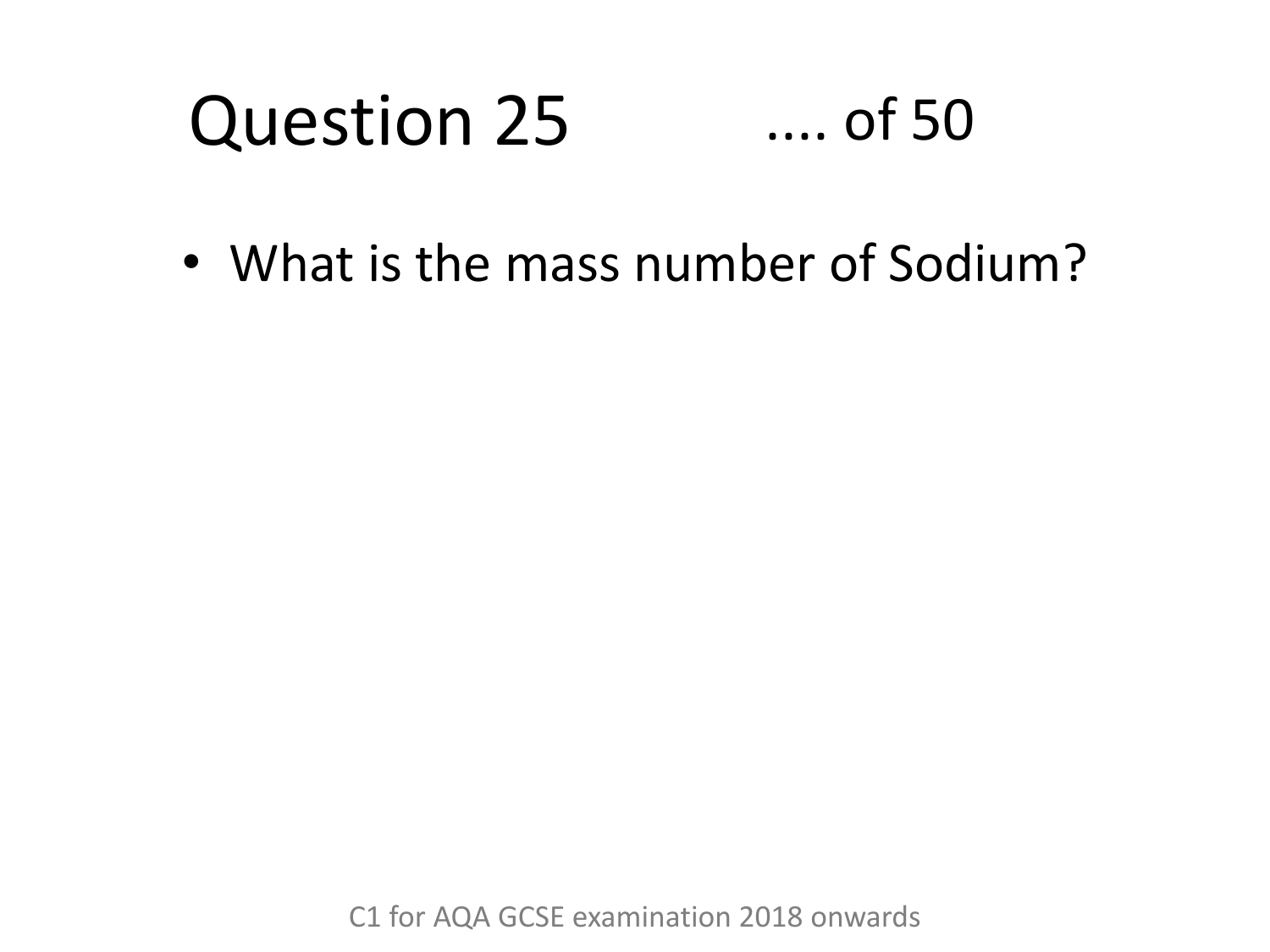# Question 25 .... of 50

- What is the mass number of Sodium?

C1 for AQA GCSE examination 2018 onwards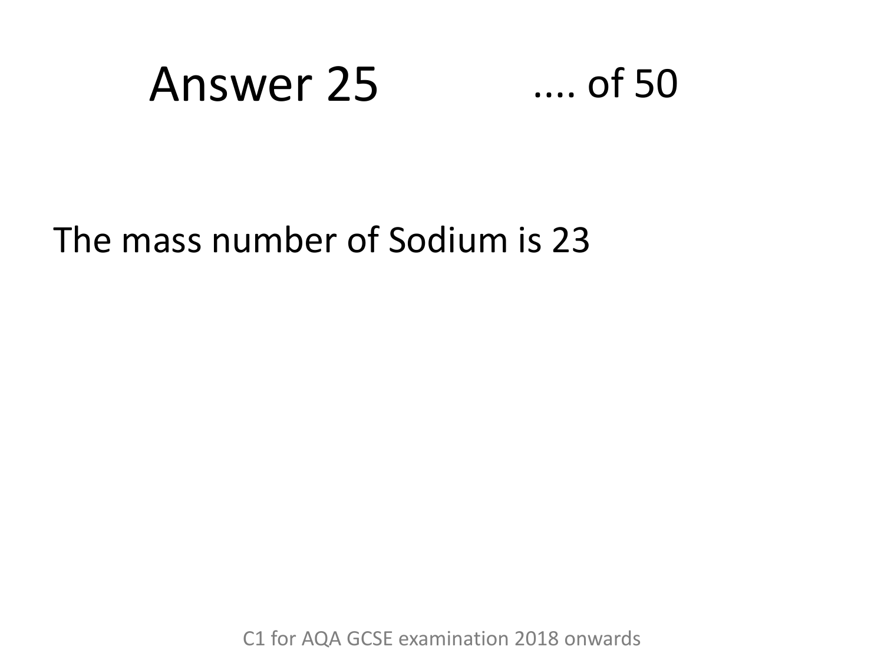# Answer 25 .... of 50

The mass number of Sodium is 23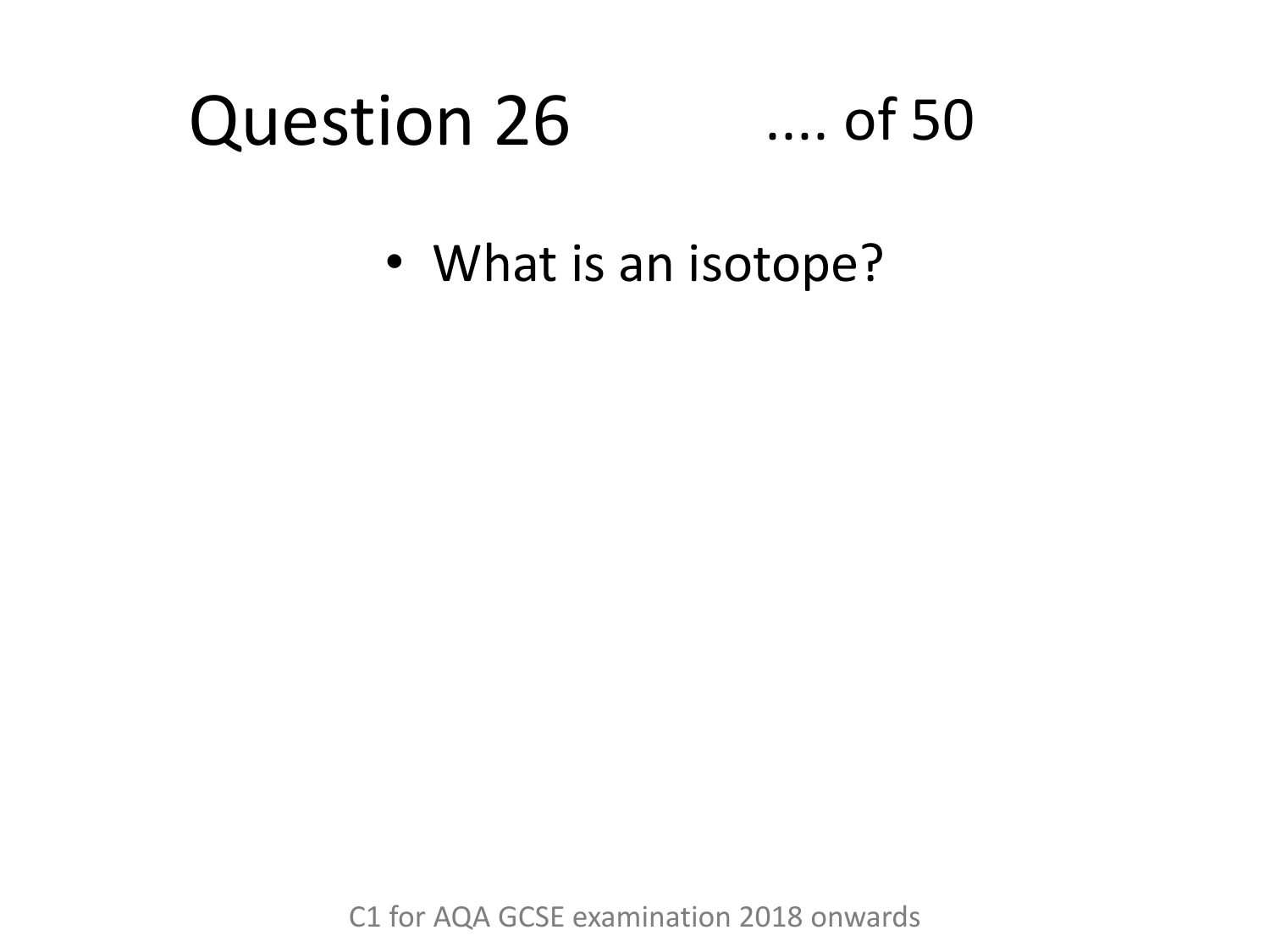# Question 26

.... of 50

- What is an isotope?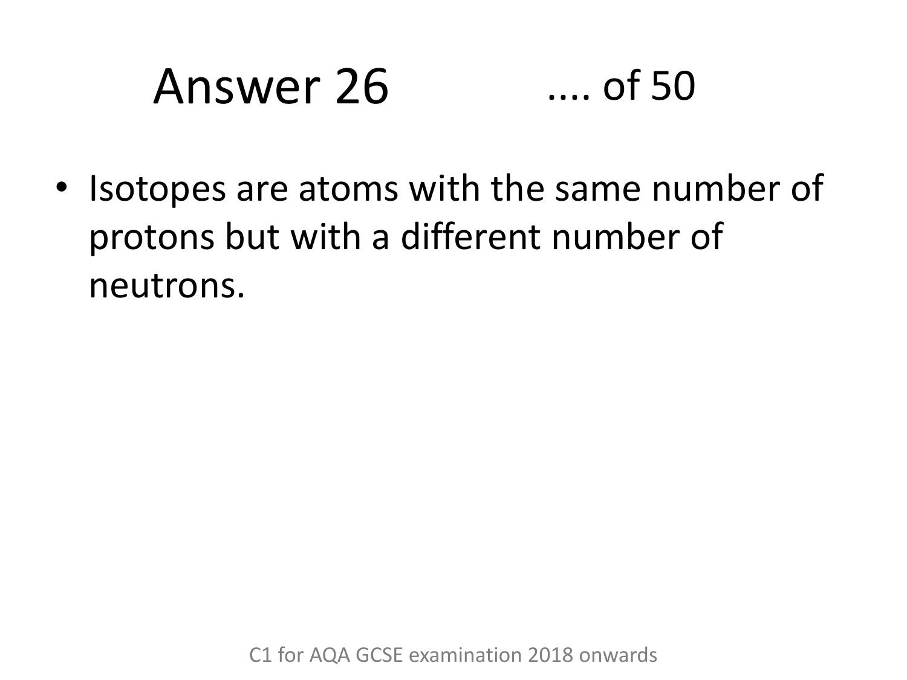# Answer 26 .... of 50

- Isotopes are atoms with the same number of protons but with a different number of neutrons.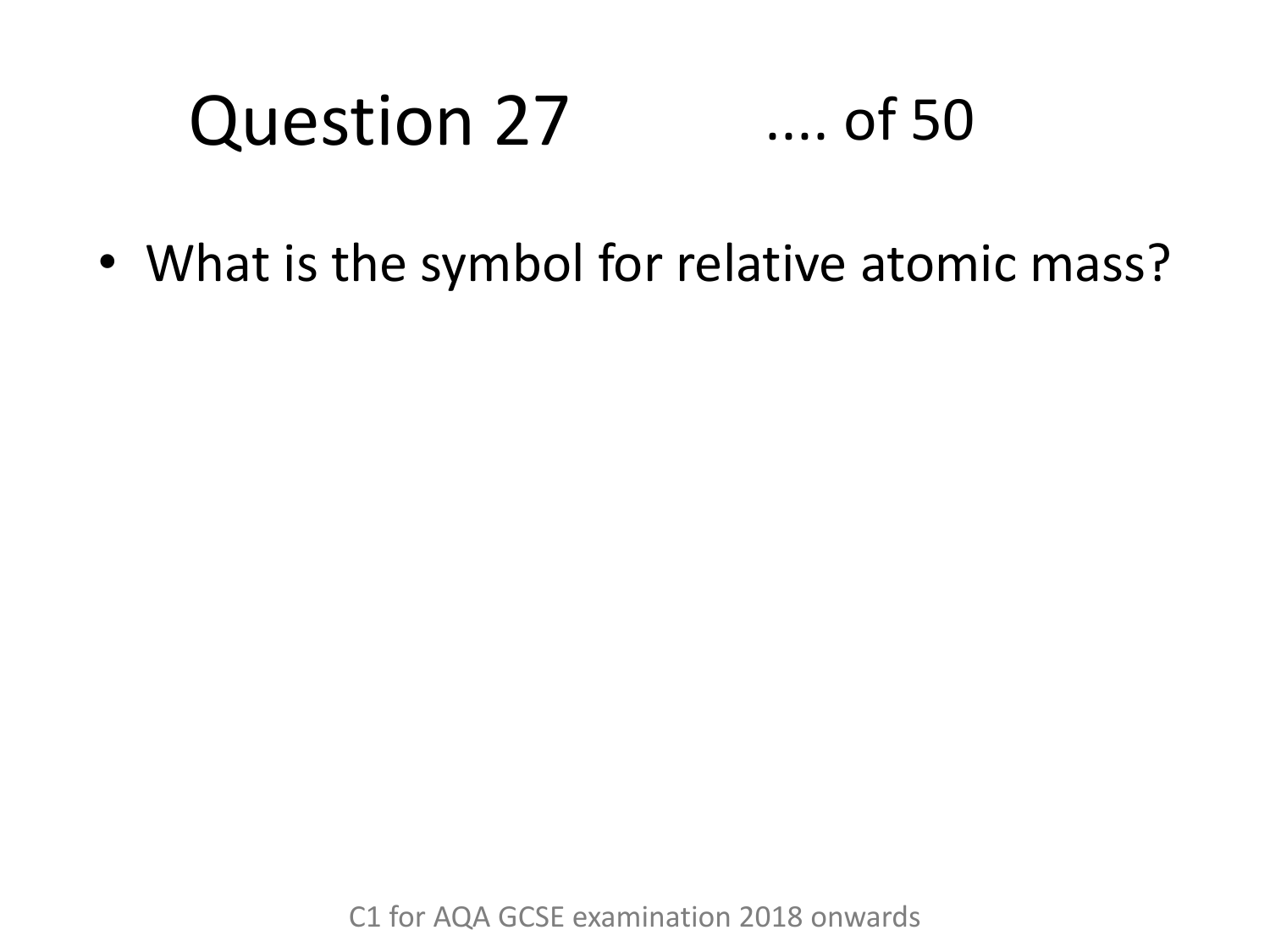# Question 27 .... of 50

- What is the symbol for relative atomic mass?

C1 for AQA GCSE examination 2018 onwards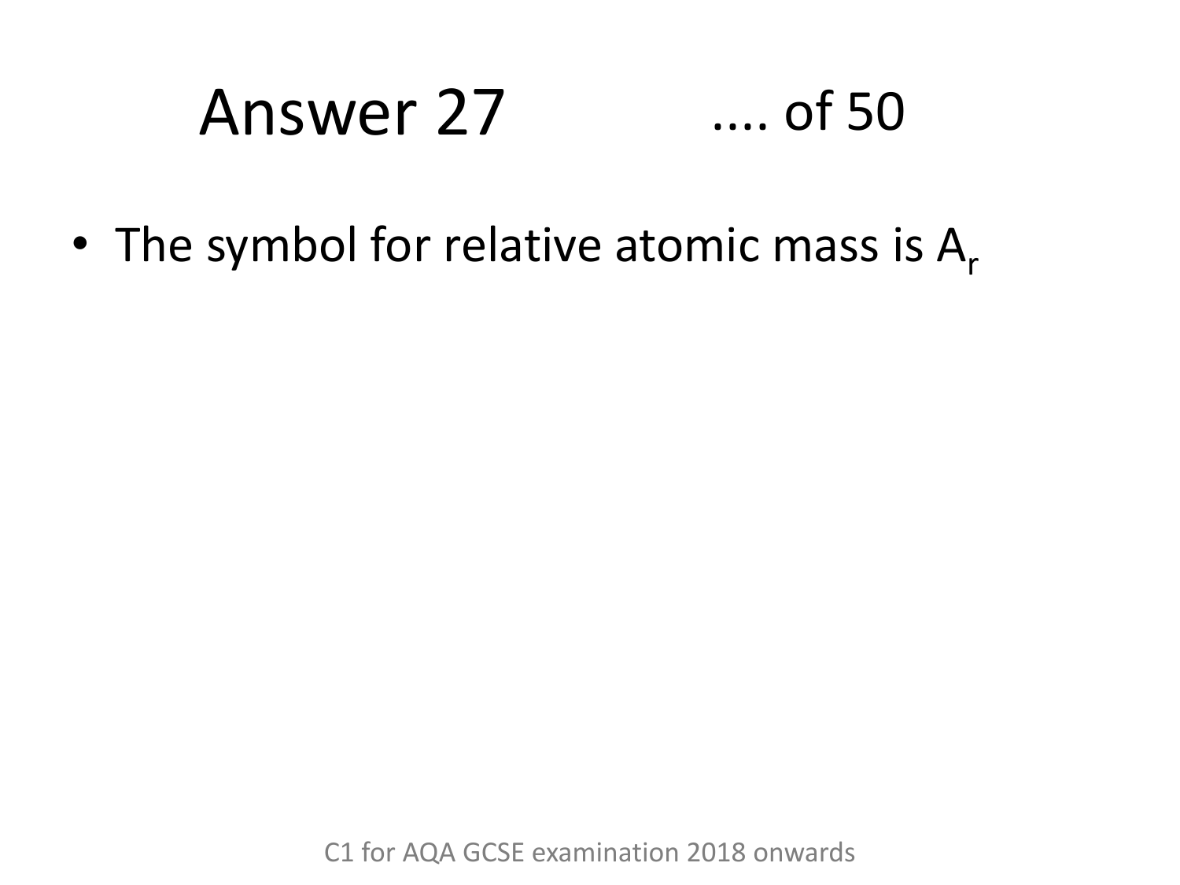# Answer 27 .... of 50

- The symbol for relative atomic mass is $A_r$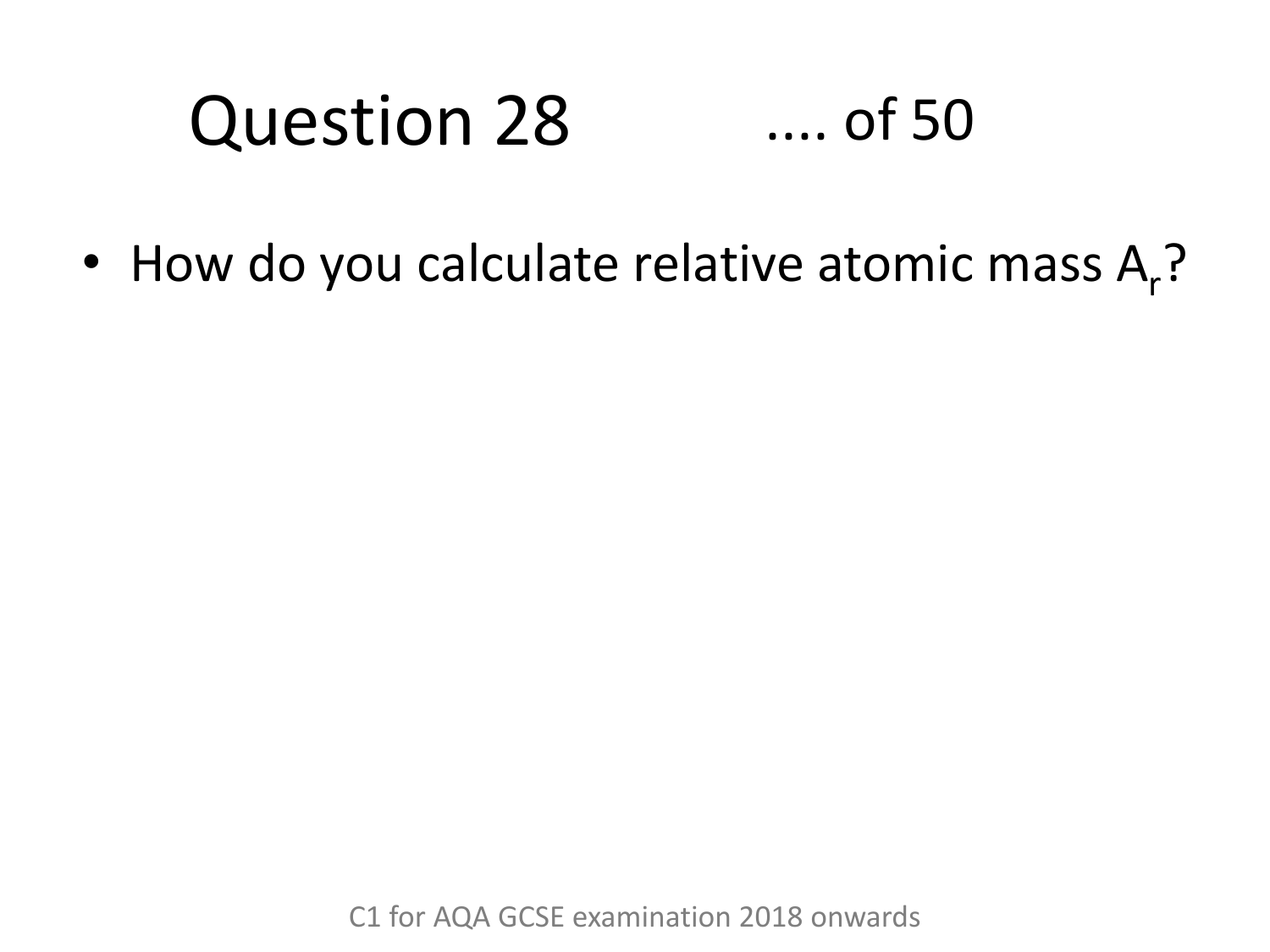# Question 28 .... of 50

- How do you calculate relative atomic mass $A_r$?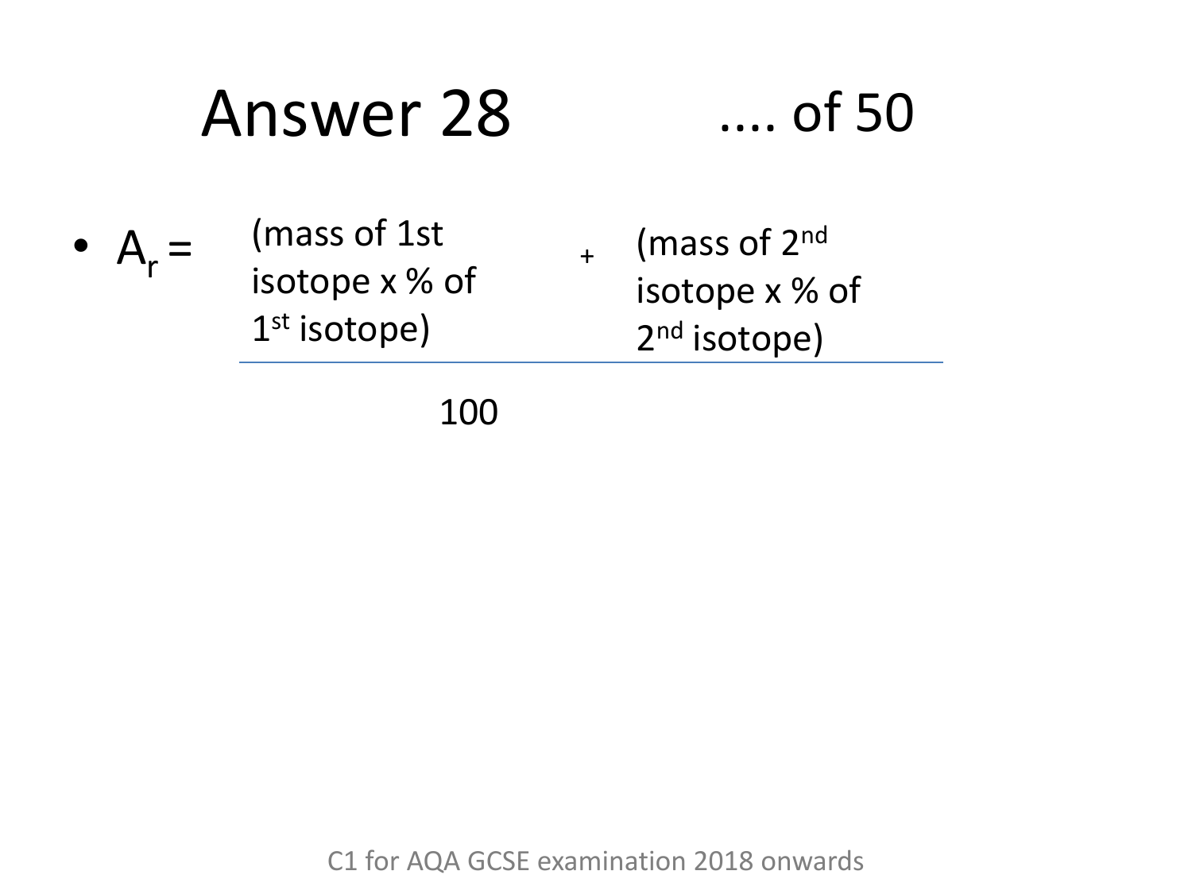# Answer 28

.... of 50

- $$A_r = \frac{(\text{mass of 1st isotope} \times \%\text{ of 1st isotope}) + (\text{mass of 2nd isotope} \times \%\text{ of 2nd isotope})}{100}$$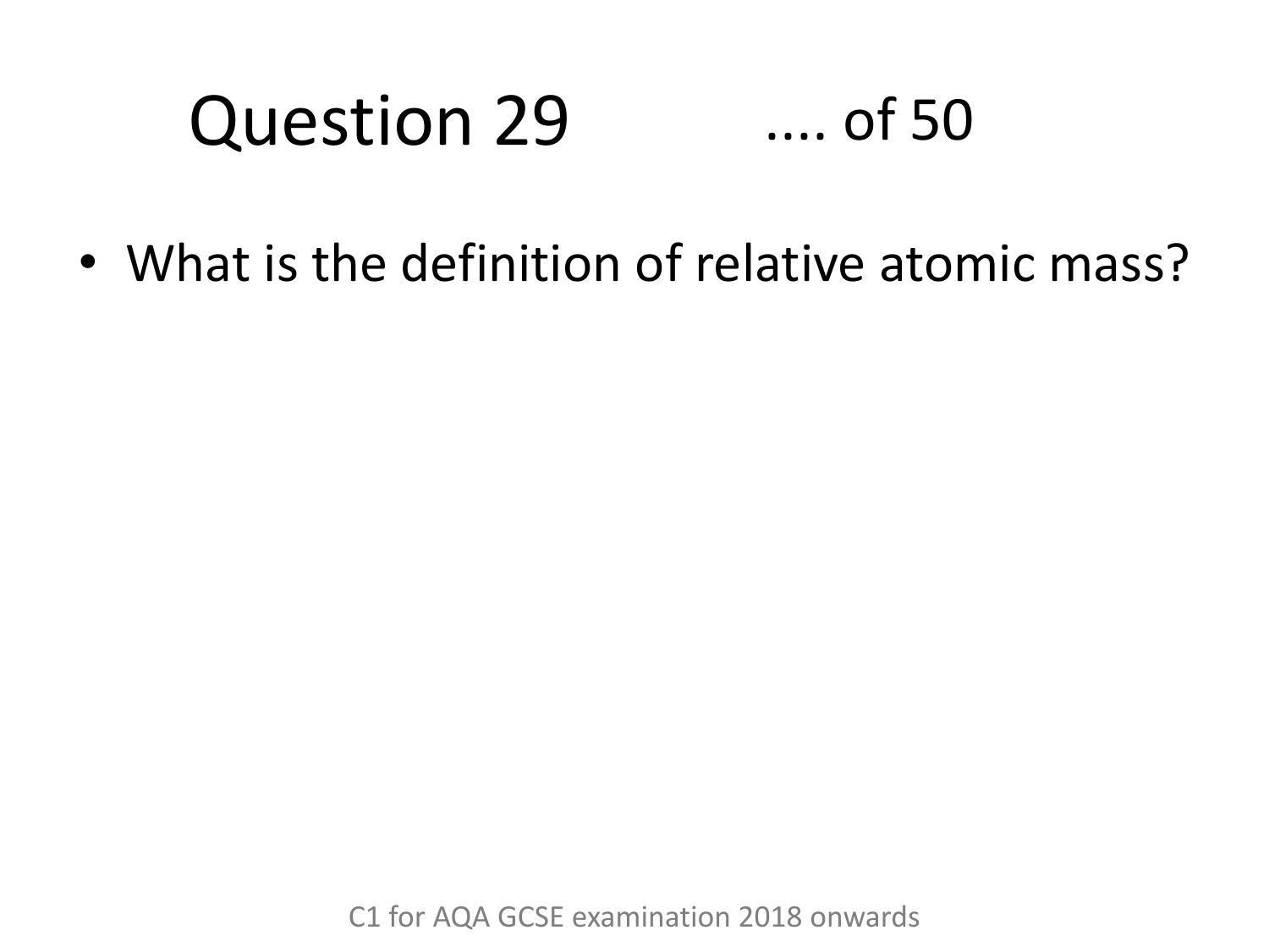# Question 29 .... of 50

- What is the definition of relative atomic mass?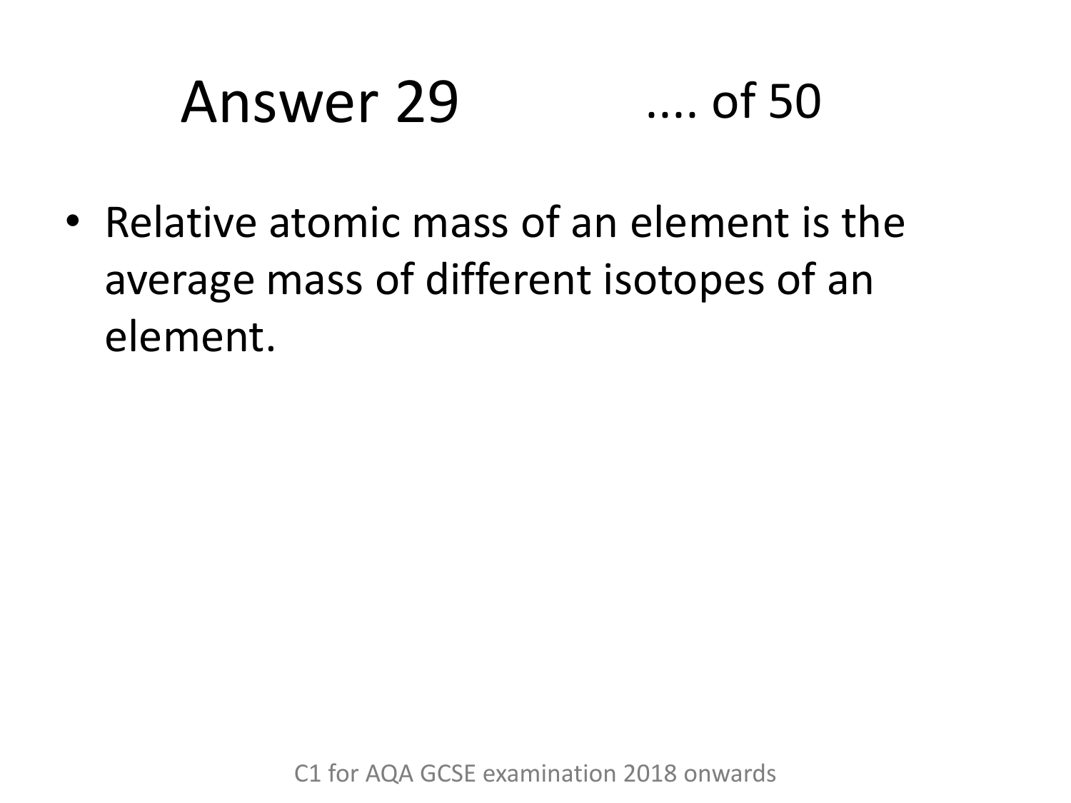# Answer 29 .... of 50

- Relative atomic mass of an element is the average mass of different isotopes of an element.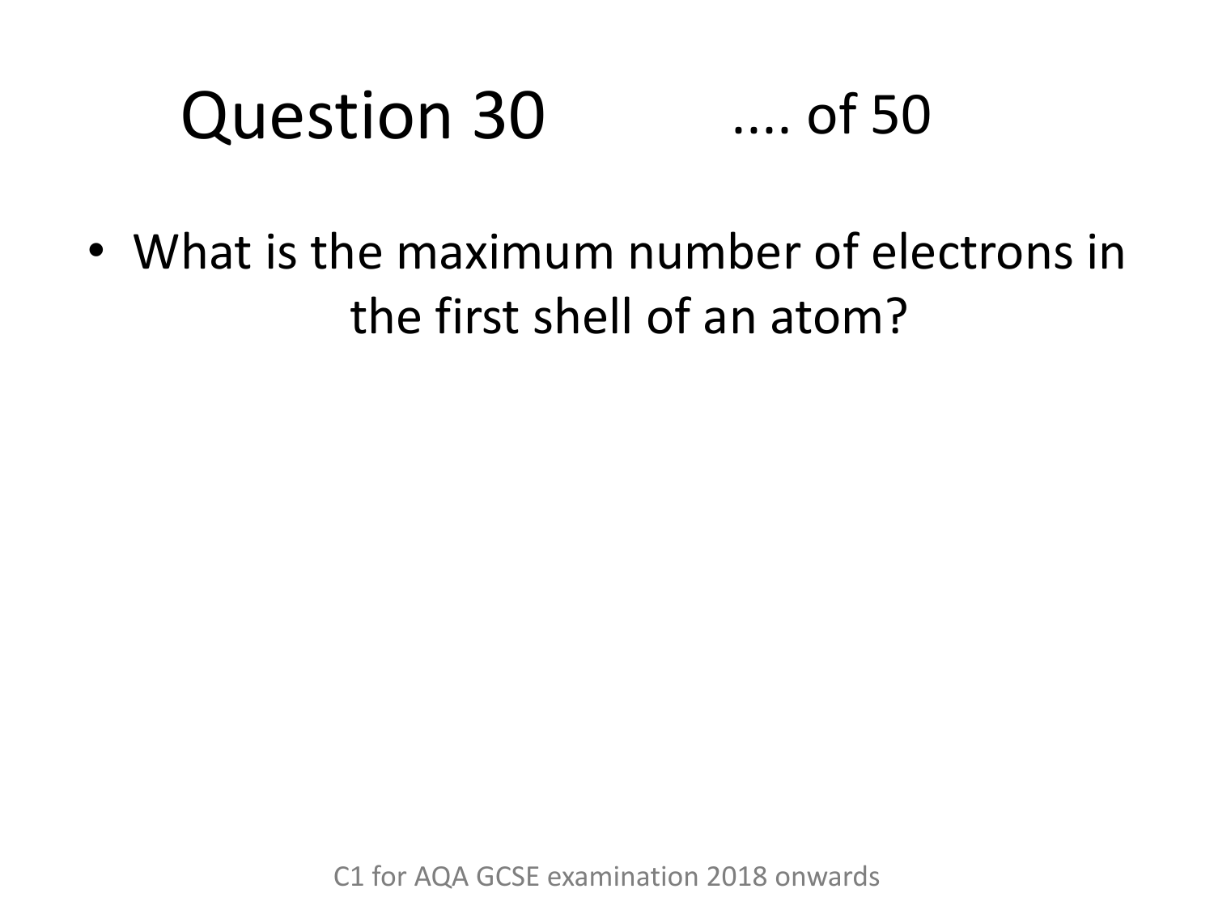# Question 30 .... of 50

- What is the maximum number of electrons in the first shell of an atom?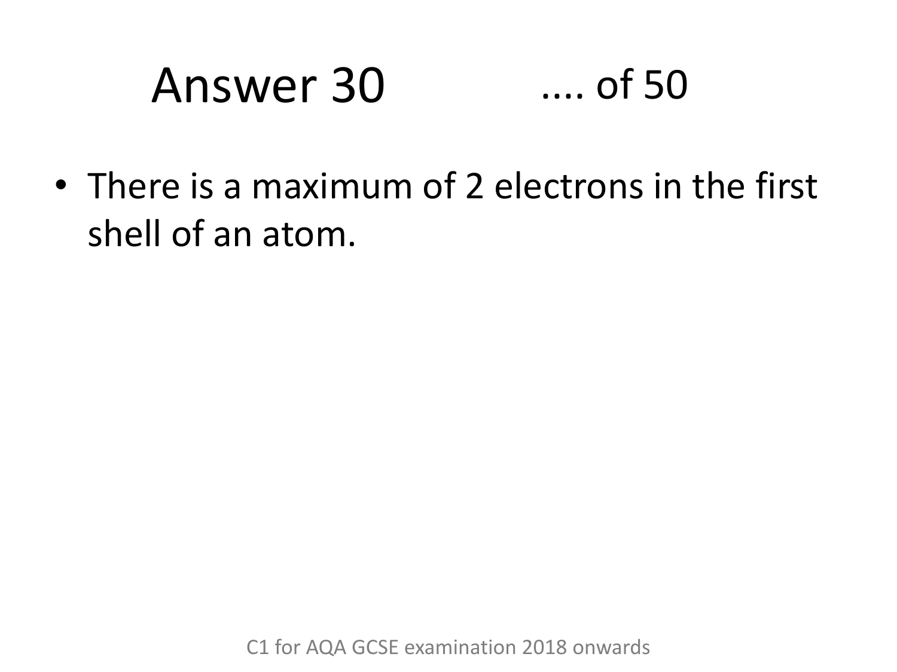# Answer 30 .... of 50

- There is a maximum of 2 electrons in the first shell of an atom.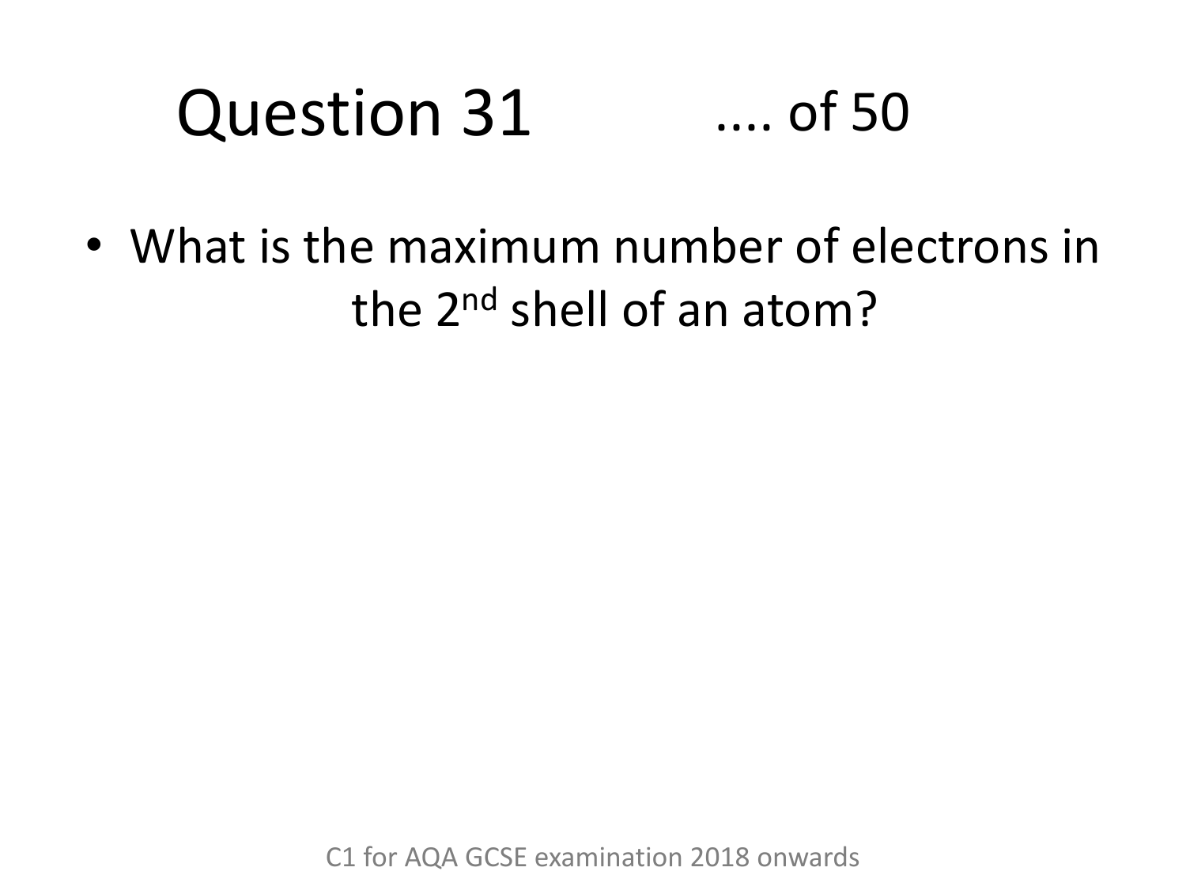# Question 31 .... of 50

- What is the maximum number of electrons in the 2nd shell of an atom?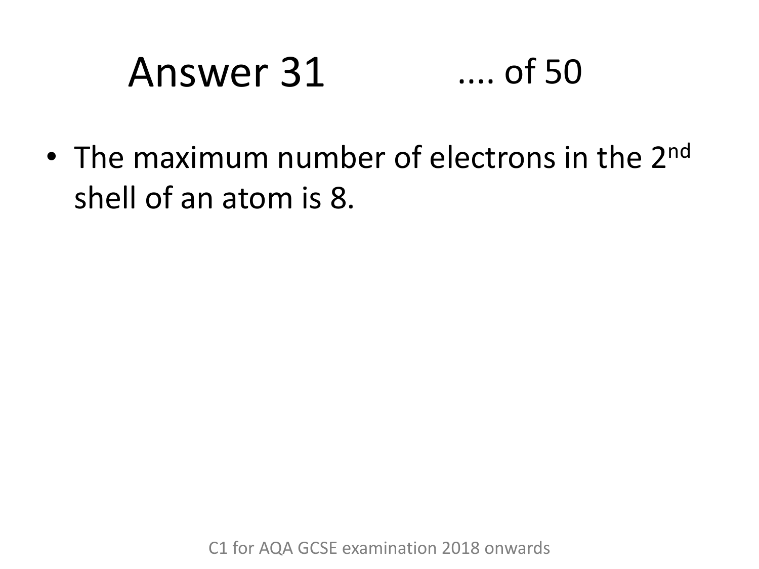# Answer 31

.... of 50

- The maximum number of electrons in the 2$^{nd}$ shell of an atom is 8.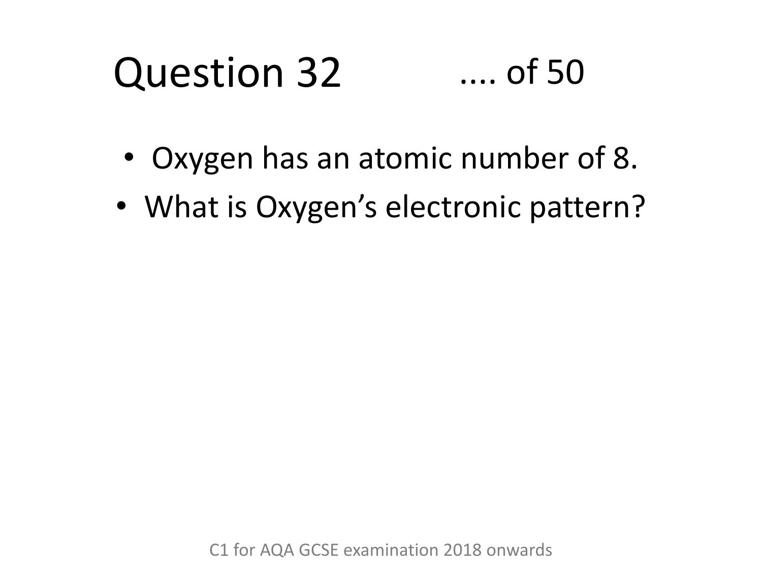# Question 32 .... of 50

- Oxygen has an atomic number of 8.
- What is Oxygen's electronic pattern?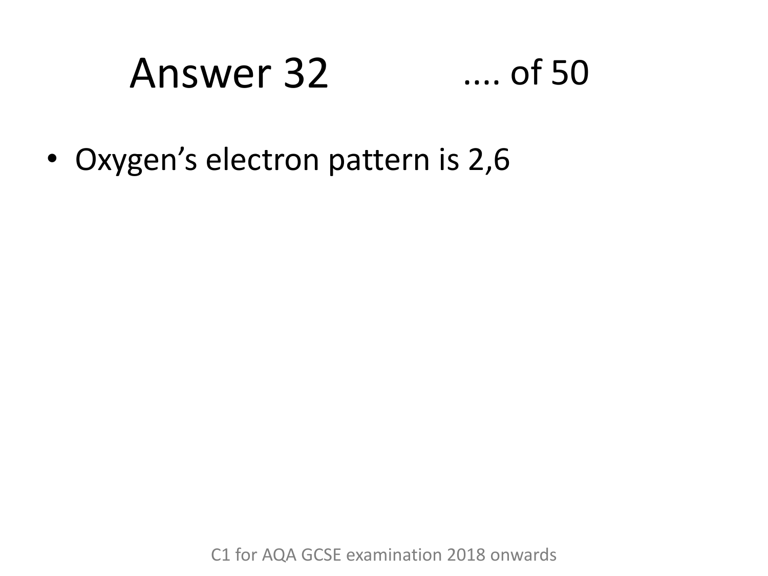# Answer 32 .... of 50

- Oxygen's electron pattern is 2,6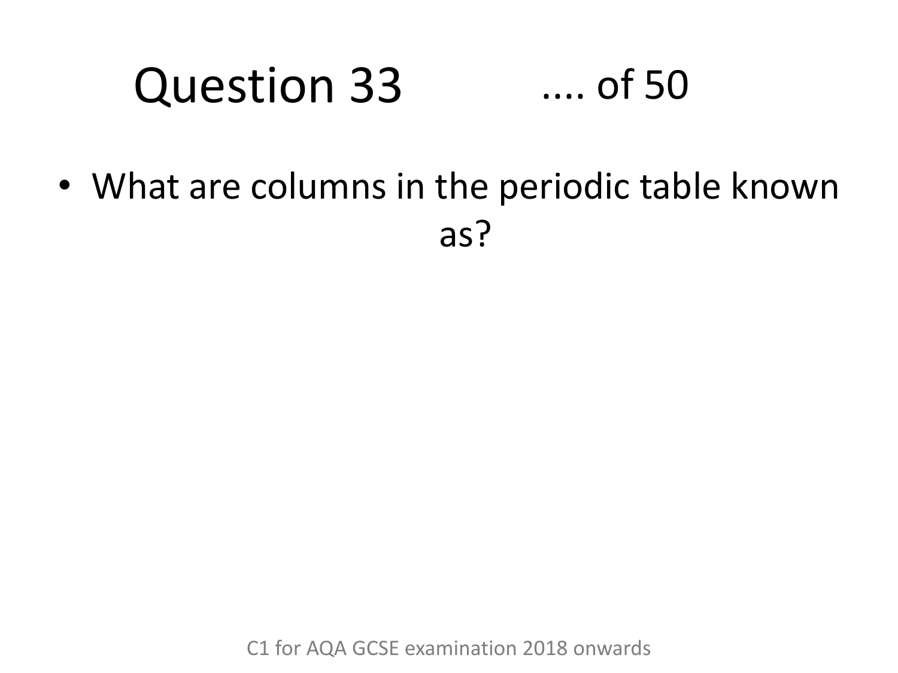# Question 33 .... of 50

- What are columns in the periodic table known as?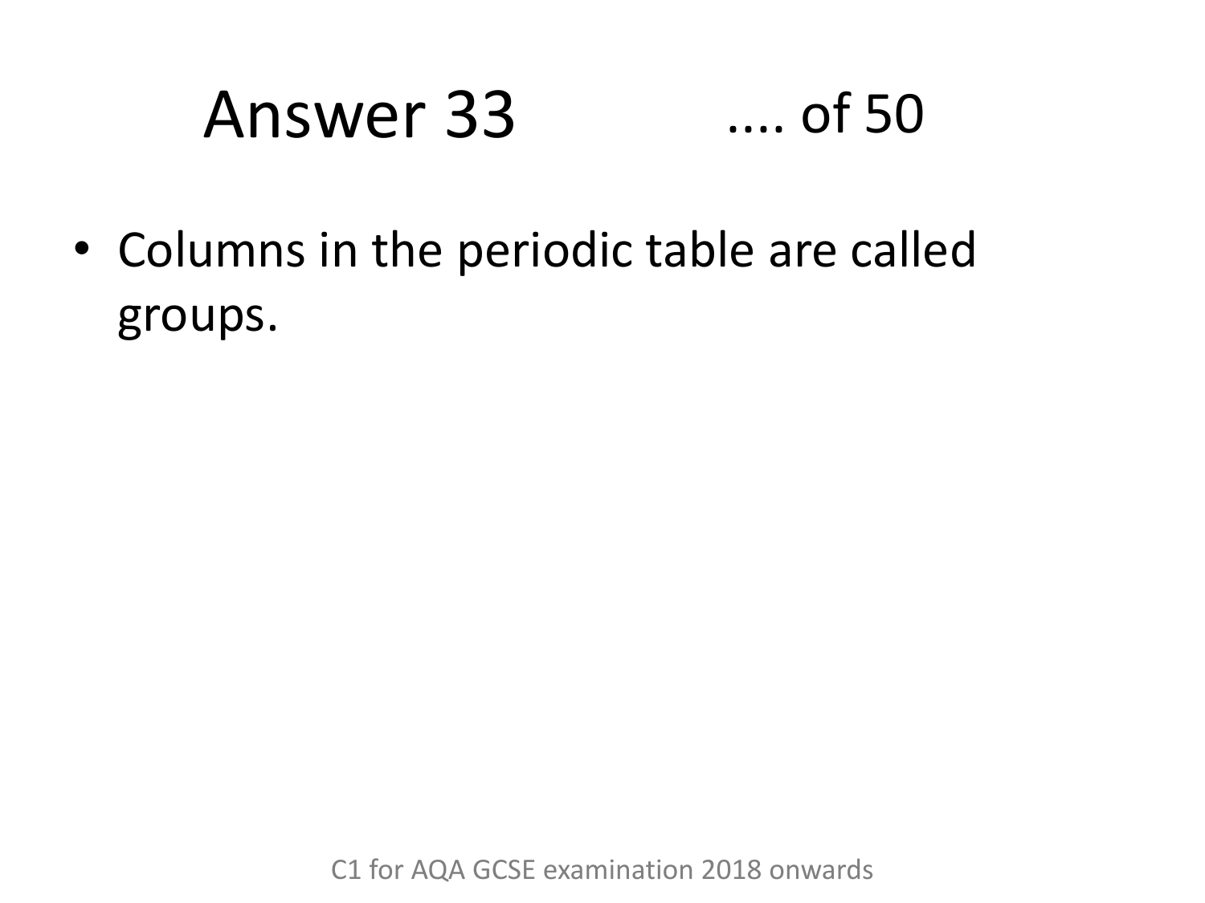# Answer 33 .... of 50

- Columns in the periodic table are called groups.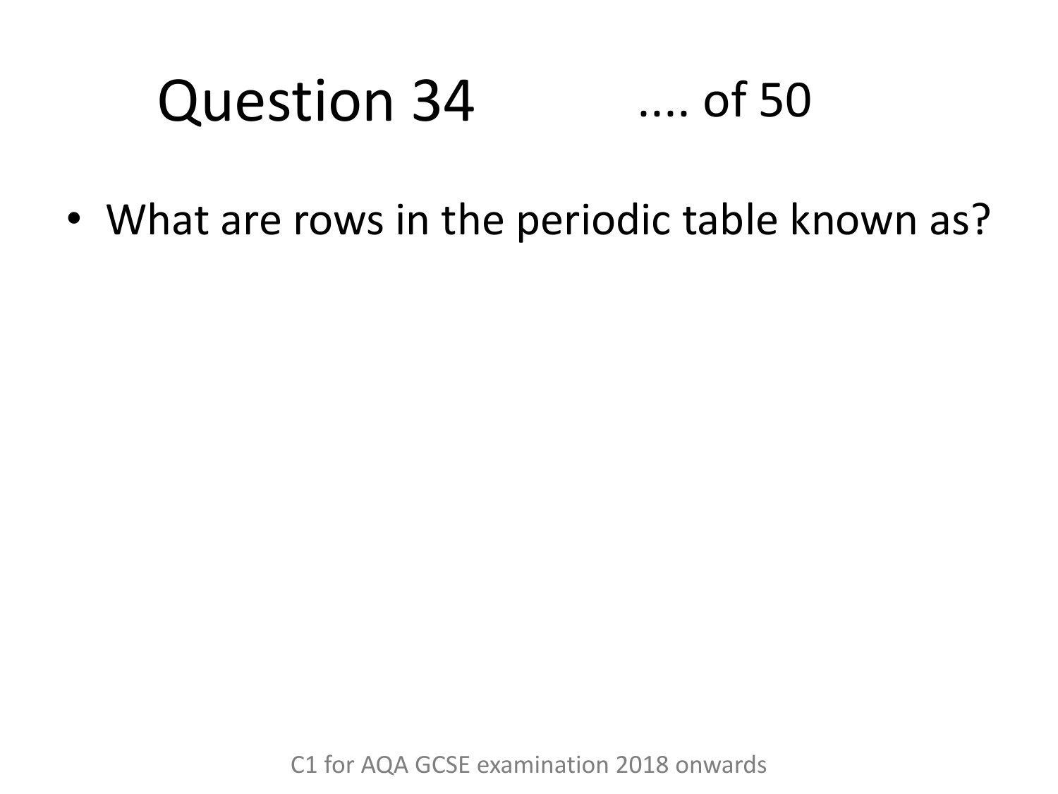# Question 34 .... of 50

- What are rows in the periodic table known as?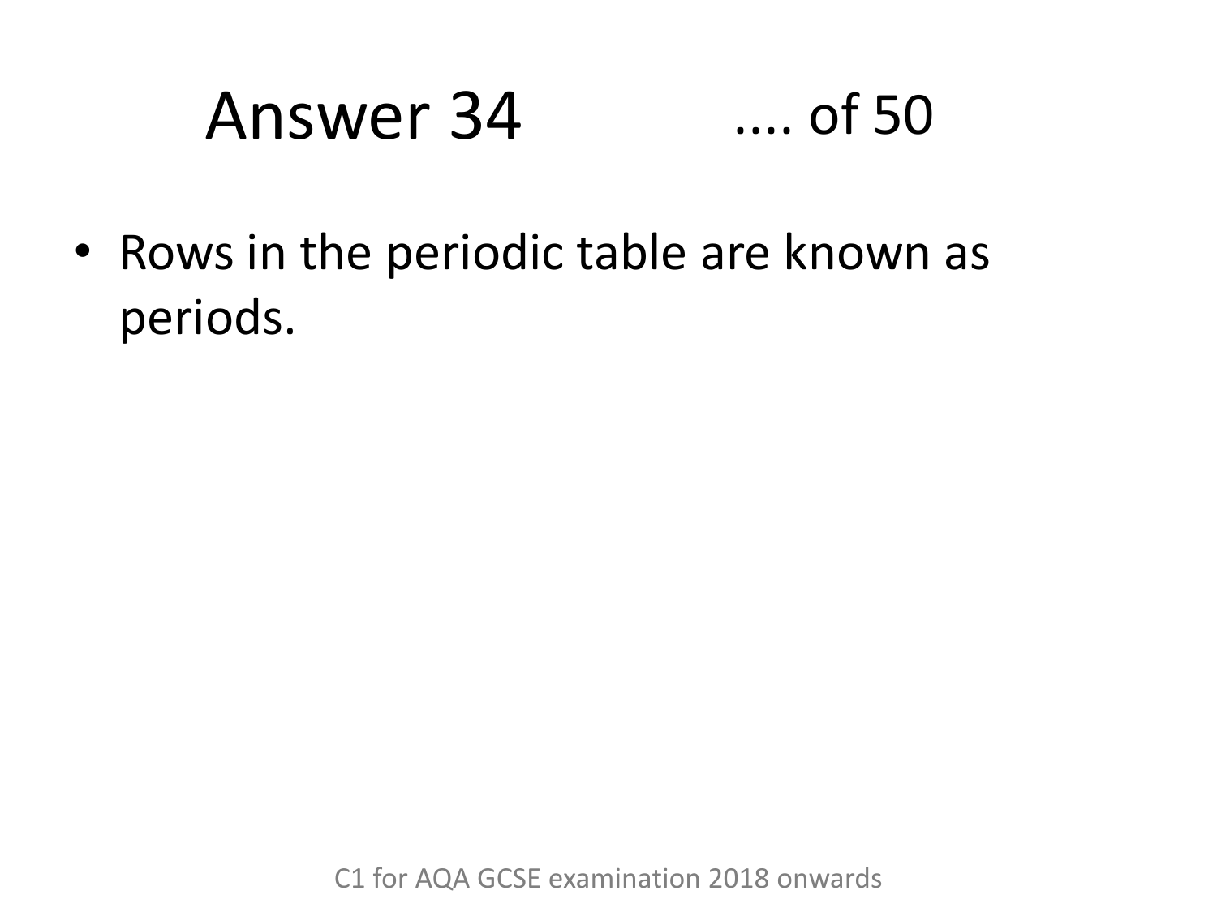# Answer 34 .... of 50

- Rows in the periodic table are known as periods.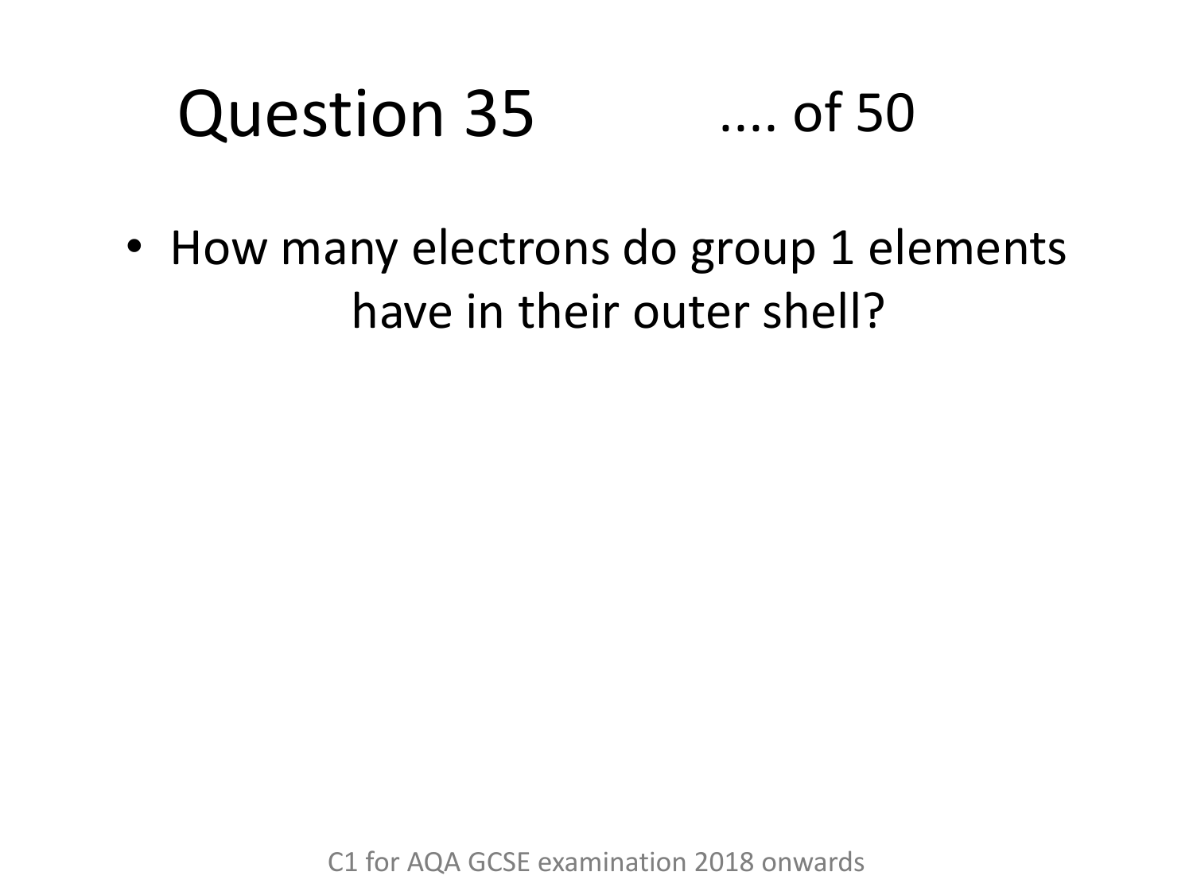# Question 35 .... of 50

- How many electrons do group 1 elements have in their outer shell?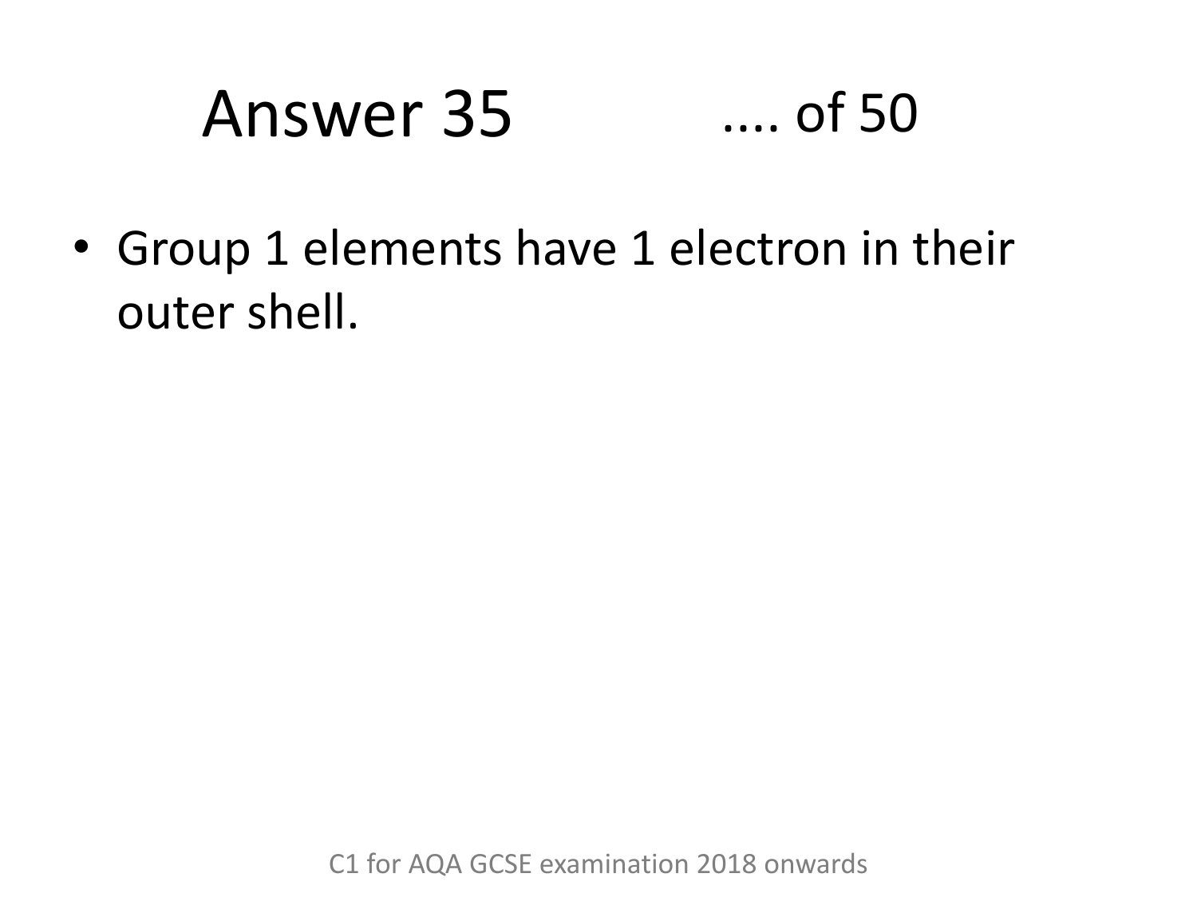# Answer 35 .... of 50

- Group 1 elements have 1 electron in their outer shell.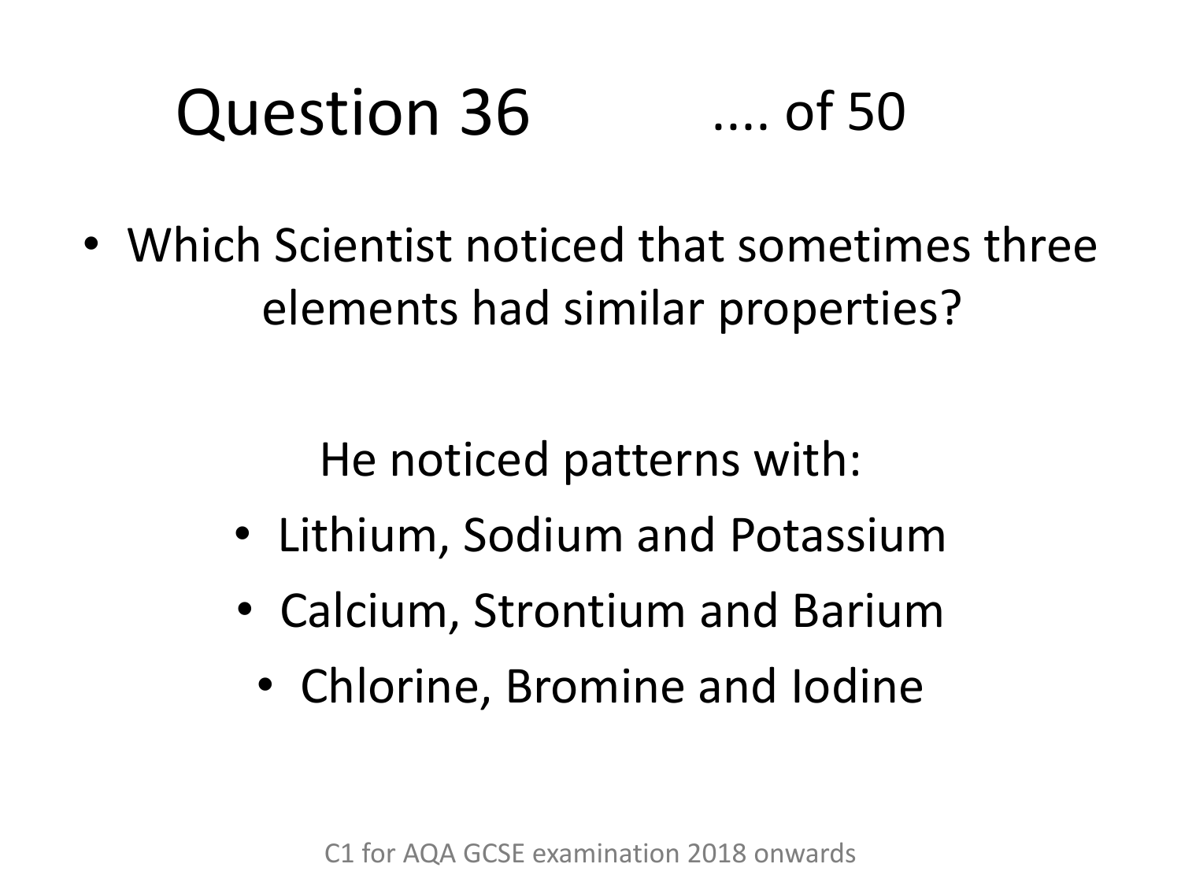# Question 36 .... of 50

- Which Scientist noticed that sometimes three elements had similar properties?

He noticed patterns with:

- Lithium, Sodium and Potassium
- Calcium, Strontium and Barium
- Chlorine, Bromine and Iodine

C1 for AQA GCSE examination 2018 onwards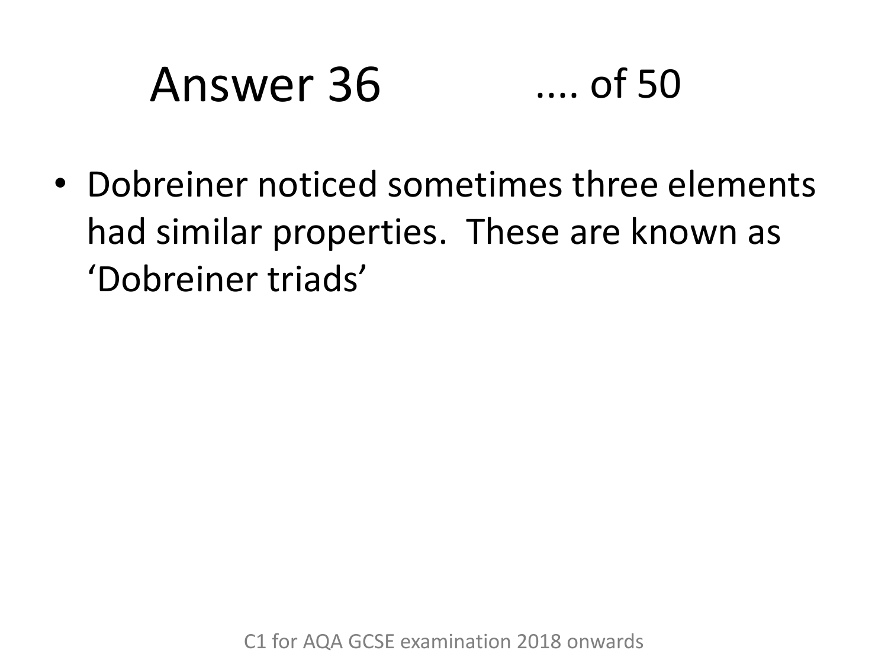# Answer 36 .... of 50

- Dobreiner noticed sometimes three elements had similar properties. These are known as 'Dobreiner triads'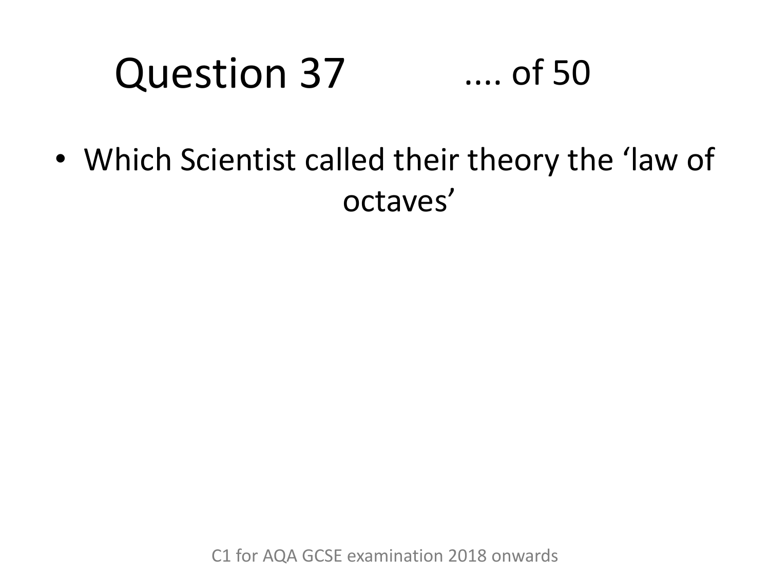# Question 37 .... of 50

- Which Scientist called their theory the ‘law of octaves’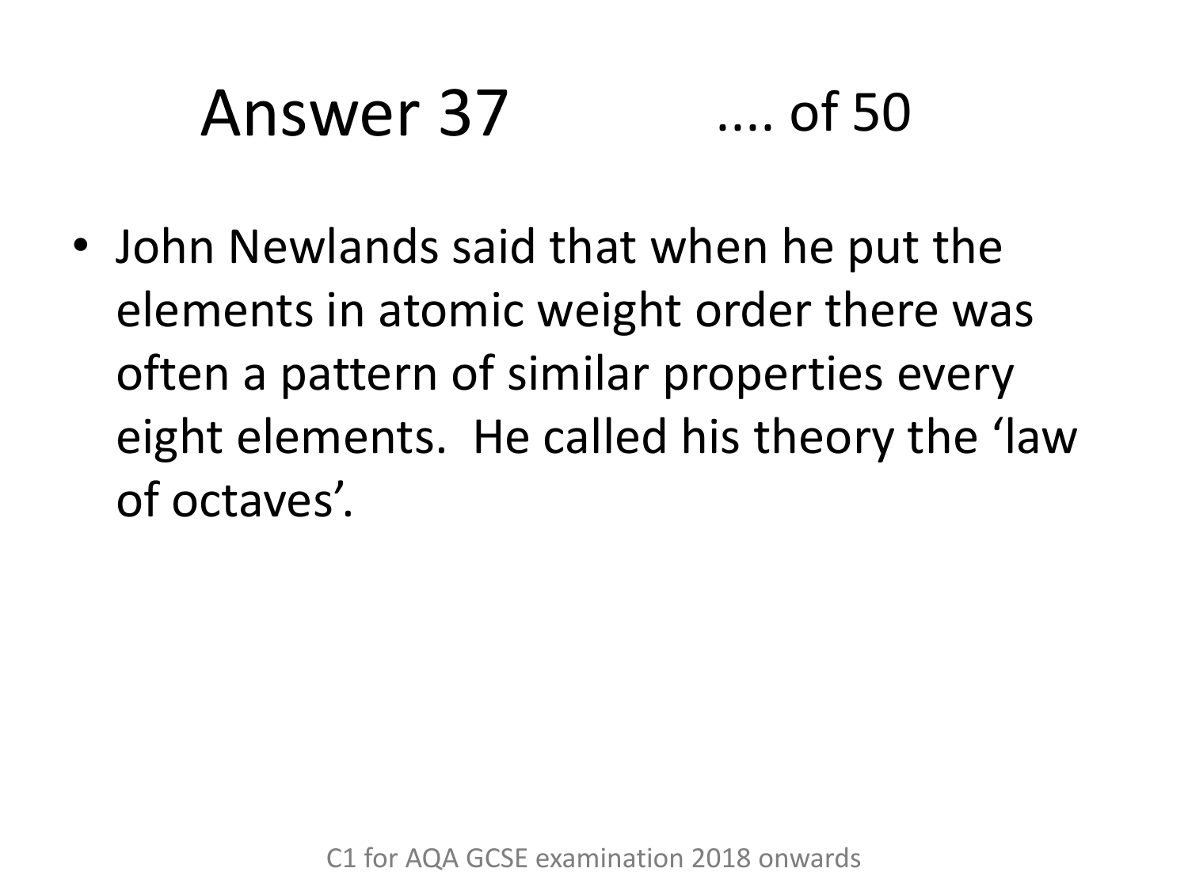# Answer 37 .... of 50

- John Newlands said that when he put the elements in atomic weight order there was often a pattern of similar properties every eight elements. He called his theory the 'law of octaves'.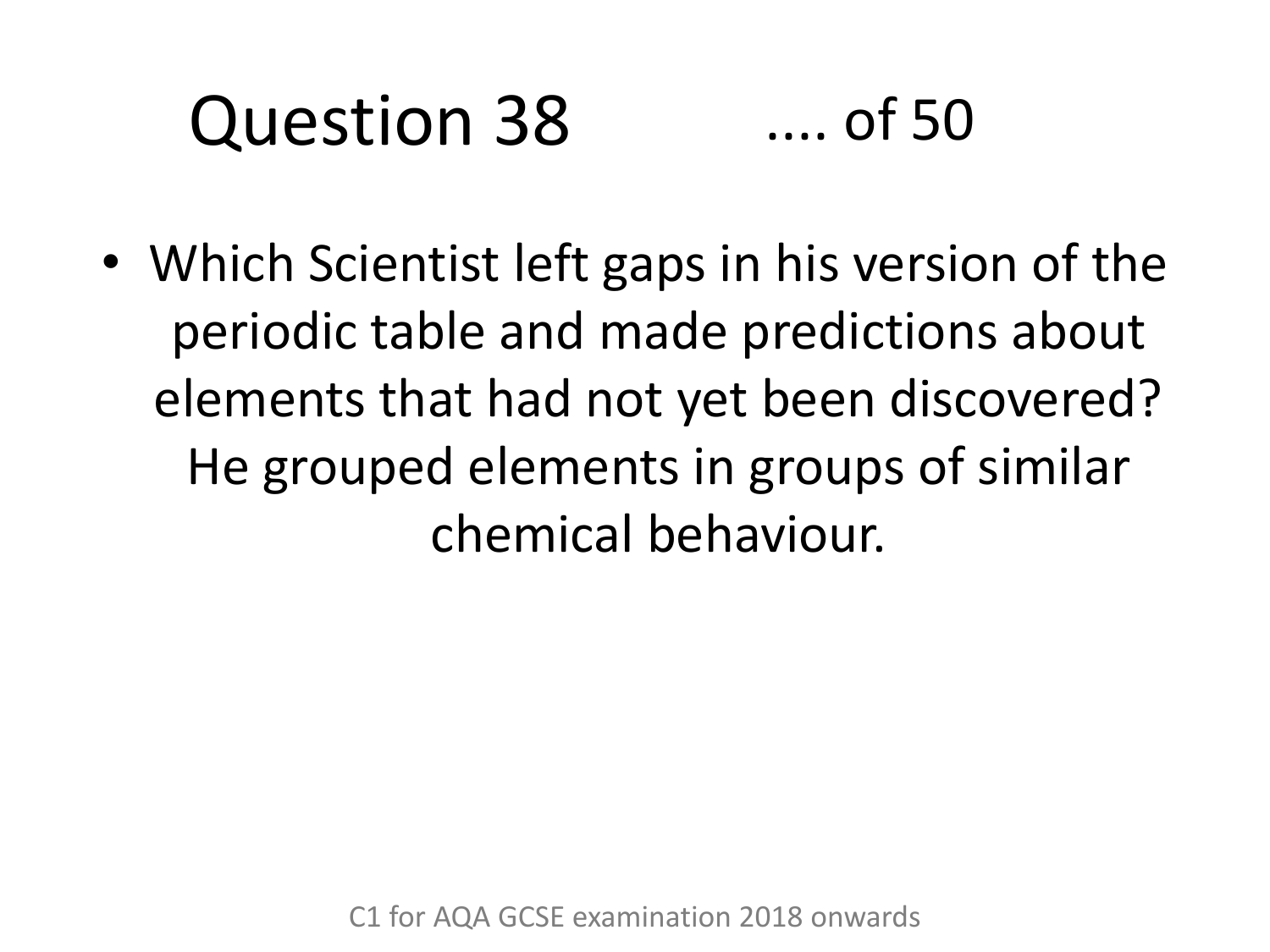# Question 38 .... of 50

- Which Scientist left gaps in his version of the periodic table and made predictions about elements that had not yet been discovered? He grouped elements in groups of similar chemical behaviour.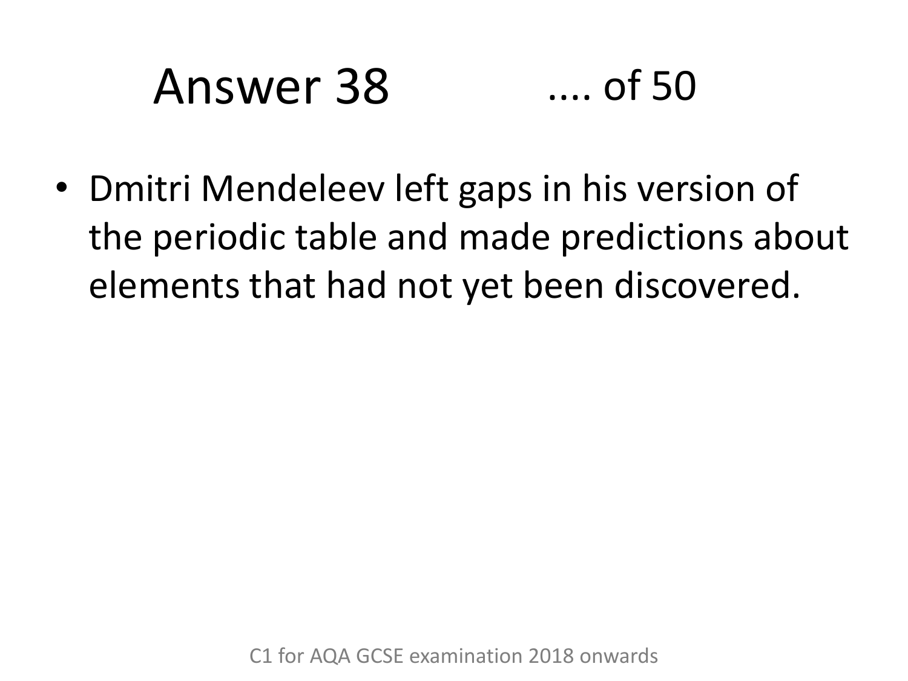# Answer 38

- Dmitri Mendeleev left gaps in his version of the periodic table and made predictions about elements that had not yet been discovered.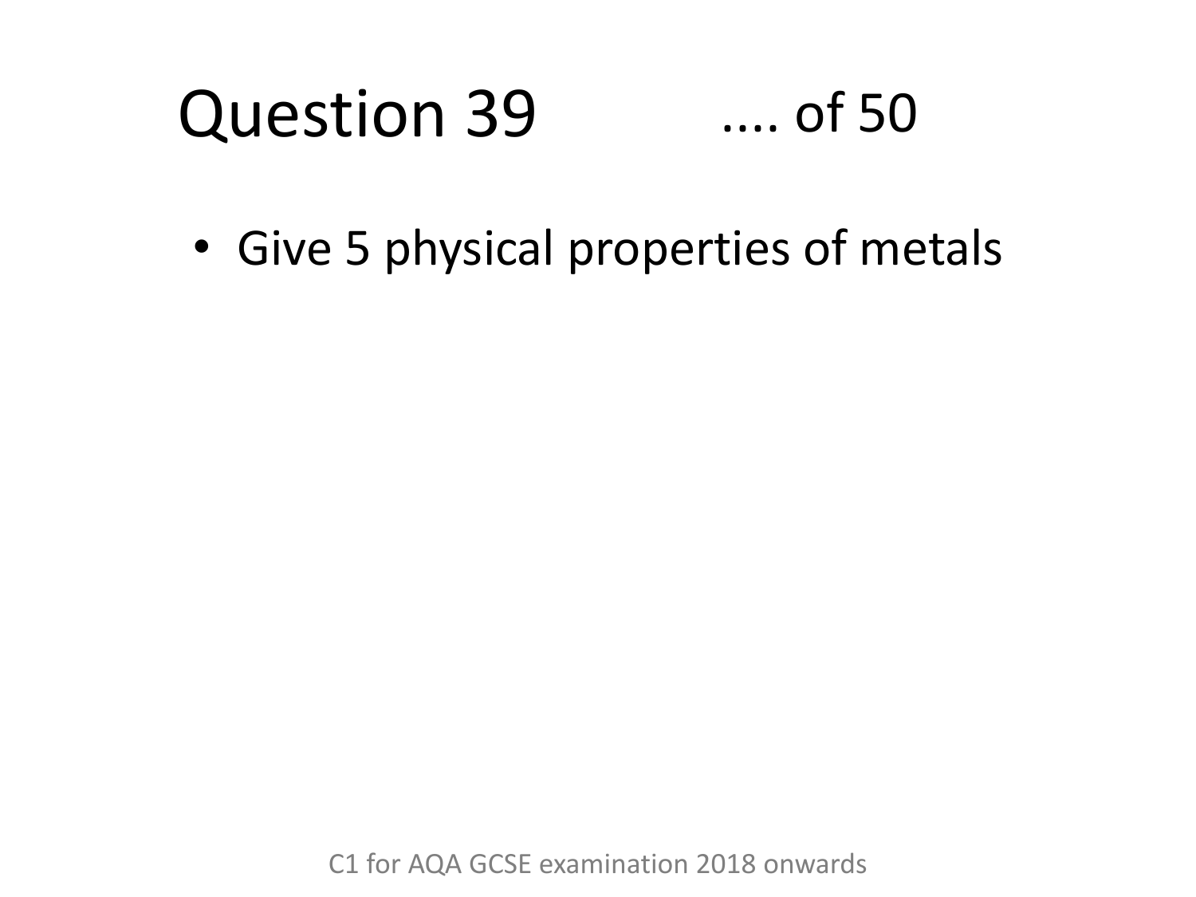# Question 39 .... of 50

- Give 5 physical properties of metals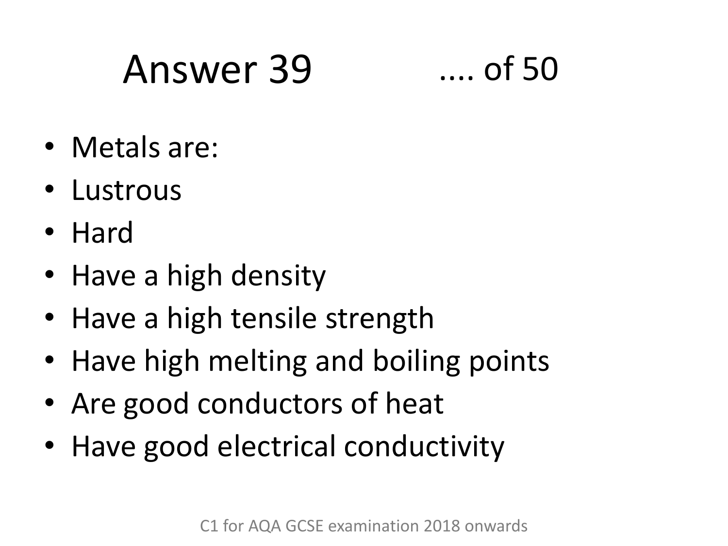# Answer 39 .... of 50

- Metals are:
- Lustrous
- Hard
- Have a high density
- Have a high tensile strength
- Have high melting and boiling points
- Are good conductors of heat
- Have good electrical conductivity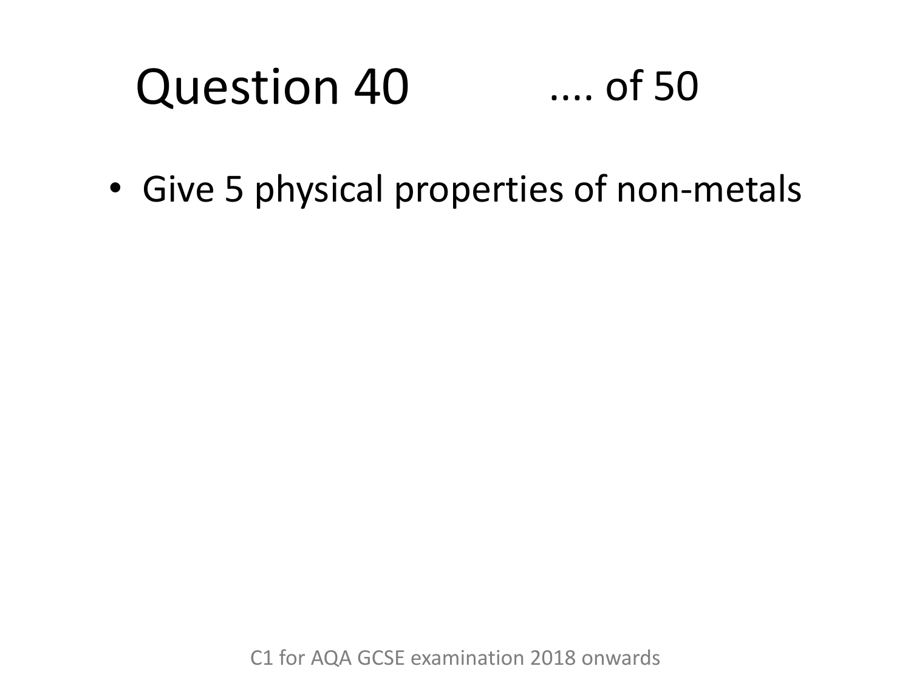# Question 40 .... of 50

- Give 5 physical properties of non-metals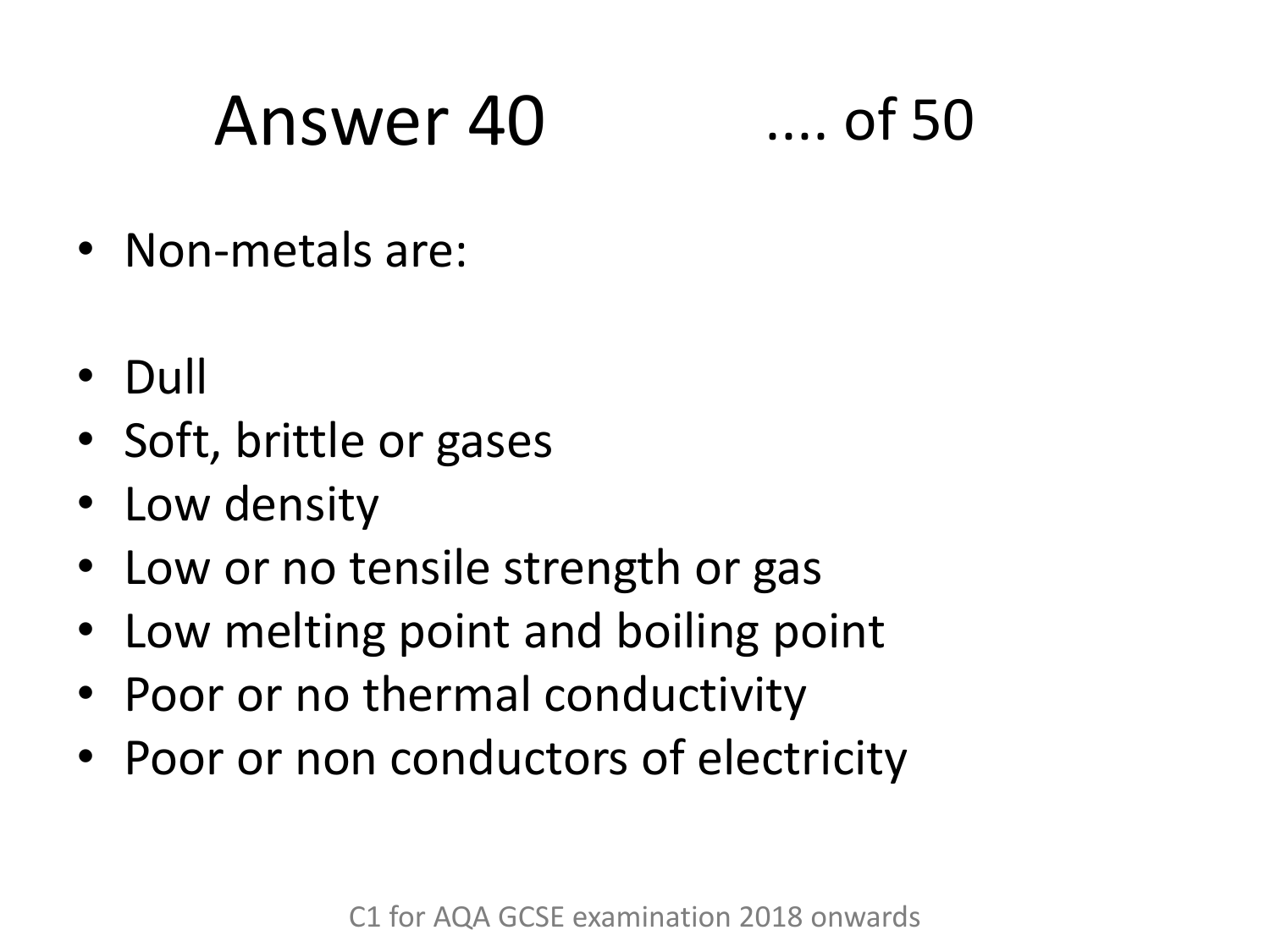# Answer 40

- Non-metals are:

- Dull
- Soft, brittle or gases
- Low density
- Low or no tensile strength or gas
- Low melting point and boiling point
- Poor or no thermal conductivity
- Poor or non conductors of electricity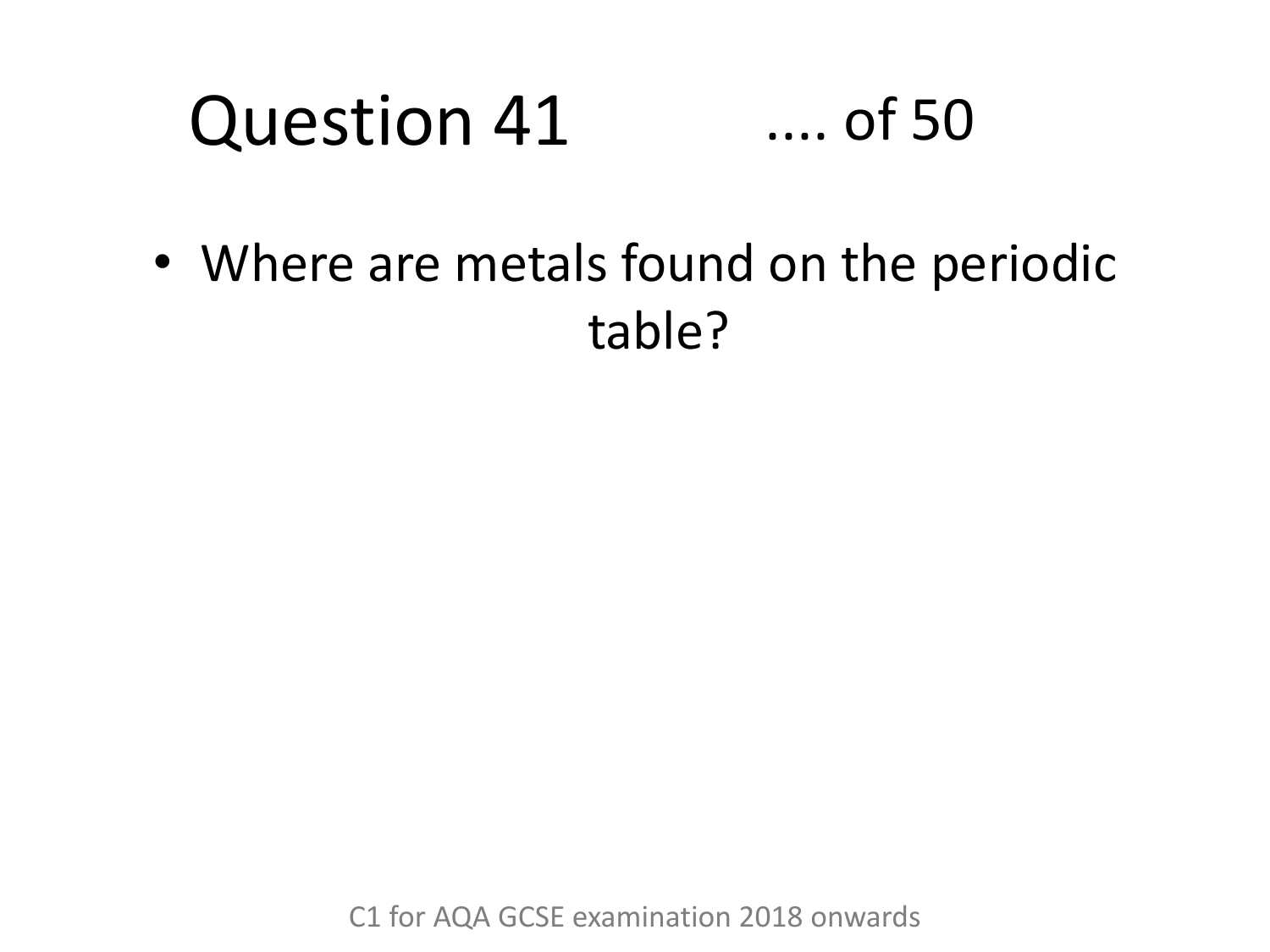# Question 41 .... of 50

- Where are metals found on the periodic table?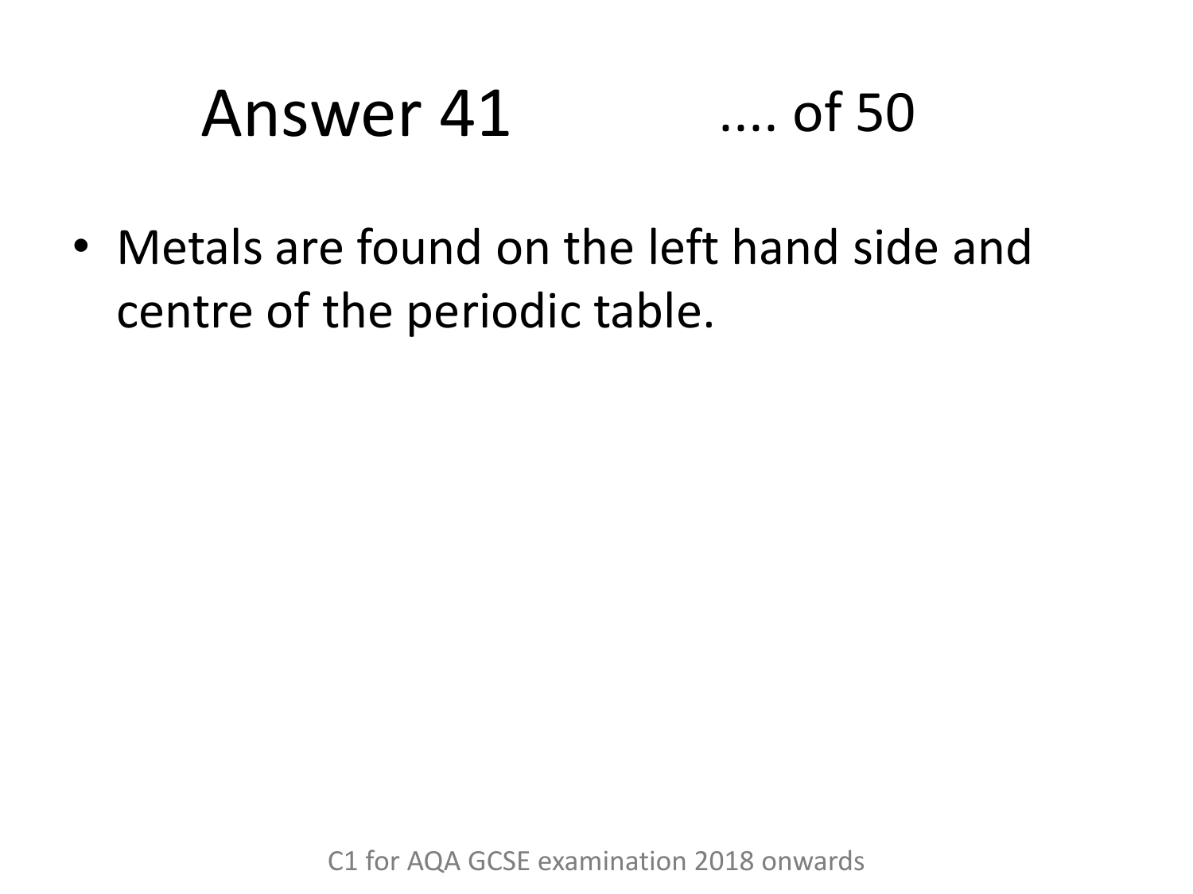# Answer 41

- Metals are found on the left hand side and centre of the periodic table.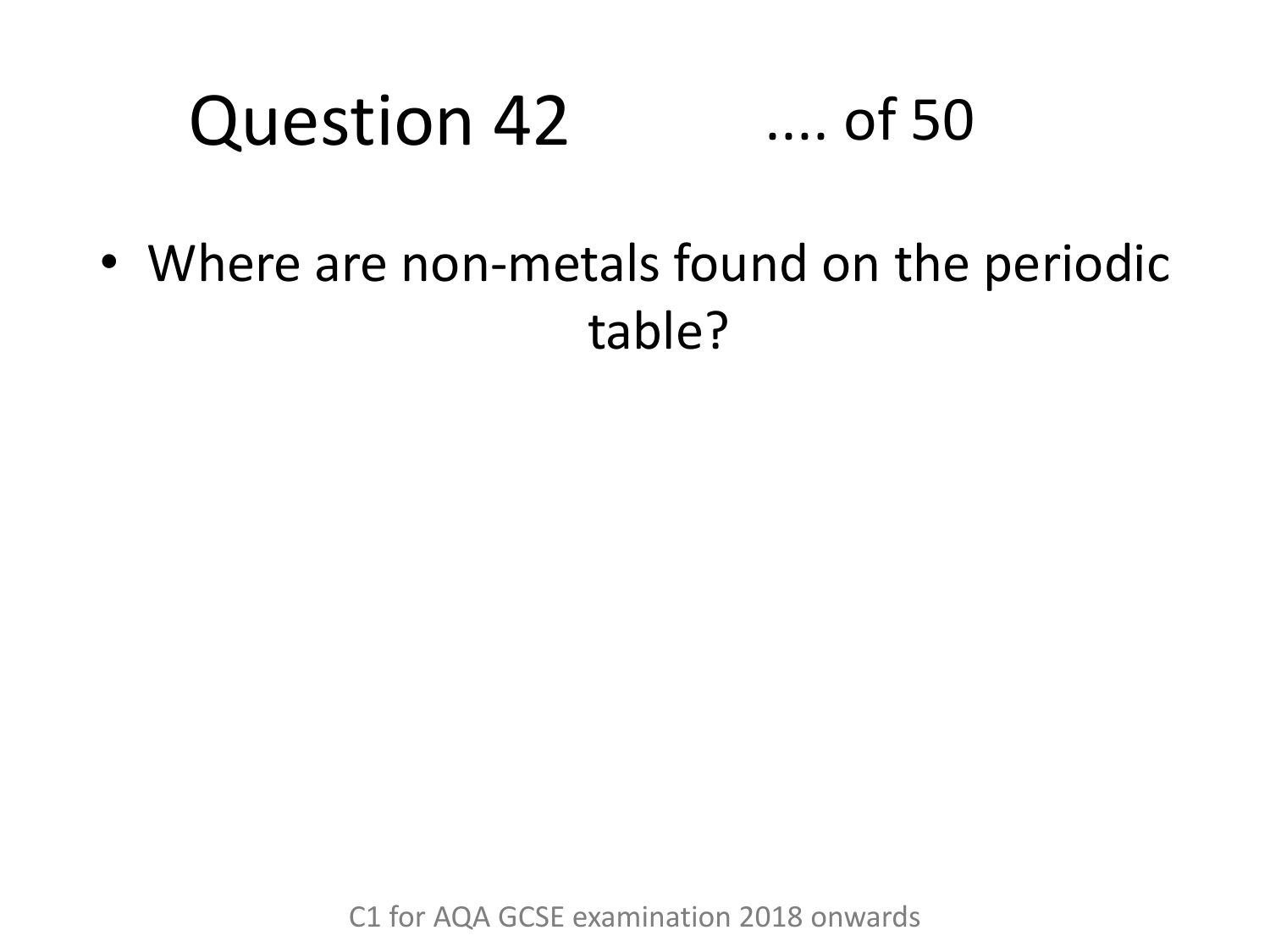# Question 42 .... of 50

- Where are non-metals found on the periodic table?

C1 for AQA GCSE examination 2018 onwards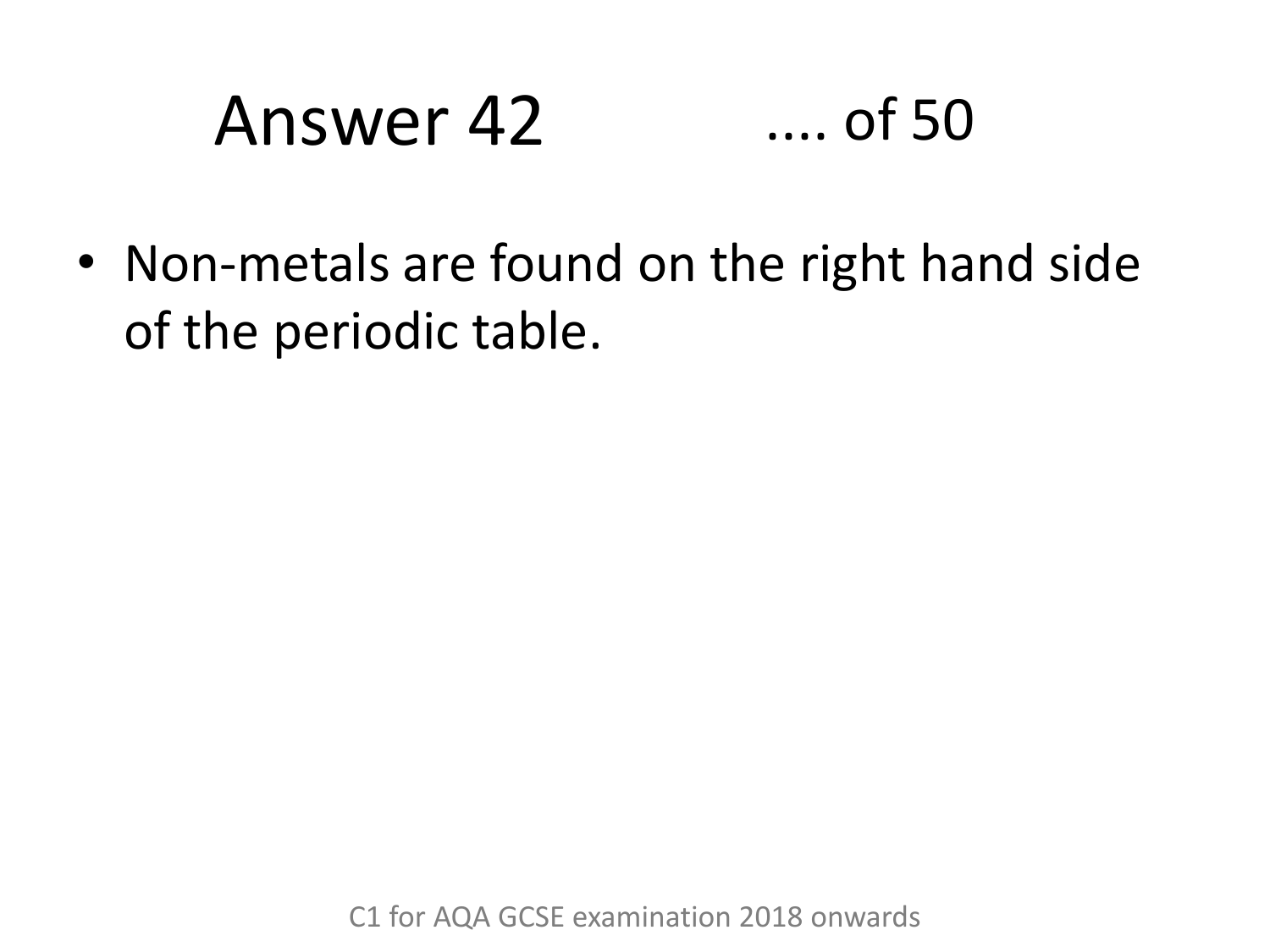# Answer 42 .... of 50

- Non-metals are found on the right hand side of the periodic table.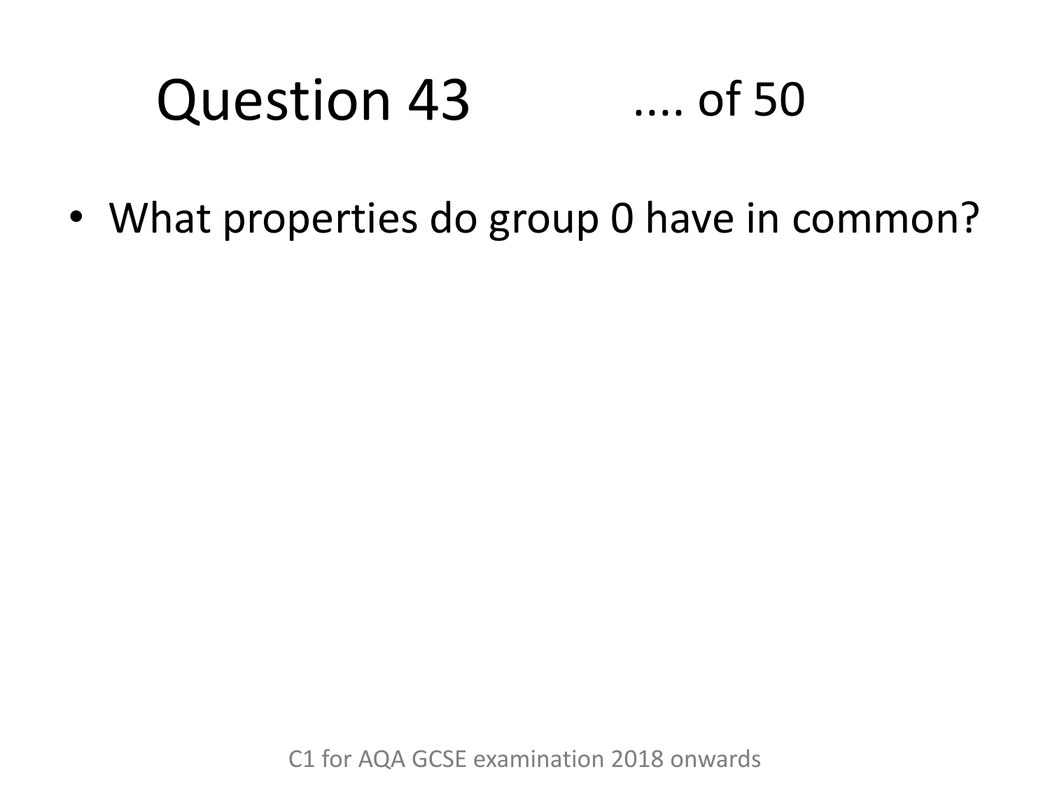# Question 43 .... of 50

- What properties do group 0 have in common?

C1 for AQA GCSE examination 2018 onwards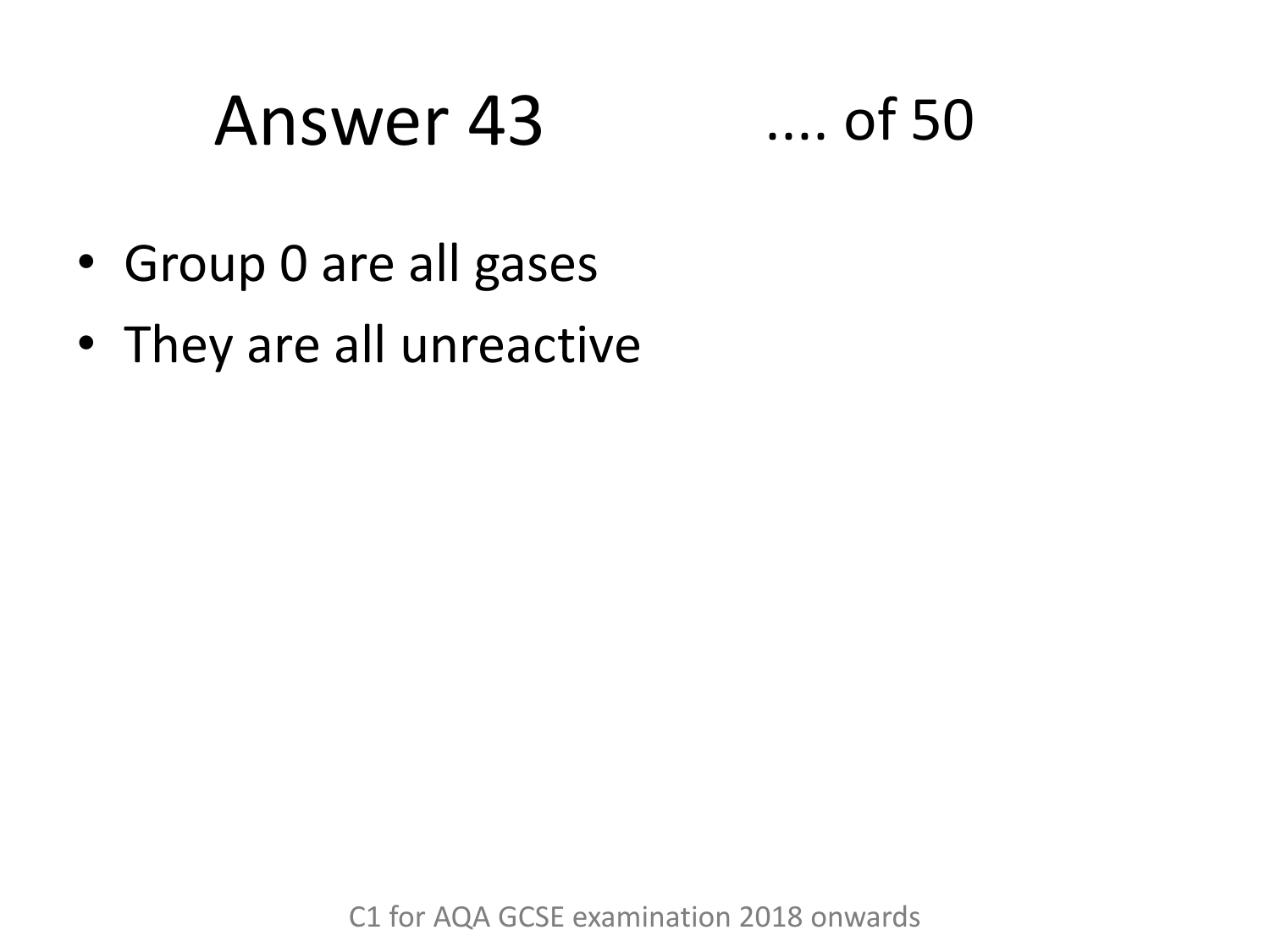# Answer 43 .... of 50

- Group 0 are all gases
- They are all unreactive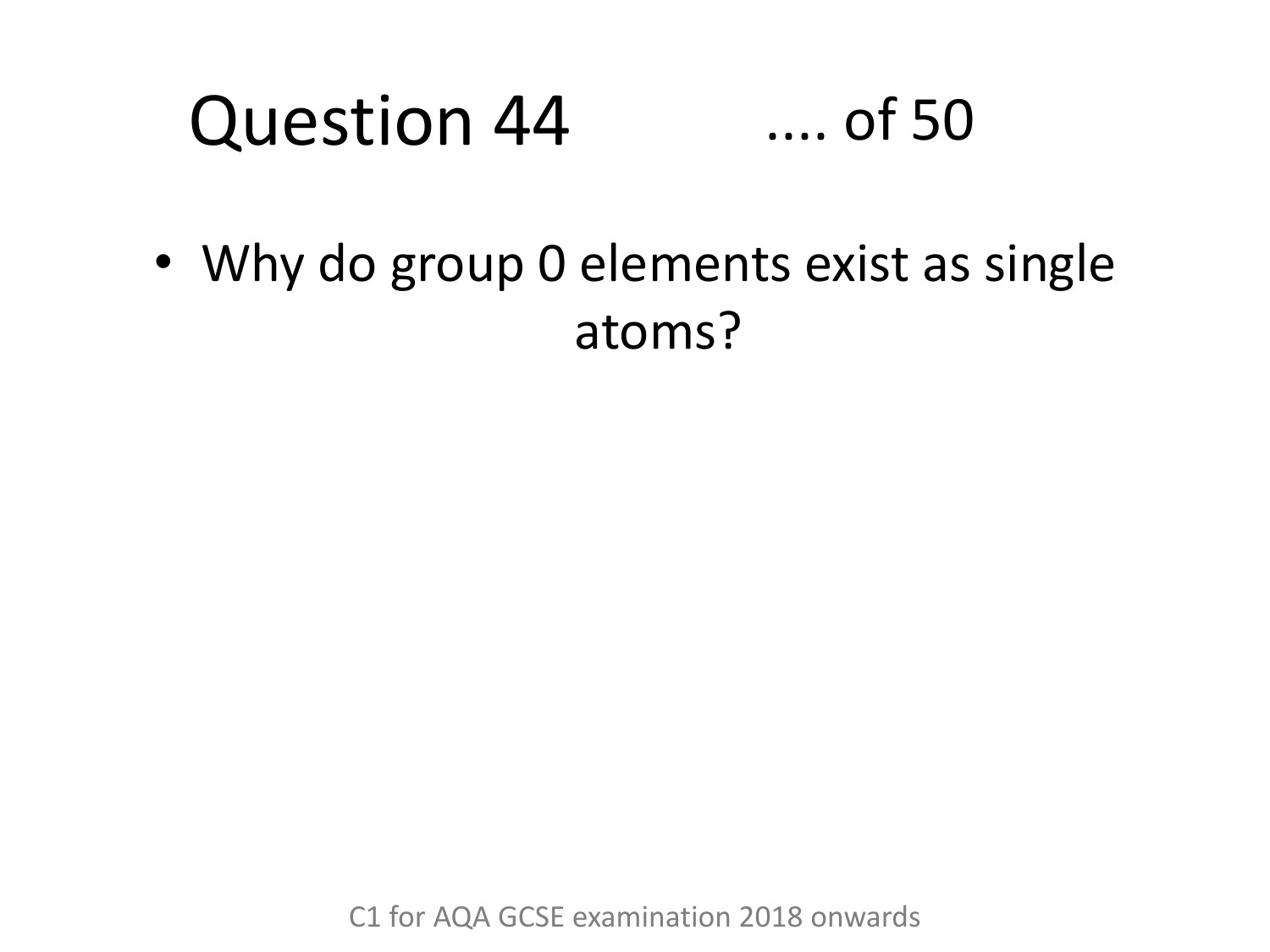# Question 44 .... of 50

- Why do group 0 elements exist as single atoms?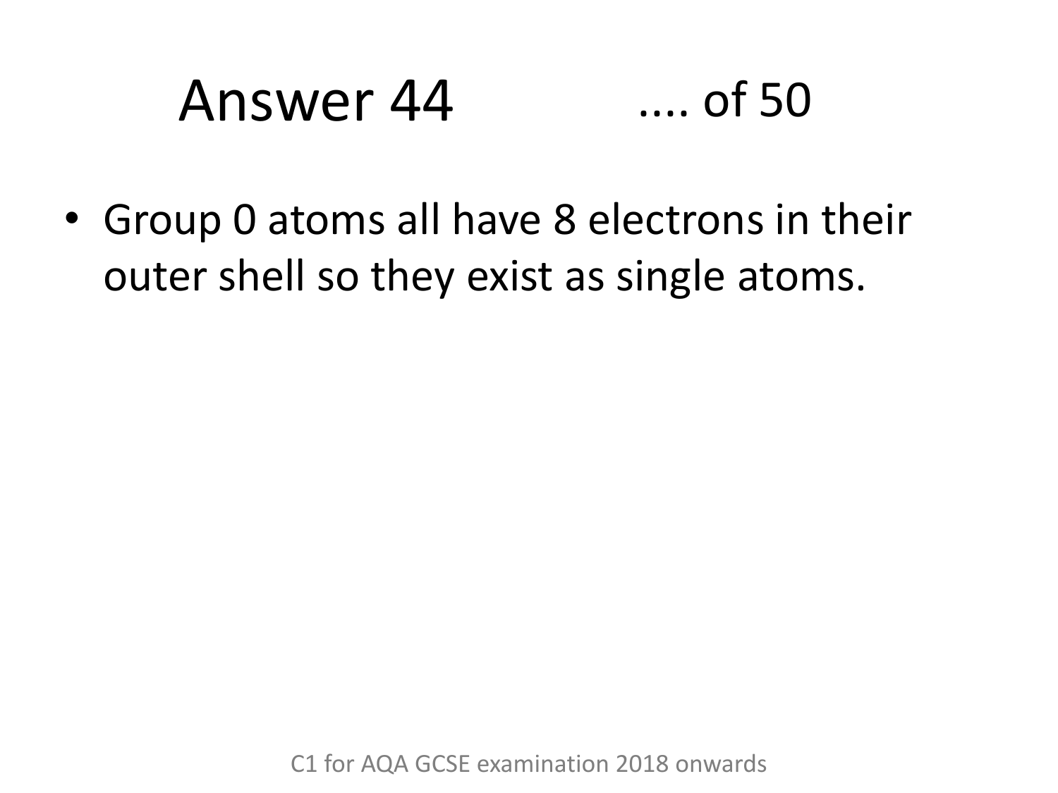# Answer 44 .... of 50

- Group 0 atoms all have 8 electrons in their outer shell so they exist as single atoms.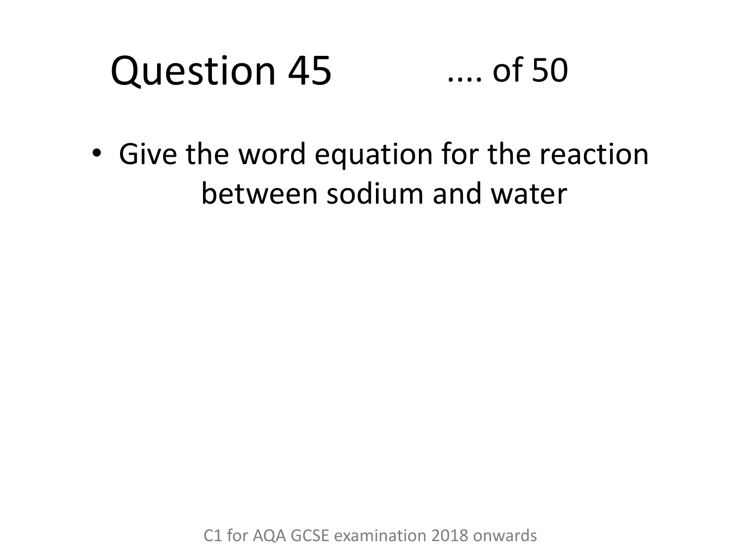# Question 45 .... of 50

- Give the word equation for the reaction between sodium and water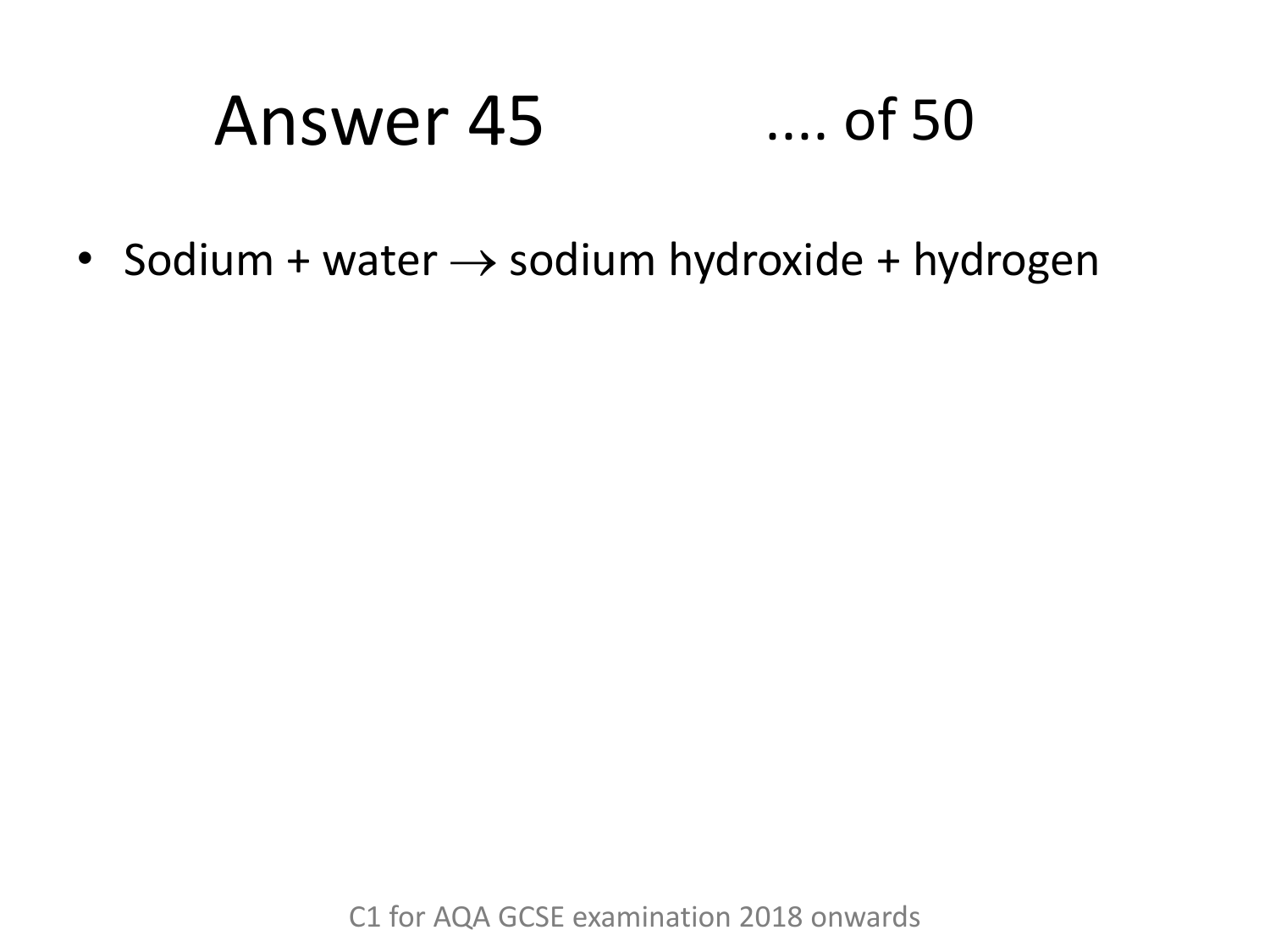# Answer 45 .... of 50

- Sodium + water $\rightarrow$ sodium hydroxide + hydrogen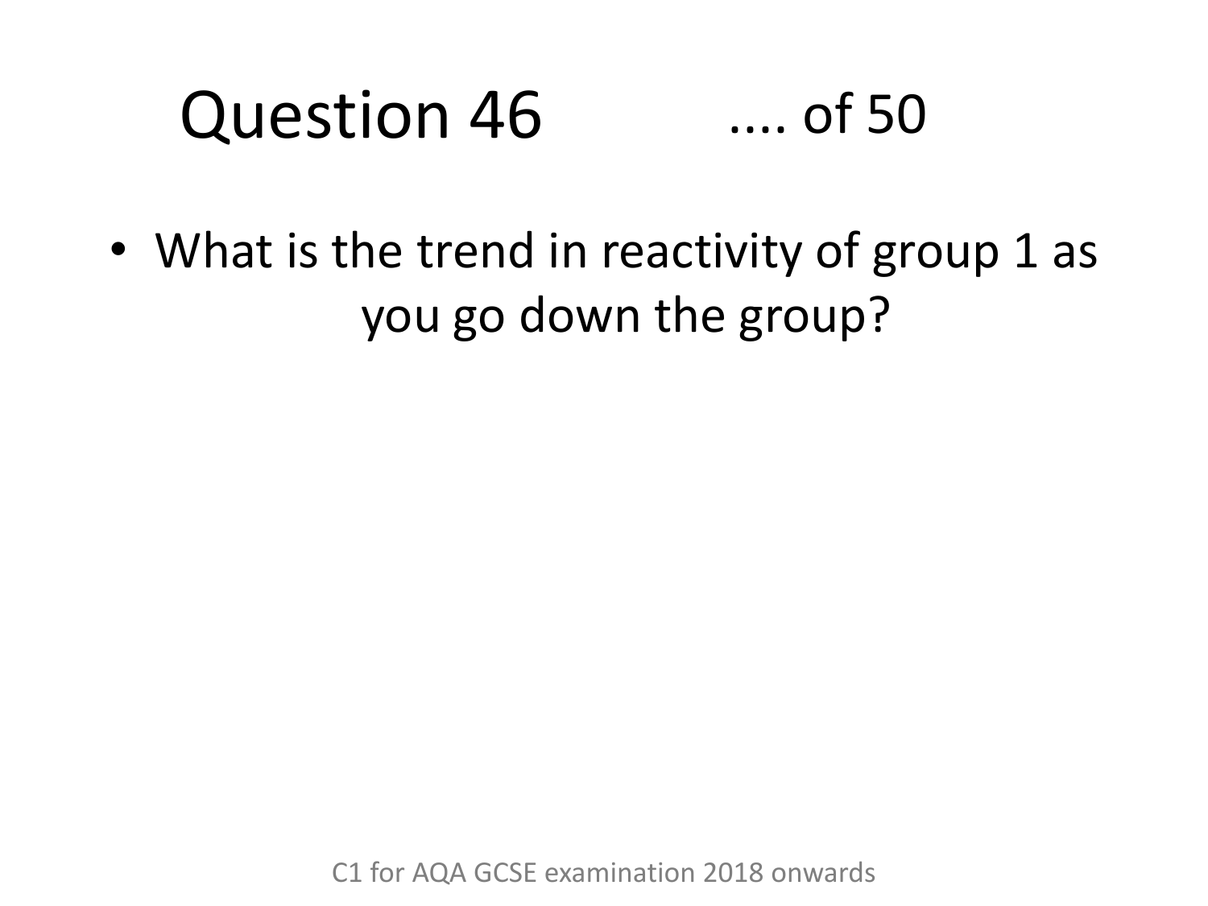# Question 46 .... of 50

- What is the trend in reactivity of group 1 as you go down the group?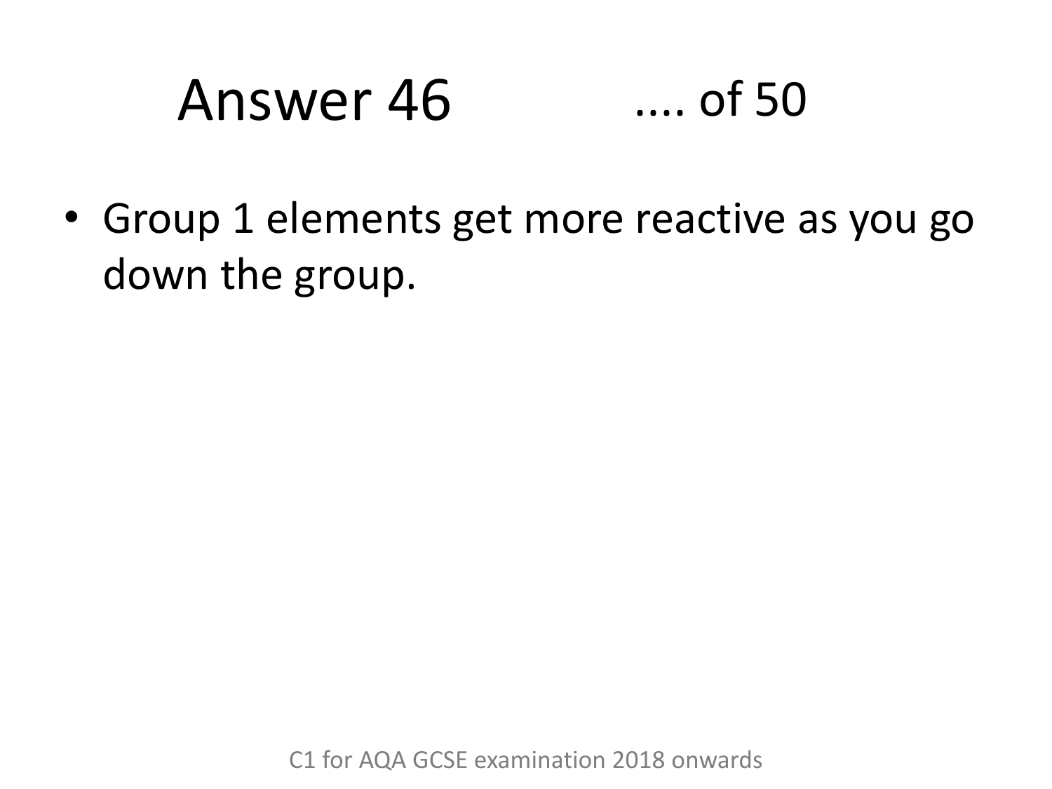# Answer 46

- Group 1 elements get more reactive as you go down the group.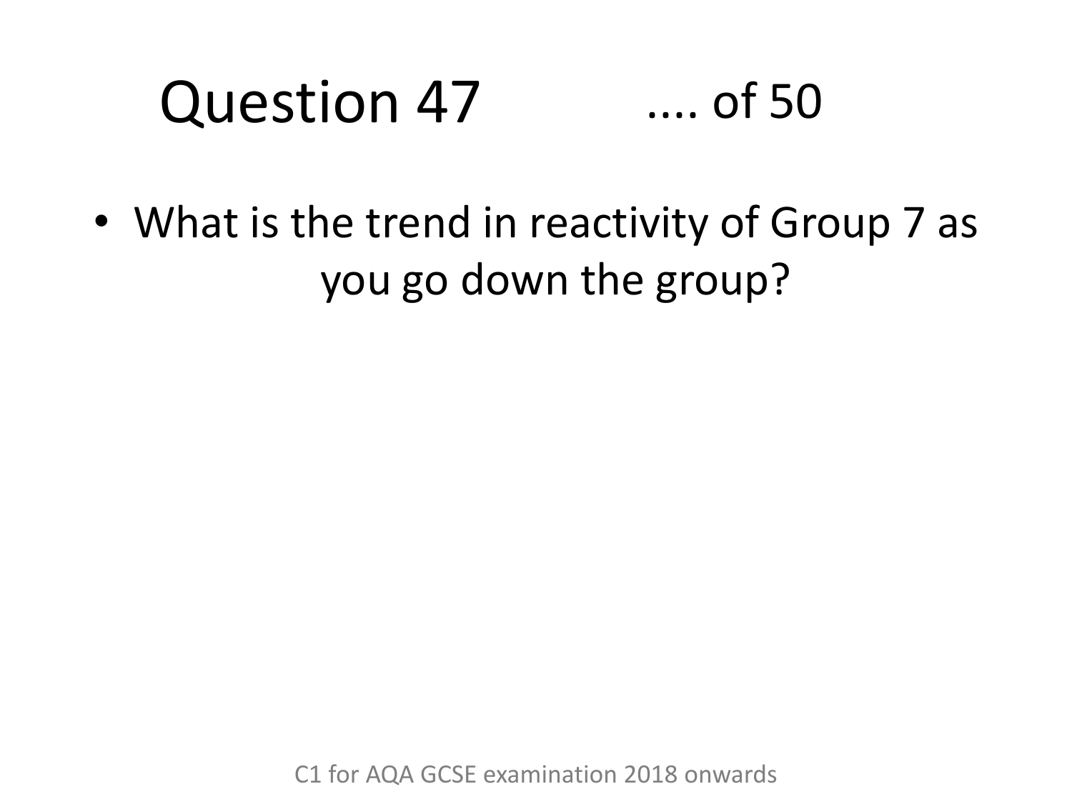# Question 47 .... of 50

- What is the trend in reactivity of Group 7 as you go down the group?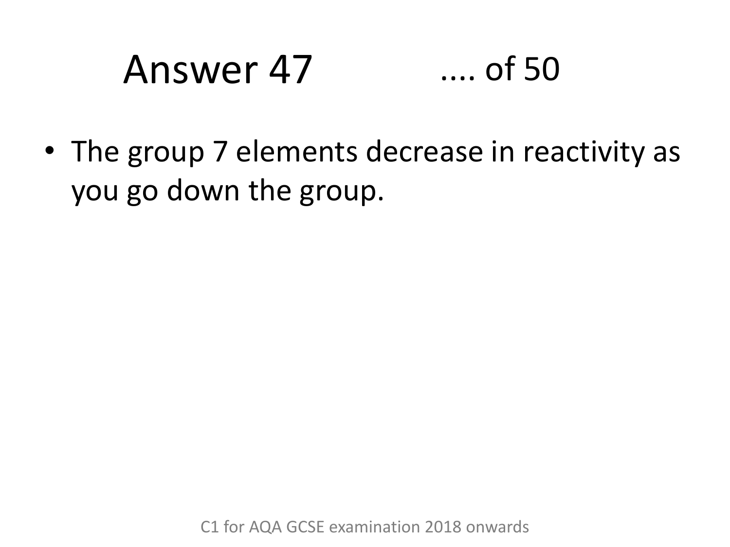# Answer 47

- The group 7 elements decrease in reactivity as you go down the group.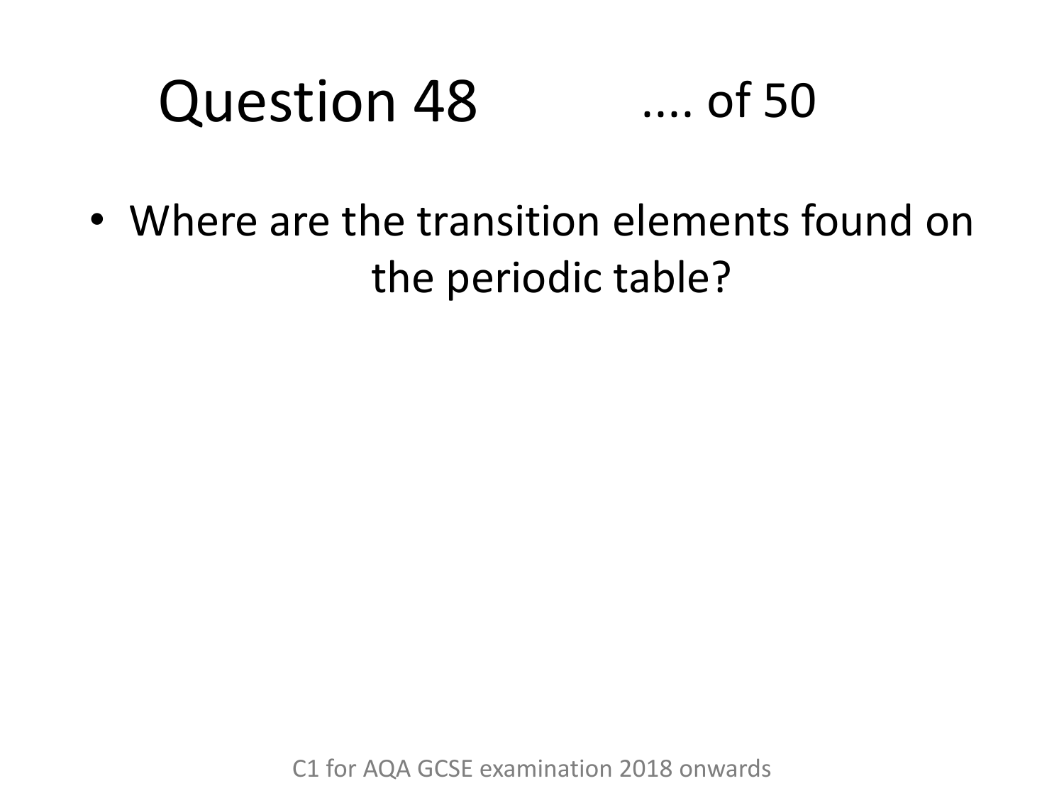# Question 48 .... of 50

- Where are the transition elements found on the periodic table?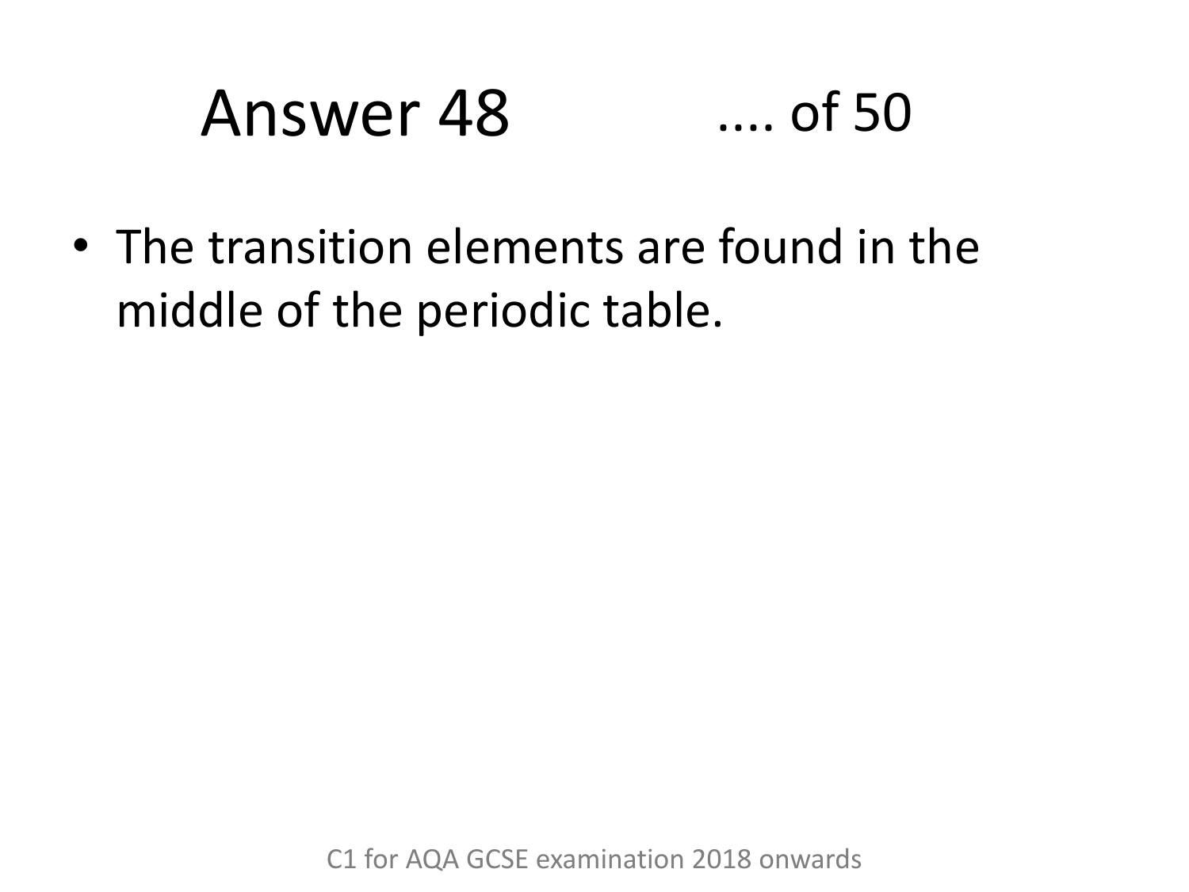# Answer 48

- The transition elements are found in the middle of the periodic table.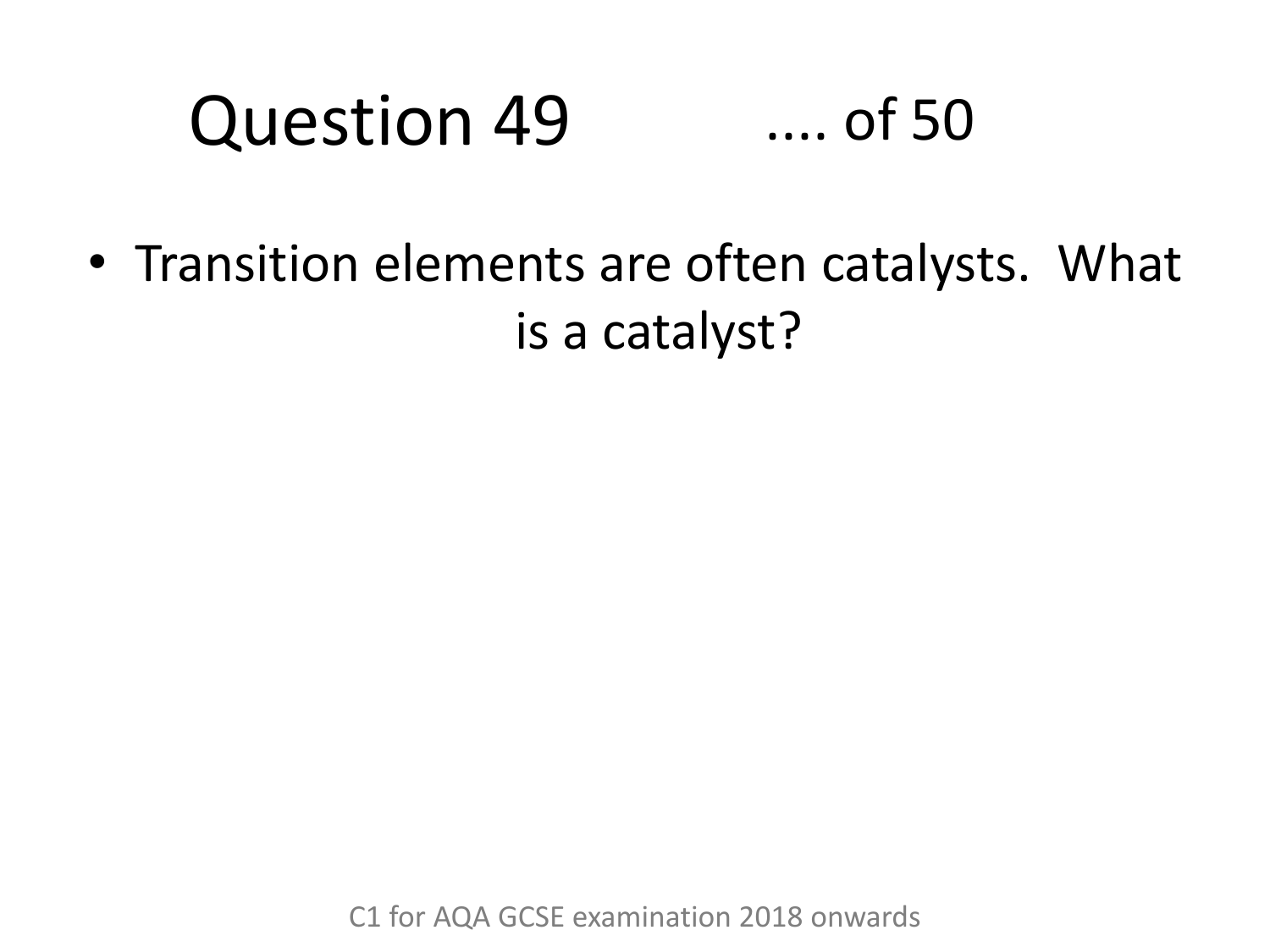# Question 49 .... of 50

- Transition elements are often catalysts. What is a catalyst?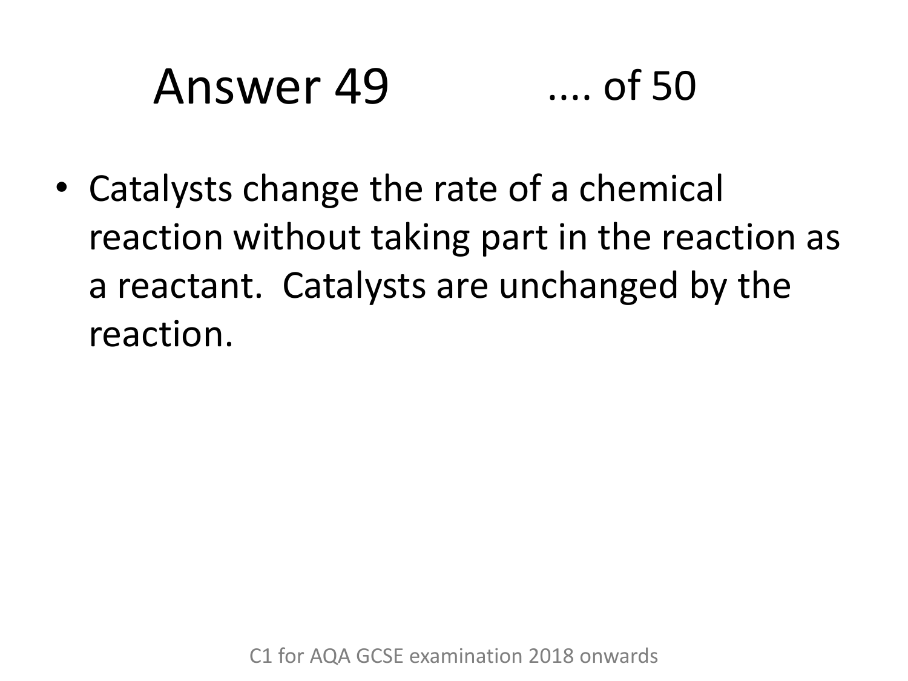# Answer 49 .... of 50

- Catalysts change the rate of a chemical reaction without taking part in the reaction as a reactant. Catalysts are unchanged by the reaction.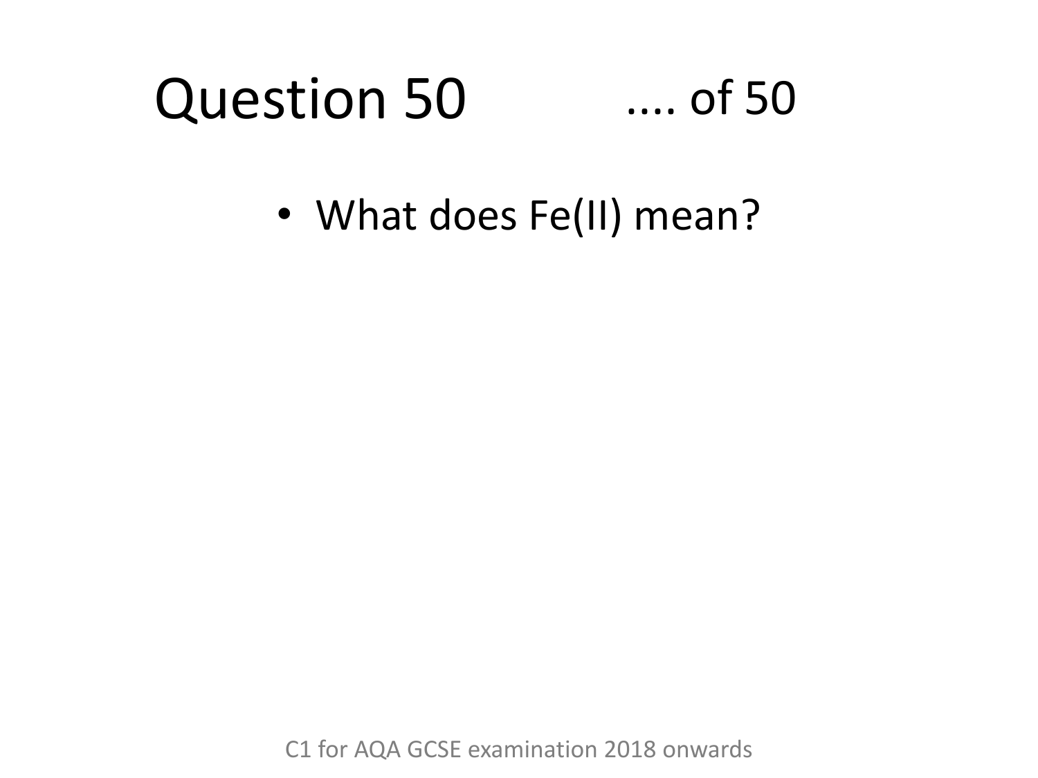# Question 50 .... of 50

- What does Fe(II) mean?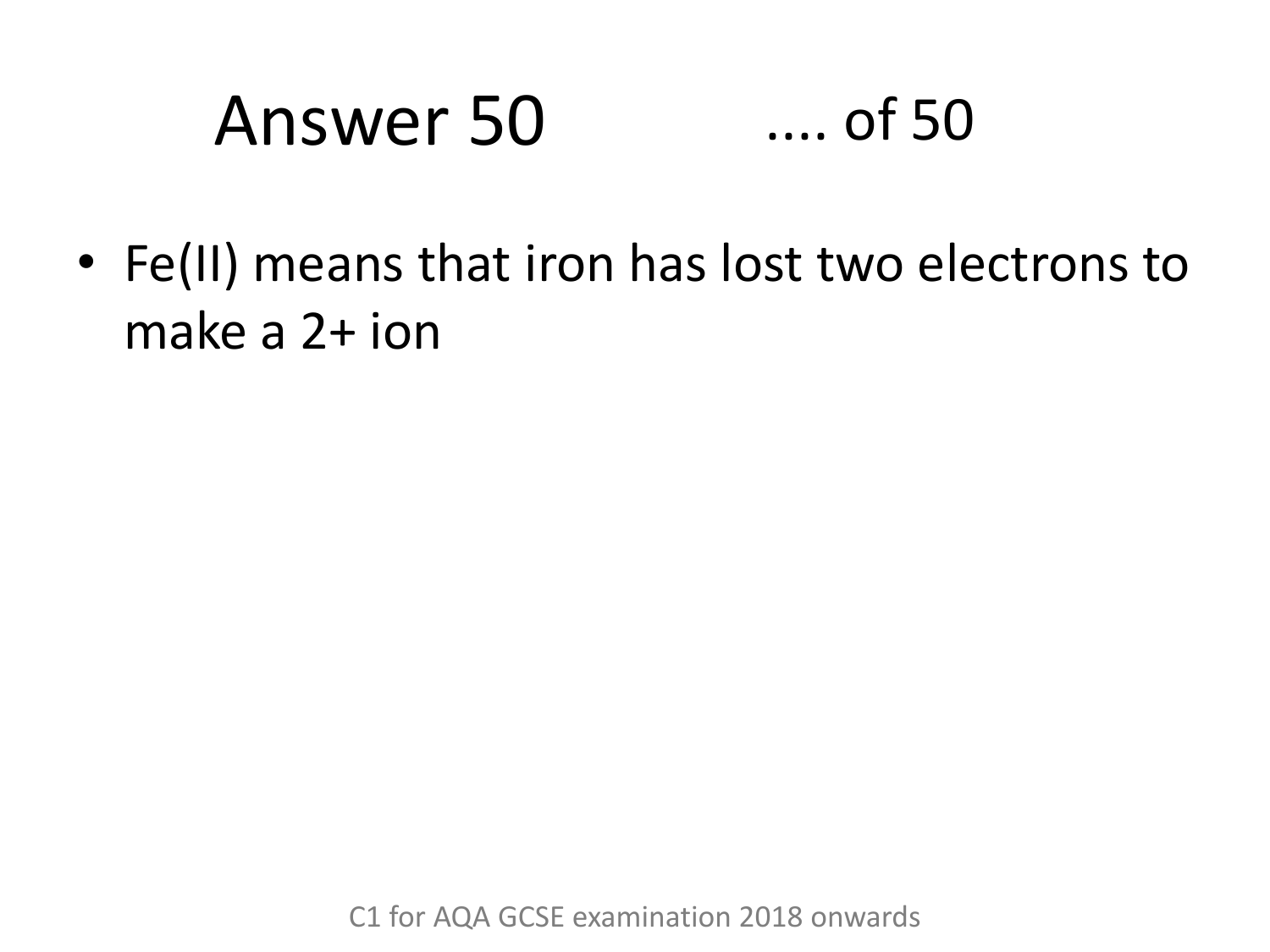# Answer 50 .... of 50

- Fe(II) means that iron has lost two electrons to make a 2+ ion